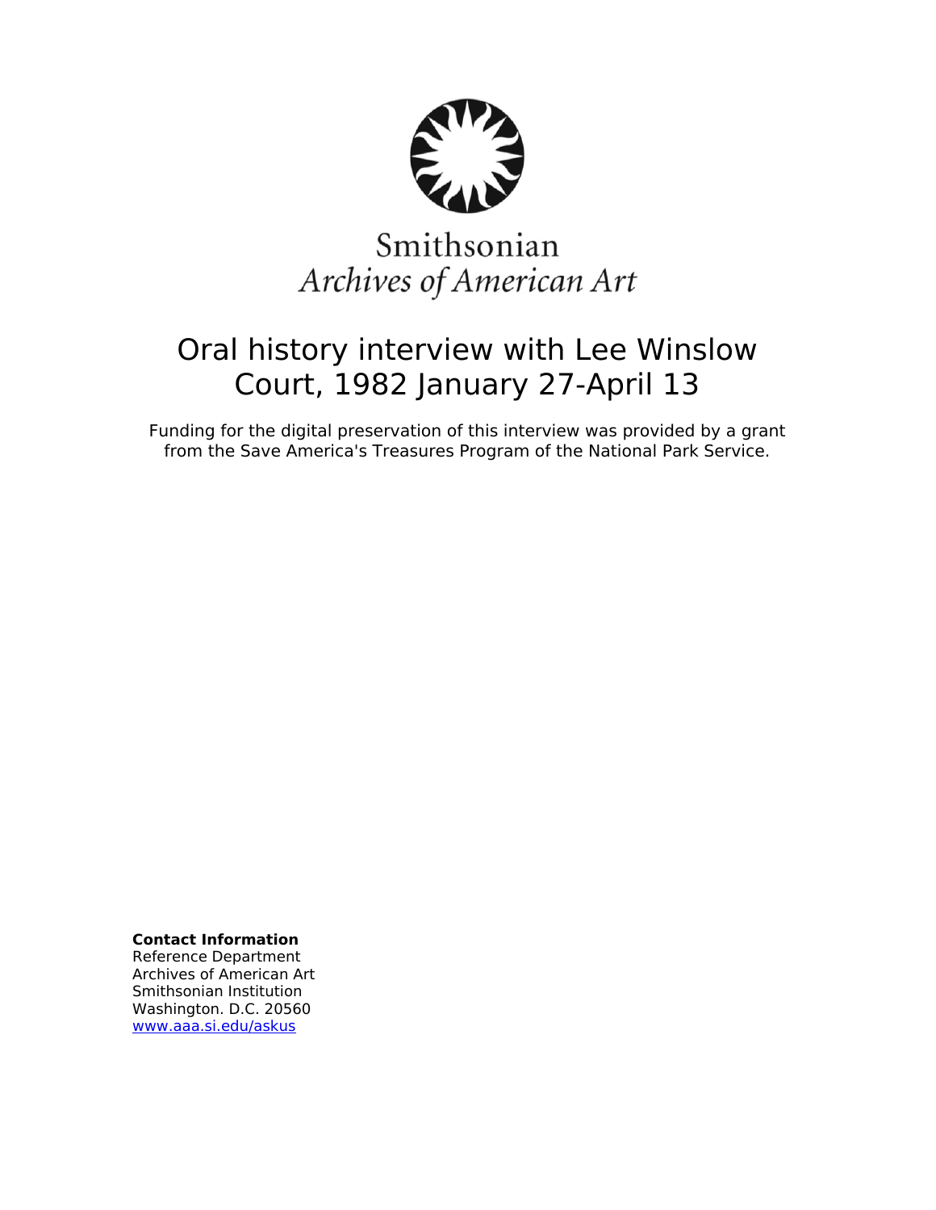Smithsonian
*Archives of American Art*

# Oral history interview with Lee Winslow Court, 1982 January 27-April 13

Funding for the digital preservation of this interview was provided by a grant from the Save America's Treasures Program of the National Park Service.

**Contact Information**
Reference Department
Archives of American Art
Smithsonian Institution
Washington. D.C. 20560
www.aaa.si.edu/askus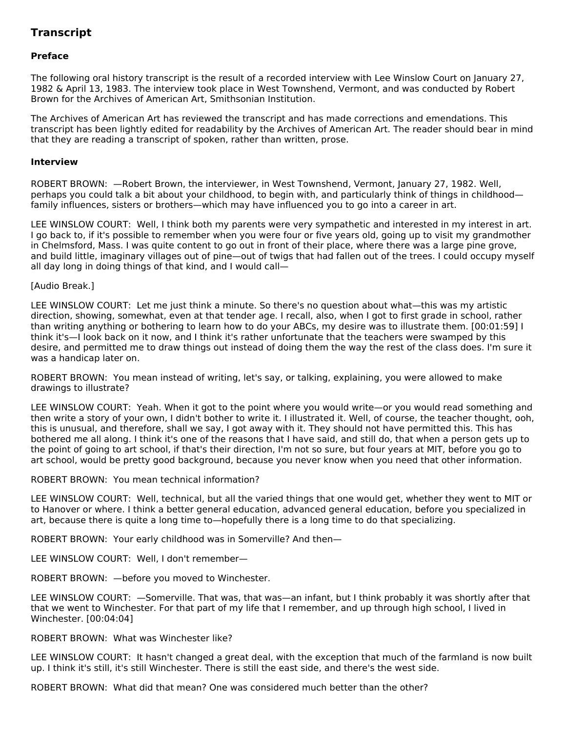## Transcript

### Preface

The following oral history transcript is the result of a recorded interview with Lee Winslow Court on January 27, 1982 & April 13, 1983. The interview took place in West Townshend, Vermont, and was conducted by Robert Brown for the Archives of American Art, Smithsonian Institution.

The Archives of American Art has reviewed the transcript and has made corrections and emendations. This transcript has been lightly edited for readability by the Archives of American Art. The reader should bear in mind that they are reading a transcript of spoken, rather than written, prose.

### Interview

ROBERT BROWN: —Robert Brown, the interviewer, in West Townshend, Vermont, January 27, 1982. Well, perhaps you could talk a bit about your childhood, to begin with, and particularly think of things in childhood—family influences, sisters or brothers—which may have influenced you to go into a career in art.

LEE WINSLOW COURT: Well, I think both my parents were very sympathetic and interested in my interest in art. I go back to, if it's possible to remember when you were four or five years old, going up to visit my grandmother in Chelmsford, Mass. I was quite content to go out in front of their place, where there was a large pine grove, and build little, imaginary villages out of pine—out of twigs that had fallen out of the trees. I could occupy myself all day long in doing things of that kind, and I would call—

[Audio Break.]

LEE WINSLOW COURT: Let me just think a minute. So there's no question about what—this was my artistic direction, showing, somewhat, even at that tender age. I recall, also, when I got to first grade in school, rather than writing anything or bothering to learn how to do your ABCs, my desire was to illustrate them. [00:01:59] I think it's—I look back on it now, and I think it's rather unfortunate that the teachers were swamped by this desire, and permitted me to draw things out instead of doing them the way the rest of the class does. I'm sure it was a handicap later on.

ROBERT BROWN: You mean instead of writing, let's say, or talking, explaining, you were allowed to make drawings to illustrate?

LEE WINSLOW COURT: Yeah. When it got to the point where you would write—or you would read something and then write a story of your own, I didn't bother to write it. I illustrated it. Well, of course, the teacher thought, ooh, this is unusual, and therefore, shall we say, I got away with it. They should not have permitted this. This has bothered me all along. I think it's one of the reasons that I have said, and still do, that when a person gets up to the point of going to art school, if that's their direction, I'm not so sure, but four years at MIT, before you go to art school, would be pretty good background, because you never know when you need that other information.

ROBERT BROWN: You mean technical information?

LEE WINSLOW COURT: Well, technical, but all the varied things that one would get, whether they went to MIT or to Hanover or where. I think a better general education, advanced general education, before you specialized in art, because there is quite a long time to—hopefully there is a long time to do that specializing.

ROBERT BROWN: Your early childhood was in Somerville? And then—

LEE WINSLOW COURT: Well, I don't remember—

ROBERT BROWN: —before you moved to Winchester.

LEE WINSLOW COURT: —Somerville. That was, that was—an infant, but I think probably it was shortly after that that we went to Winchester. For that part of my life that I remember, and up through high school, I lived in Winchester. [00:04:04]

ROBERT BROWN: What was Winchester like?

LEE WINSLOW COURT: It hasn't changed a great deal, with the exception that much of the farmland is now built up. I think it's still, it's still Winchester. There is still the east side, and there's the west side.

ROBERT BROWN: What did that mean? One was considered much better than the other?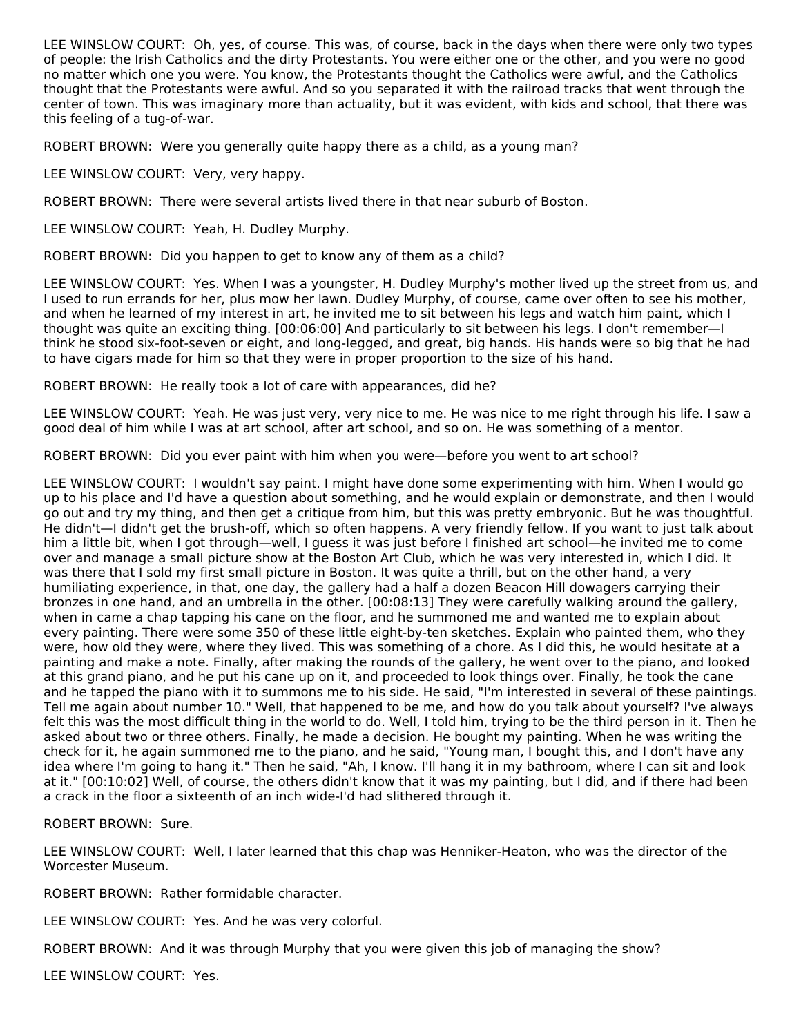LEE WINSLOW COURT: Oh, yes, of course. This was, of course, back in the days when there were only two types of people: the Irish Catholics and the dirty Protestants. You were either one or the other, and you were no good no matter which one you were. You know, the Protestants thought the Catholics were awful, and the Catholics thought that the Protestants were awful. And so you separated it with the railroad tracks that went through the center of town. This was imaginary more than actuality, but it was evident, with kids and school, that there was this feeling of a tug-of-war.

ROBERT BROWN: Were you generally quite happy there as a child, as a young man?

LEE WINSLOW COURT: Very, very happy.

ROBERT BROWN: There were several artists lived there in that near suburb of Boston.

LEE WINSLOW COURT: Yeah, H. Dudley Murphy.

ROBERT BROWN: Did you happen to get to know any of them as a child?

LEE WINSLOW COURT: Yes. When I was a youngster, H. Dudley Murphy's mother lived up the street from us, and I used to run errands for her, plus mow her lawn. Dudley Murphy, of course, came over often to see his mother, and when he learned of my interest in art, he invited me to sit between his legs and watch him paint, which I thought was quite an exciting thing. [00:06:00] And particularly to sit between his legs. I don't remember—I think he stood six-foot-seven or eight, and long-legged, and great, big hands. His hands were so big that he had to have cigars made for him so that they were in proper proportion to the size of his hand.

ROBERT BROWN: He really took a lot of care with appearances, did he?

LEE WINSLOW COURT: Yeah. He was just very, very nice to me. He was nice to me right through his life. I saw a good deal of him while I was at art school, after art school, and so on. He was something of a mentor.

ROBERT BROWN: Did you ever paint with him when you were—before you went to art school?

LEE WINSLOW COURT: I wouldn't say paint. I might have done some experimenting with him. When I would go up to his place and I'd have a question about something, and he would explain or demonstrate, and then I would go out and try my thing, and then get a critique from him, but this was pretty embryonic. But he was thoughtful. He didn't—I didn't get the brush-off, which so often happens. A very friendly fellow. If you want to just talk about him a little bit, when I got through—well, I guess it was just before I finished art school—he invited me to come over and manage a small picture show at the Boston Art Club, which he was very interested in, which I did. It was there that I sold my first small picture in Boston. It was quite a thrill, but on the other hand, a very humiliating experience, in that, one day, the gallery had a half a dozen Beacon Hill dowagers carrying their bronzes in one hand, and an umbrella in the other. [00:08:13] They were carefully walking around the gallery, when in came a chap tapping his cane on the floor, and he summoned me and wanted me to explain about every painting. There were some 350 of these little eight-by-ten sketches. Explain who painted them, who they were, how old they were, where they lived. This was something of a chore. As I did this, he would hesitate at a painting and make a note. Finally, after making the rounds of the gallery, he went over to the piano, and looked at this grand piano, and he put his cane up on it, and proceeded to look things over. Finally, he took the cane and he tapped the piano with it to summons me to his side. He said, "I'm interested in several of these paintings. Tell me again about number 10." Well, that happened to be me, and how do you talk about yourself? I've always felt this was the most difficult thing in the world to do. Well, I told him, trying to be the third person in it. Then he asked about two or three others. Finally, he made a decision. He bought my painting. When he was writing the check for it, he again summoned me to the piano, and he said, "Young man, I bought this, and I don't have any idea where I'm going to hang it." Then he said, "Ah, I know. I'll hang it in my bathroom, where I can sit and look at it." [00:10:02] Well, of course, the others didn't know that it was my painting, but I did, and if there had been a crack in the floor a sixteenth of an inch wide-I'd had slithered through it.

ROBERT BROWN: Sure.

LEE WINSLOW COURT: Well, I later learned that this chap was Henniker-Heaton, who was the director of the Worcester Museum.

ROBERT BROWN: Rather formidable character.

LEE WINSLOW COURT: Yes. And he was very colorful.

ROBERT BROWN: And it was through Murphy that you were given this job of managing the show?

LEE WINSLOW COURT: Yes.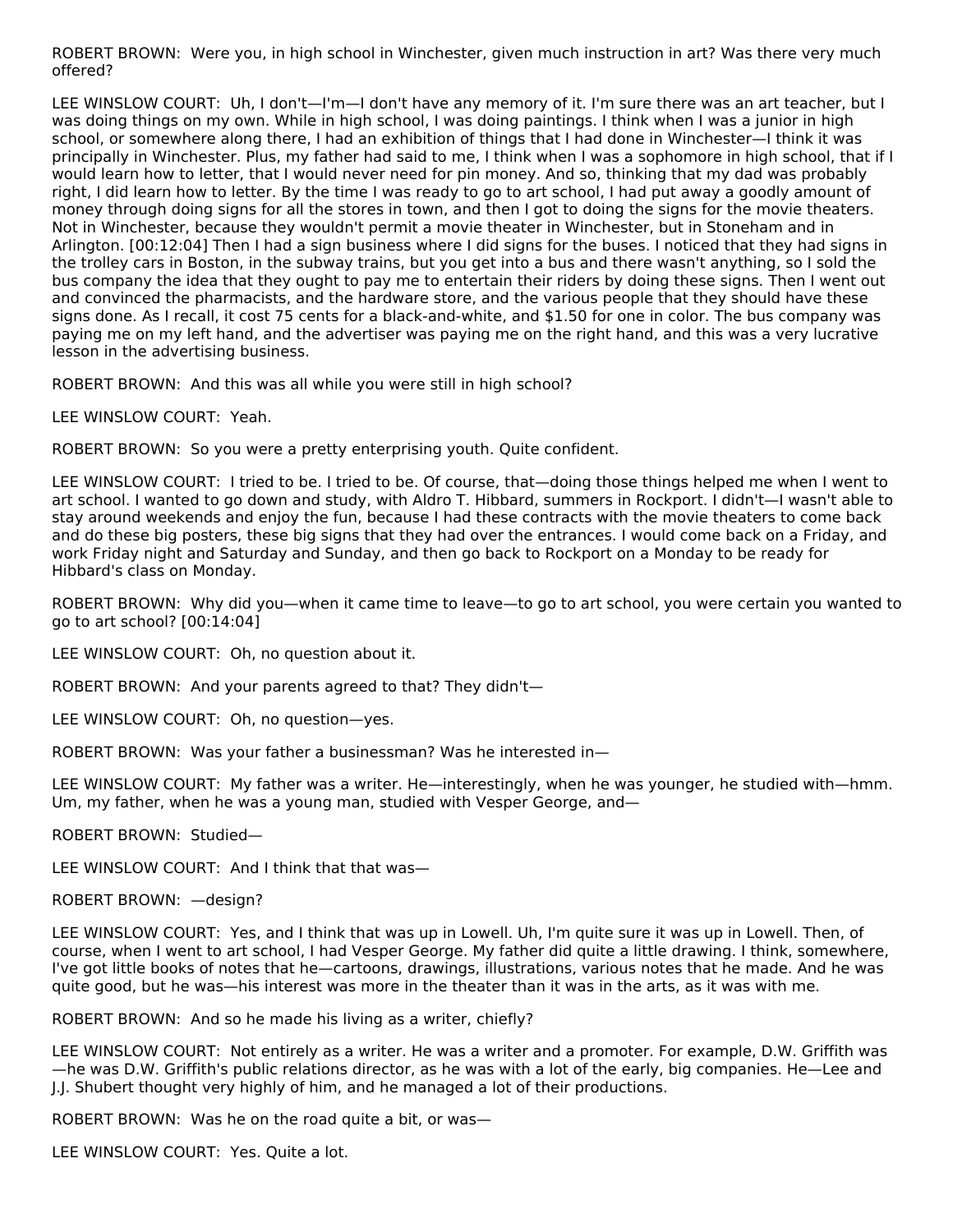ROBERT BROWN: Were you, in high school in Winchester, given much instruction in art? Was there very much offered?

LEE WINSLOW COURT: Uh, I don't—I'm—I don't have any memory of it. I'm sure there was an art teacher, but I was doing things on my own. While in high school, I was doing paintings. I think when I was a junior in high school, or somewhere along there, I had an exhibition of things that I had done in Winchester—I think it was principally in Winchester. Plus, my father had said to me, I think when I was a sophomore in high school, that if I would learn how to letter, that I would never need for pin money. And so, thinking that my dad was probably right, I did learn how to letter. By the time I was ready to go to art school, I had put away a goodly amount of money through doing signs for all the stores in town, and then I got to doing the signs for the movie theaters. Not in Winchester, because they wouldn't permit a movie theater in Winchester, but in Stoneham and in Arlington. [00:12:04] Then I had a sign business where I did signs for the buses. I noticed that they had signs in the trolley cars in Boston, in the subway trains, but you get into a bus and there wasn't anything, so I sold the bus company the idea that they ought to pay me to entertain their riders by doing these signs. Then I went out and convinced the pharmacists, and the hardware store, and the various people that they should have these signs done. As I recall, it cost 75 cents for a black-and-white, and $1.50 for one in color. The bus company was paying me on my left hand, and the advertiser was paying me on the right hand, and this was a very lucrative lesson in the advertising business.

ROBERT BROWN: And this was all while you were still in high school?

LEE WINSLOW COURT: Yeah.

ROBERT BROWN: So you were a pretty enterprising youth. Quite confident.

LEE WINSLOW COURT: I tried to be. I tried to be. Of course, that—doing those things helped me when I went to art school. I wanted to go down and study, with Aldro T. Hibbard, summers in Rockport. I didn't—I wasn't able to stay around weekends and enjoy the fun, because I had these contracts with the movie theaters to come back and do these big posters, these big signs that they had over the entrances. I would come back on a Friday, and work Friday night and Saturday and Sunday, and then go back to Rockport on a Monday to be ready for Hibbard's class on Monday.

ROBERT BROWN: Why did you—when it came time to leave—to go to art school, you were certain you wanted to go to art school? [00:14:04]

LEE WINSLOW COURT: Oh, no question about it.

ROBERT BROWN: And your parents agreed to that? They didn't—

LEE WINSLOW COURT: Oh, no question—yes.

ROBERT BROWN: Was your father a businessman? Was he interested in—

LEE WINSLOW COURT: My father was a writer. He—interestingly, when he was younger, he studied with—hmm. Um, my father, when he was a young man, studied with Vesper George, and—

ROBERT BROWN: Studied—

LEE WINSLOW COURT: And I think that that was—

ROBERT BROWN: —design?

LEE WINSLOW COURT: Yes, and I think that was up in Lowell. Uh, I'm quite sure it was up in Lowell. Then, of course, when I went to art school, I had Vesper George. My father did quite a little drawing. I think, somewhere, I've got little books of notes that he—cartoons, drawings, illustrations, various notes that he made. And he was quite good, but he was—his interest was more in the theater than it was in the arts, as it was with me.

ROBERT BROWN: And so he made his living as a writer, chiefly?

LEE WINSLOW COURT: Not entirely as a writer. He was a writer and a promoter. For example, D.W. Griffith was—he was D.W. Griffith's public relations director, as he was with a lot of the early, big companies. He—Lee and J.J. Shubert thought very highly of him, and he managed a lot of their productions.

ROBERT BROWN: Was he on the road quite a bit, or was—

LEE WINSLOW COURT: Yes. Quite a lot.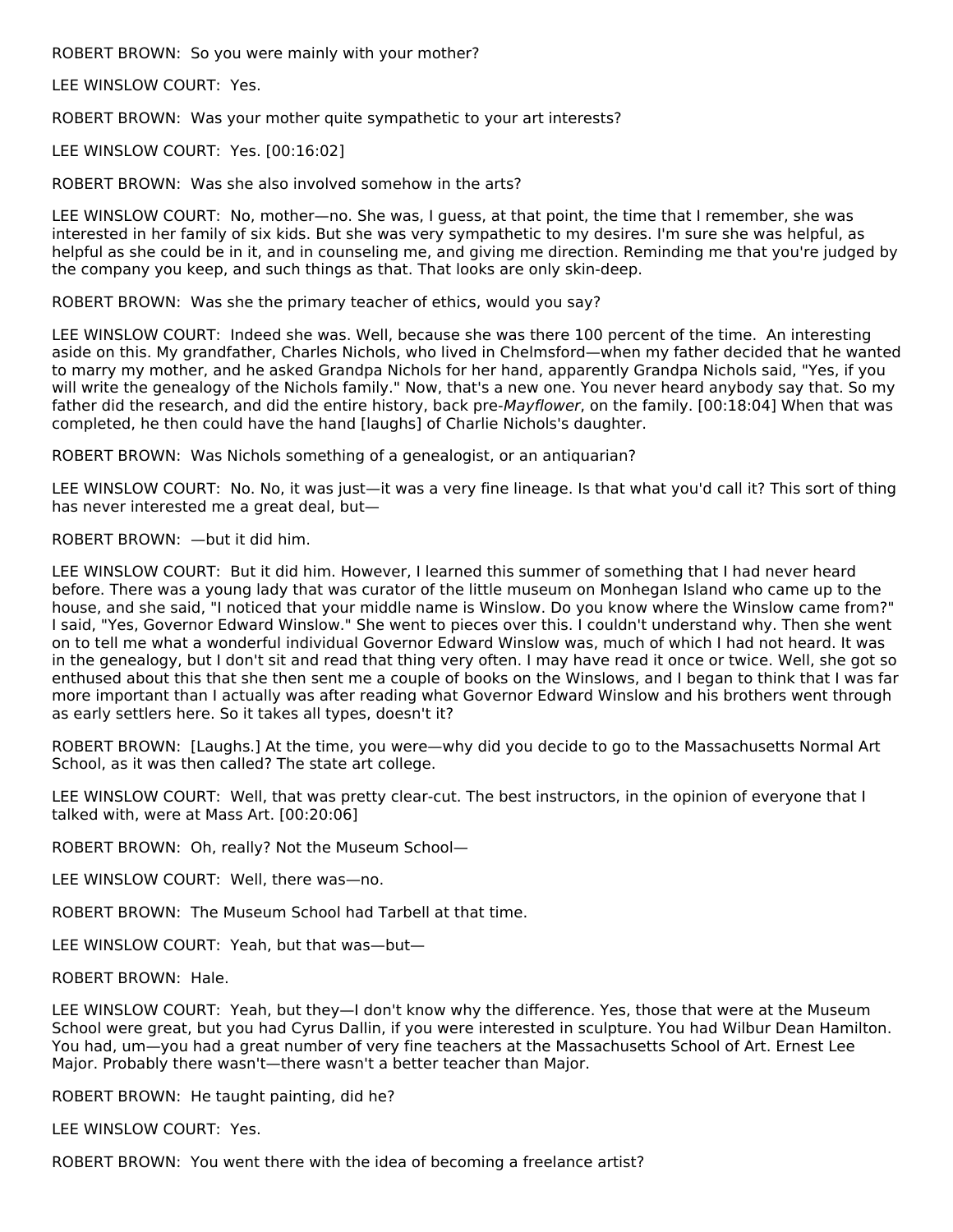ROBERT BROWN: So you were mainly with your mother?

LEE WINSLOW COURT: Yes.

ROBERT BROWN: Was your mother quite sympathetic to your art interests?

LEE WINSLOW COURT: Yes. [00:16:02]

ROBERT BROWN: Was she also involved somehow in the arts?

LEE WINSLOW COURT: No, mother—no. She was, I guess, at that point, the time that I remember, she was interested in her family of six kids. But she was very sympathetic to my desires. I'm sure she was helpful, as helpful as she could be in it, and in counseling me, and giving me direction. Reminding me that you're judged by the company you keep, and such things as that. That looks are only skin-deep.

ROBERT BROWN: Was she the primary teacher of ethics, would you say?

LEE WINSLOW COURT: Indeed she was. Well, because she was there 100 percent of the time. An interesting aside on this. My grandfather, Charles Nichols, who lived in Chelmsford—when my father decided that he wanted to marry my mother, and he asked Grandpa Nichols for her hand, apparently Grandpa Nichols said, "Yes, if you will write the genealogy of the Nichols family." Now, that's a new one. You never heard anybody say that. So my father did the research, and did the entire history, back pre-*Mayflower*, on the family. [00:18:04] When that was completed, he then could have the hand [laughs] of Charlie Nichols's daughter.

ROBERT BROWN: Was Nichols something of a genealogist, or an antiquarian?

LEE WINSLOW COURT: No. No, it was just—it was a very fine lineage. Is that what you'd call it? This sort of thing has never interested me a great deal, but—

ROBERT BROWN: —but it did him.

LEE WINSLOW COURT: But it did him. However, I learned this summer of something that I had never heard before. There was a young lady that was curator of the little museum on Monhegan Island who came up to the house, and she said, "I noticed that your middle name is Winslow. Do you know where the Winslow came from?" I said, "Yes, Governor Edward Winslow." She went to pieces over this. I couldn't understand why. Then she went on to tell me what a wonderful individual Governor Edward Winslow was, much of which I had not heard. It was in the genealogy, but I don't sit and read that thing very often. I may have read it once or twice. Well, she got so enthused about this that she then sent me a couple of books on the Winslows, and I began to think that I was far more important than I actually was after reading what Governor Edward Winslow and his brothers went through as early settlers here. So it takes all types, doesn't it?

ROBERT BROWN: [Laughs.] At the time, you were—why did you decide to go to the Massachusetts Normal Art School, as it was then called? The state art college.

LEE WINSLOW COURT: Well, that was pretty clear-cut. The best instructors, in the opinion of everyone that I talked with, were at Mass Art. [00:20:06]

ROBERT BROWN: Oh, really? Not the Museum School—

LEE WINSLOW COURT: Well, there was—no.

ROBERT BROWN: The Museum School had Tarbell at that time.

LEE WINSLOW COURT: Yeah, but that was—but—

ROBERT BROWN: Hale.

LEE WINSLOW COURT: Yeah, but they—I don't know why the difference. Yes, those that were at the Museum School were great, but you had Cyrus Dallin, if you were interested in sculpture. You had Wilbur Dean Hamilton. You had, um—you had a great number of very fine teachers at the Massachusetts School of Art. Ernest Lee Major. Probably there wasn't—there wasn't a better teacher than Major.

ROBERT BROWN: He taught painting, did he?

LEE WINSLOW COURT: Yes.

ROBERT BROWN: You went there with the idea of becoming a freelance artist?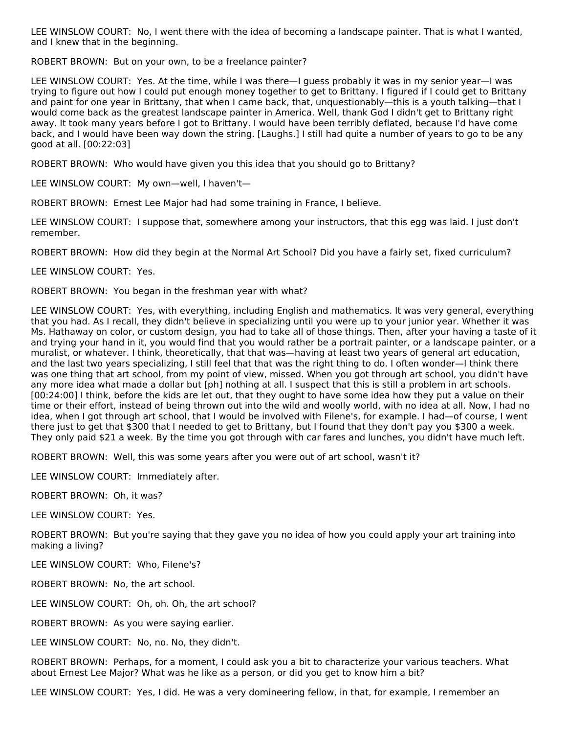LEE WINSLOW COURT: No, I went there with the idea of becoming a landscape painter. That is what I wanted, and I knew that in the beginning.

ROBERT BROWN: But on your own, to be a freelance painter?

LEE WINSLOW COURT: Yes. At the time, while I was there—I guess probably it was in my senior year—I was trying to figure out how I could put enough money together to get to Brittany. I figured if I could get to Brittany and paint for one year in Brittany, that when I came back, that, unquestionably—this is a youth talking—that I would come back as the greatest landscape painter in America. Well, thank God I didn't get to Brittany right away. It took many years before I got to Brittany. I would have been terribly deflated, because I'd have come back, and I would have been way down the string. [Laughs.] I still had quite a number of years to go to be any good at all. [00:22:03]

ROBERT BROWN: Who would have given you this idea that you should go to Brittany?

LEE WINSLOW COURT: My own—well, I haven't—

ROBERT BROWN: Ernest Lee Major had had some training in France, I believe.

LEE WINSLOW COURT: I suppose that, somewhere among your instructors, that this egg was laid. I just don't remember.

ROBERT BROWN: How did they begin at the Normal Art School? Did you have a fairly set, fixed curriculum?

LEE WINSLOW COURT: Yes.

ROBERT BROWN: You began in the freshman year with what?

LEE WINSLOW COURT: Yes, with everything, including English and mathematics. It was very general, everything that you had. As I recall, they didn't believe in specializing until you were up to your junior year. Whether it was Ms. Hathaway on color, or custom design, you had to take all of those things. Then, after your having a taste of it and trying your hand in it, you would find that you would rather be a portrait painter, or a landscape painter, or a muralist, or whatever. I think, theoretically, that that was—having at least two years of general art education, and the last two years specializing, I still feel that that was the right thing to do. I often wonder—I think there was one thing that art school, from my point of view, missed. When you got through art school, you didn't have any more idea what made a dollar but [ph] nothing at all. I suspect that this is still a problem in art schools. [00:24:00] I think, before the kids are let out, that they ought to have some idea how they put a value on their time or their effort, instead of being thrown out into the wild and woolly world, with no idea at all. Now, I had no idea, when I got through art school, that I would be involved with Filene's, for example. I had—of course, I went there just to get that $300 that I needed to get to Brittany, but I found that they don't pay you $300 a week. They only paid $21 a week. By the time you got through with car fares and lunches, you didn't have much left.

ROBERT BROWN: Well, this was some years after you were out of art school, wasn't it?

LEE WINSLOW COURT: Immediately after.

ROBERT BROWN: Oh, it was?

LEE WINSLOW COURT: Yes.

ROBERT BROWN: But you're saying that they gave you no idea of how you could apply your art training into making a living?

LEE WINSLOW COURT: Who, Filene's?

ROBERT BROWN: No, the art school.

LEE WINSLOW COURT: Oh, oh. Oh, the art school?

ROBERT BROWN: As you were saying earlier.

LEE WINSLOW COURT: No, no. No, they didn't.

ROBERT BROWN: Perhaps, for a moment, I could ask you a bit to characterize your various teachers. What about Ernest Lee Major? What was he like as a person, or did you get to know him a bit?

LEE WINSLOW COURT: Yes, I did. He was a very domineering fellow, in that, for example, I remember an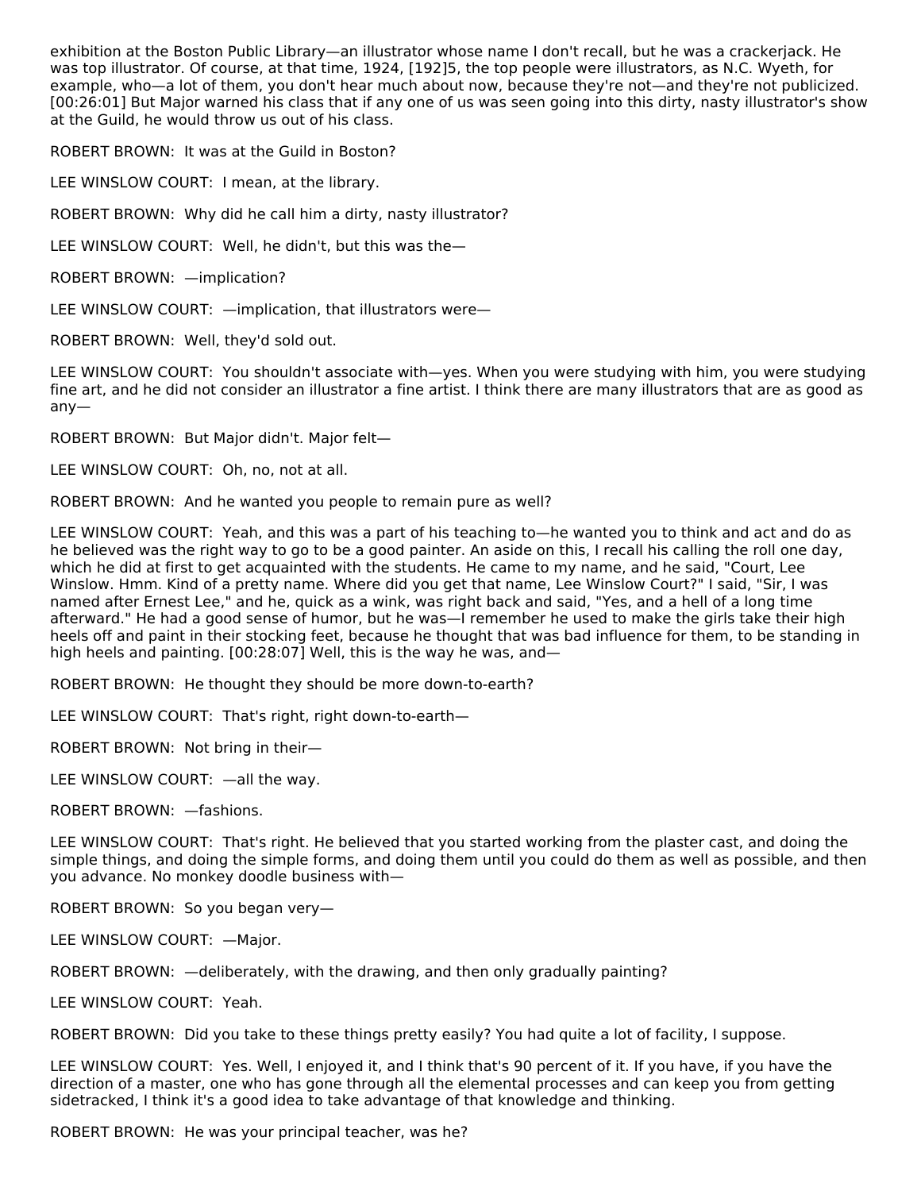exhibition at the Boston Public Library—an illustrator whose name I don't recall, but he was a crackerjack. He was top illustrator. Of course, at that time, 1924, [192]5, the top people were illustrators, as N.C. Wyeth, for example, who—a lot of them, you don't hear much about now, because they're not—and they're not publicized. [00:26:01] But Major warned his class that if any one of us was seen going into this dirty, nasty illustrator's show at the Guild, he would throw us out of his class.

ROBERT BROWN: It was at the Guild in Boston?

LEE WINSLOW COURT: I mean, at the library.

ROBERT BROWN: Why did he call him a dirty, nasty illustrator?

LEE WINSLOW COURT: Well, he didn't, but this was the—

ROBERT BROWN: —implication?

LEE WINSLOW COURT: —implication, that illustrators were—

ROBERT BROWN: Well, they'd sold out.

LEE WINSLOW COURT: You shouldn't associate with—yes. When you were studying with him, you were studying fine art, and he did not consider an illustrator a fine artist. I think there are many illustrators that are as good as any—

ROBERT BROWN: But Major didn't. Major felt—

LEE WINSLOW COURT: Oh, no, not at all.

ROBERT BROWN: And he wanted you people to remain pure as well?

LEE WINSLOW COURT: Yeah, and this was a part of his teaching to—he wanted you to think and act and do as he believed was the right way to go to be a good painter. An aside on this, I recall his calling the roll one day, which he did at first to get acquainted with the students. He came to my name, and he said, "Court, Lee Winslow. Hmm. Kind of a pretty name. Where did you get that name, Lee Winslow Court?" I said, "Sir, I was named after Ernest Lee," and he, quick as a wink, was right back and said, "Yes, and a hell of a long time afterward." He had a good sense of humor, but he was—I remember he used to make the girls take their high heels off and paint in their stocking feet, because he thought that was bad influence for them, to be standing in high heels and painting. [00:28:07] Well, this is the way he was, and—

ROBERT BROWN: He thought they should be more down-to-earth?

LEE WINSLOW COURT: That's right, right down-to-earth—

ROBERT BROWN: Not bring in their—

LEE WINSLOW COURT: —all the way.

ROBERT BROWN: —fashions.

LEE WINSLOW COURT: That's right. He believed that you started working from the plaster cast, and doing the simple things, and doing the simple forms, and doing them until you could do them as well as possible, and then you advance. No monkey doodle business with—

ROBERT BROWN: So you began very—

LEE WINSLOW COURT: —Major.

ROBERT BROWN: —deliberately, with the drawing, and then only gradually painting?

LEE WINSLOW COURT: Yeah.

ROBERT BROWN: Did you take to these things pretty easily? You had quite a lot of facility, I suppose.

LEE WINSLOW COURT: Yes. Well, I enjoyed it, and I think that's 90 percent of it. If you have, if you have the direction of a master, one who has gone through all the elemental processes and can keep you from getting sidetracked, I think it's a good idea to take advantage of that knowledge and thinking.

ROBERT BROWN: He was your principal teacher, was he?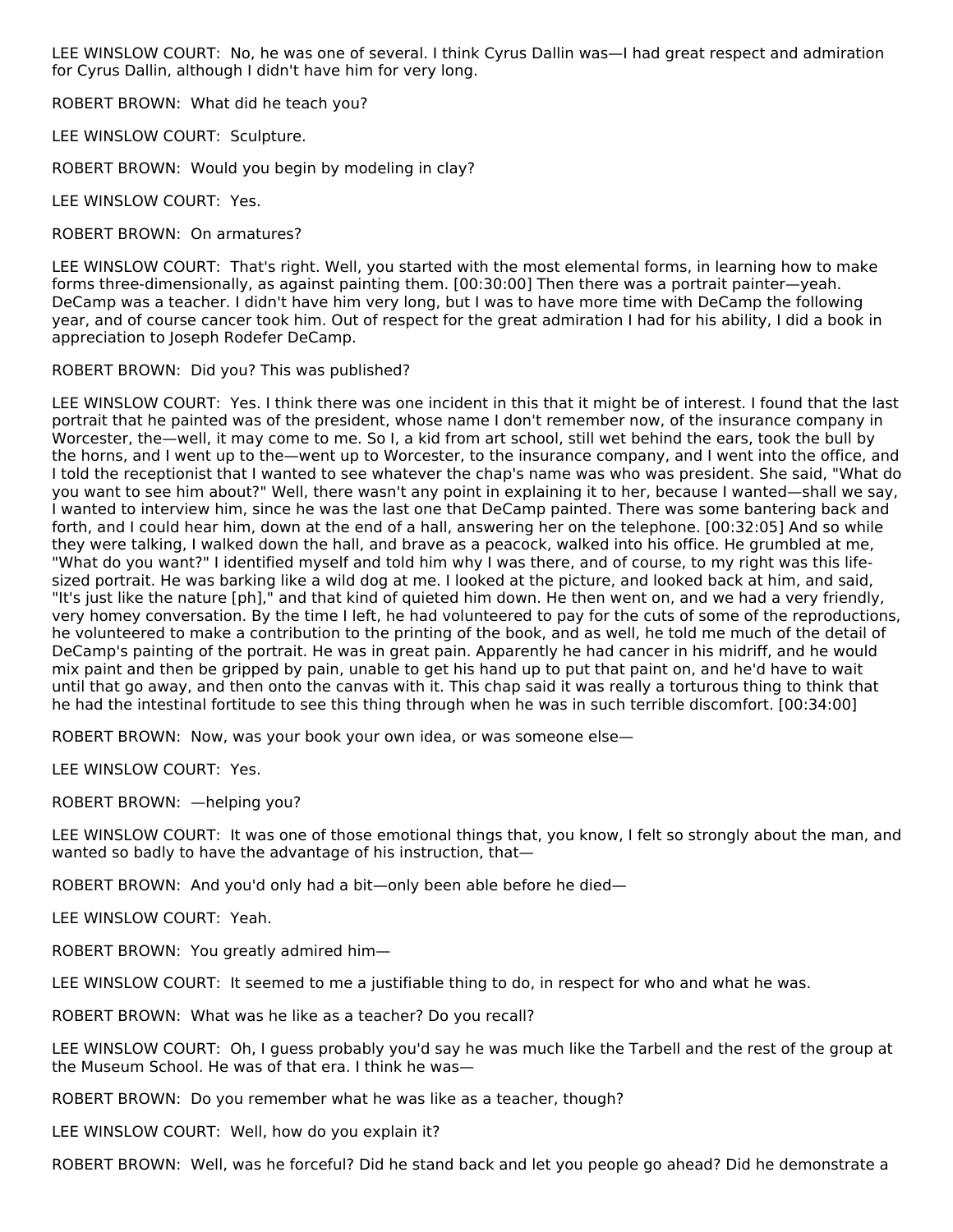LEE WINSLOW COURT: No, he was one of several. I think Cyrus Dallin was—I had great respect and admiration for Cyrus Dallin, although I didn't have him for very long.

ROBERT BROWN: What did he teach you?

LEE WINSLOW COURT: Sculpture.

ROBERT BROWN: Would you begin by modeling in clay?

LEE WINSLOW COURT: Yes.

ROBERT BROWN: On armatures?

LEE WINSLOW COURT: That's right. Well, you started with the most elemental forms, in learning how to make forms three-dimensionally, as against painting them. [00:30:00] Then there was a portrait painter—yeah. DeCamp was a teacher. I didn't have him very long, but I was to have more time with DeCamp the following year, and of course cancer took him. Out of respect for the great admiration I had for his ability, I did a book in appreciation to Joseph Rodefer DeCamp.

ROBERT BROWN: Did you? This was published?

LEE WINSLOW COURT: Yes. I think there was one incident in this that it might be of interest. I found that the last portrait that he painted was of the president, whose name I don't remember now, of the insurance company in Worcester, the—well, it may come to me. So I, a kid from art school, still wet behind the ears, took the bull by the horns, and I went up to the—went up to Worcester, to the insurance company, and I went into the office, and I told the receptionist that I wanted to see whatever the chap's name was who was president. She said, "What do you want to see him about?" Well, there wasn't any point in explaining it to her, because I wanted—shall we say, I wanted to interview him, since he was the last one that DeCamp painted. There was some bantering back and forth, and I could hear him, down at the end of a hall, answering her on the telephone. [00:32:05] And so while they were talking, I walked down the hall, and brave as a peacock, walked into his office. He grumbled at me, "What do you want?" I identified myself and told him why I was there, and of course, to my right was this life-sized portrait. He was barking like a wild dog at me. I looked at the picture, and looked back at him, and said, "It's just like the nature [ph]," and that kind of quieted him down. He then went on, and we had a very friendly, very homey conversation. By the time I left, he had volunteered to pay for the cuts of some of the reproductions, he volunteered to make a contribution to the printing of the book, and as well, he told me much of the detail of DeCamp's painting of the portrait. He was in great pain. Apparently he had cancer in his midriff, and he would mix paint and then be gripped by pain, unable to get his hand up to put that paint on, and he'd have to wait until that go away, and then onto the canvas with it. This chap said it was really a torturous thing to think that he had the intestinal fortitude to see this thing through when he was in such terrible discomfort. [00:34:00]

ROBERT BROWN: Now, was your book your own idea, or was someone else—

LEE WINSLOW COURT: Yes.

ROBERT BROWN: —helping you?

LEE WINSLOW COURT: It was one of those emotional things that, you know, I felt so strongly about the man, and wanted so badly to have the advantage of his instruction, that—

ROBERT BROWN: And you'd only had a bit—only been able before he died—

LEE WINSLOW COURT: Yeah.

ROBERT BROWN: You greatly admired him—

LEE WINSLOW COURT: It seemed to me a justifiable thing to do, in respect for who and what he was.

ROBERT BROWN: What was he like as a teacher? Do you recall?

LEE WINSLOW COURT: Oh, I guess probably you'd say he was much like the Tarbell and the rest of the group at the Museum School. He was of that era. I think he was—

ROBERT BROWN: Do you remember what he was like as a teacher, though?

LEE WINSLOW COURT: Well, how do you explain it?

ROBERT BROWN: Well, was he forceful? Did he stand back and let you people go ahead? Did he demonstrate a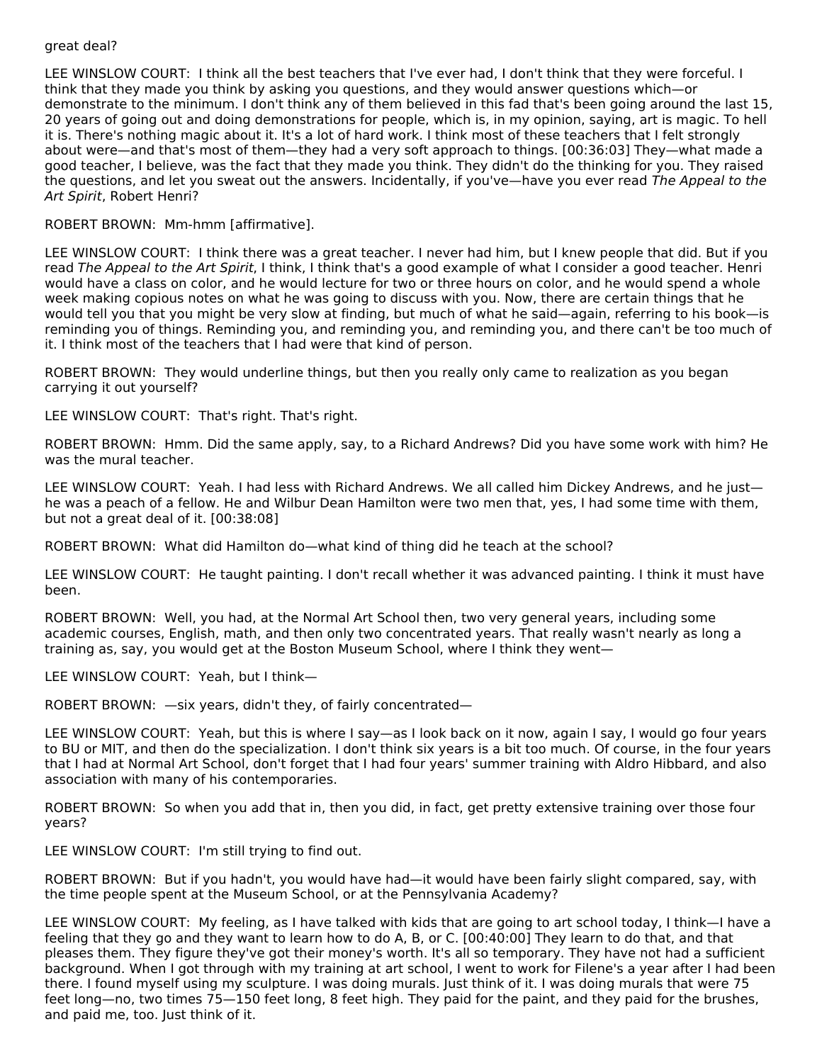great deal?

LEE WINSLOW COURT: I think all the best teachers that I've ever had, I don't think that they were forceful. I think that they made you think by asking you questions, and they would answer questions which—or demonstrate to the minimum. I don't think any of them believed in this fad that's been going around the last 15, 20 years of going out and doing demonstrations for people, which is, in my opinion, saying, art is magic. To hell it is. There's nothing magic about it. It's a lot of hard work. I think most of these teachers that I felt strongly about were—and that's most of them—they had a very soft approach to things. [00:36:03] They—what made a good teacher, I believe, was the fact that they made you think. They didn't do the thinking for you. They raised the questions, and let you sweat out the answers. Incidentally, if you've—have you ever read *The Appeal to the Art Spirit*, Robert Henri?

ROBERT BROWN: Mm-hmm [affirmative].

LEE WINSLOW COURT: I think there was a great teacher. I never had him, but I knew people that did. But if you read *The Appeal to the Art Spirit*, I think, I think that's a good example of what I consider a good teacher. Henri would have a class on color, and he would lecture for two or three hours on color, and he would spend a whole week making copious notes on what he was going to discuss with you. Now, there are certain things that he would tell you that you might be very slow at finding, but much of what he said—again, referring to his book—is reminding you of things. Reminding you, and reminding you, and reminding you, and there can't be too much of it. I think most of the teachers that I had were that kind of person.

ROBERT BROWN: They would underline things, but then you really only came to realization as you began carrying it out yourself?

LEE WINSLOW COURT: That's right. That's right.

ROBERT BROWN: Hmm. Did the same apply, say, to a Richard Andrews? Did you have some work with him? He was the mural teacher.

LEE WINSLOW COURT: Yeah. I had less with Richard Andrews. We all called him Dickey Andrews, and he just—he was a peach of a fellow. He and Wilbur Dean Hamilton were two men that, yes, I had some time with them, but not a great deal of it. [00:38:08]

ROBERT BROWN: What did Hamilton do—what kind of thing did he teach at the school?

LEE WINSLOW COURT: He taught painting. I don't recall whether it was advanced painting. I think it must have been.

ROBERT BROWN: Well, you had, at the Normal Art School then, two very general years, including some academic courses, English, math, and then only two concentrated years. That really wasn't nearly as long a training as, say, you would get at the Boston Museum School, where I think they went—

LEE WINSLOW COURT: Yeah, but I think—

ROBERT BROWN: —six years, didn't they, of fairly concentrated—

LEE WINSLOW COURT: Yeah, but this is where I say—as I look back on it now, again I say, I would go four years to BU or MIT, and then do the specialization. I don't think six years is a bit too much. Of course, in the four years that I had at Normal Art School, don't forget that I had four years' summer training with Aldro Hibbard, and also association with many of his contemporaries.

ROBERT BROWN: So when you add that in, then you did, in fact, get pretty extensive training over those four years?

LEE WINSLOW COURT: I'm still trying to find out.

ROBERT BROWN: But if you hadn't, you would have had—it would have been fairly slight compared, say, with the time people spent at the Museum School, or at the Pennsylvania Academy?

LEE WINSLOW COURT: My feeling, as I have talked with kids that are going to art school today, I think—I have a feeling that they go and they want to learn how to do A, B, or C. [00:40:00] They learn to do that, and that pleases them. They figure they've got their money's worth. It's all so temporary. They have not had a sufficient background. When I got through with my training at art school, I went to work for Filene's a year after I had been there. I found myself using my sculpture. I was doing murals. Just think of it. I was doing murals that were 75 feet long—no, two times 75—150 feet long, 8 feet high. They paid for the paint, and they paid for the brushes, and paid me, too. Just think of it.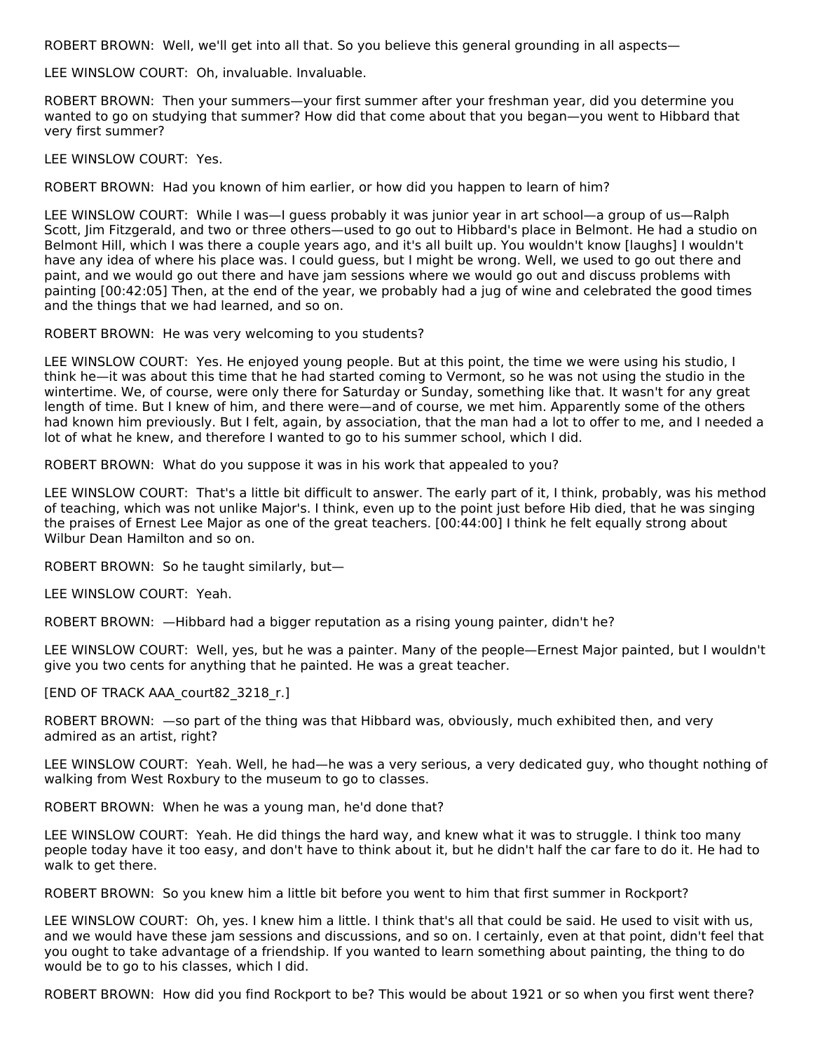ROBERT BROWN: Well, we'll get into all that. So you believe this general grounding in all aspects—

LEE WINSLOW COURT: Oh, invaluable. Invaluable.

ROBERT BROWN: Then your summers—your first summer after your freshman year, did you determine you wanted to go on studying that summer? How did that come about that you began—you went to Hibbard that very first summer?

LEE WINSLOW COURT: Yes.

ROBERT BROWN: Had you known of him earlier, or how did you happen to learn of him?

LEE WINSLOW COURT: While I was—I guess probably it was junior year in art school—a group of us—Ralph Scott, Jim Fitzgerald, and two or three others—used to go out to Hibbard's place in Belmont. He had a studio on Belmont Hill, which I was there a couple years ago, and it's all built up. You wouldn't know [laughs] I wouldn't have any idea of where his place was. I could guess, but I might be wrong. Well, we used to go out there and paint, and we would go out there and have jam sessions where we would go out and discuss problems with painting [00:42:05] Then, at the end of the year, we probably had a jug of wine and celebrated the good times and the things that we had learned, and so on.

ROBERT BROWN: He was very welcoming to you students?

LEE WINSLOW COURT: Yes. He enjoyed young people. But at this point, the time we were using his studio, I think he—it was about this time that he had started coming to Vermont, so he was not using the studio in the wintertime. We, of course, were only there for Saturday or Sunday, something like that. It wasn't for any great length of time. But I knew of him, and there were—and of course, we met him. Apparently some of the others had known him previously. But I felt, again, by association, that the man had a lot to offer to me, and I needed a lot of what he knew, and therefore I wanted to go to his summer school, which I did.

ROBERT BROWN: What do you suppose it was in his work that appealed to you?

LEE WINSLOW COURT: That's a little bit difficult to answer. The early part of it, I think, probably, was his method of teaching, which was not unlike Major's. I think, even up to the point just before Hib died, that he was singing the praises of Ernest Lee Major as one of the great teachers. [00:44:00] I think he felt equally strong about Wilbur Dean Hamilton and so on.

ROBERT BROWN: So he taught similarly, but—

LEE WINSLOW COURT: Yeah.

ROBERT BROWN: —Hibbard had a bigger reputation as a rising young painter, didn't he?

LEE WINSLOW COURT: Well, yes, but he was a painter. Many of the people—Ernest Major painted, but I wouldn't give you two cents for anything that he painted. He was a great teacher.

[END OF TRACK AAA_court82_3218_r.]

ROBERT BROWN: —so part of the thing was that Hibbard was, obviously, much exhibited then, and very admired as an artist, right?

LEE WINSLOW COURT: Yeah. Well, he had—he was a very serious, a very dedicated guy, who thought nothing of walking from West Roxbury to the museum to go to classes.

ROBERT BROWN: When he was a young man, he'd done that?

LEE WINSLOW COURT: Yeah. He did things the hard way, and knew what it was to struggle. I think too many people today have it too easy, and don't have to think about it, but he didn't half the car fare to do it. He had to walk to get there.

ROBERT BROWN: So you knew him a little bit before you went to him that first summer in Rockport?

LEE WINSLOW COURT: Oh, yes. I knew him a little. I think that's all that could be said. He used to visit with us, and we would have these jam sessions and discussions, and so on. I certainly, even at that point, didn't feel that you ought to take advantage of a friendship. If you wanted to learn something about painting, the thing to do would be to go to his classes, which I did.

ROBERT BROWN: How did you find Rockport to be? This would be about 1921 or so when you first went there?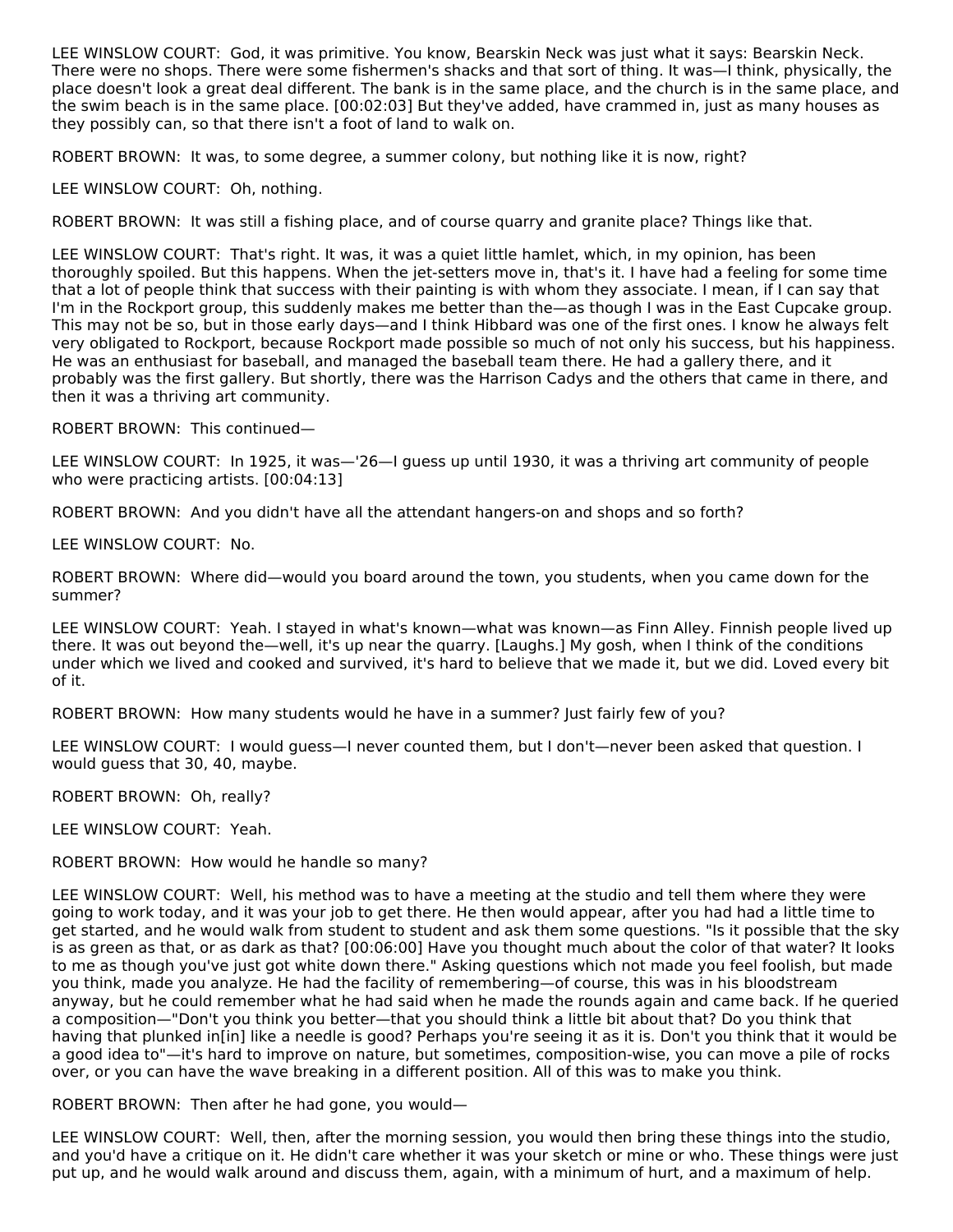LEE WINSLOW COURT: God, it was primitive. You know, Bearskin Neck was just what it says: Bearskin Neck. There were no shops. There were some fishermen's shacks and that sort of thing. It was—I think, physically, the place doesn't look a great deal different. The bank is in the same place, and the church is in the same place, and the swim beach is in the same place. [00:02:03] But they've added, have crammed in, just as many houses as they possibly can, so that there isn't a foot of land to walk on.

ROBERT BROWN: It was, to some degree, a summer colony, but nothing like it is now, right?

LEE WINSLOW COURT: Oh, nothing.

ROBERT BROWN: It was still a fishing place, and of course quarry and granite place? Things like that.

LEE WINSLOW COURT: That's right. It was, it was a quiet little hamlet, which, in my opinion, has been thoroughly spoiled. But this happens. When the jet-setters move in, that's it. I have had a feeling for some time that a lot of people think that success with their painting is with whom they associate. I mean, if I can say that I'm in the Rockport group, this suddenly makes me better than the—as though I was in the East Cupcake group. This may not be so, but in those early days—and I think Hibbard was one of the first ones. I know he always felt very obligated to Rockport, because Rockport made possible so much of not only his success, but his happiness. He was an enthusiast for baseball, and managed the baseball team there. He had a gallery there, and it probably was the first gallery. But shortly, there was the Harrison Cadys and the others that came in there, and then it was a thriving art community.

ROBERT BROWN: This continued—

LEE WINSLOW COURT: In 1925, it was—'26—I guess up until 1930, it was a thriving art community of people who were practicing artists. [00:04:13]

ROBERT BROWN: And you didn't have all the attendant hangers-on and shops and so forth?

LEE WINSLOW COURT: No.

ROBERT BROWN: Where did—would you board around the town, you students, when you came down for the summer?

LEE WINSLOW COURT: Yeah. I stayed in what's known—what was known—as Finn Alley. Finnish people lived up there. It was out beyond the—well, it's up near the quarry. [Laughs.] My gosh, when I think of the conditions under which we lived and cooked and survived, it's hard to believe that we made it, but we did. Loved every bit of it.

ROBERT BROWN: How many students would he have in a summer? Just fairly few of you?

LEE WINSLOW COURT: I would guess—I never counted them, but I don't—never been asked that question. I would guess that 30, 40, maybe.

ROBERT BROWN: Oh, really?

LEE WINSLOW COURT: Yeah.

ROBERT BROWN: How would he handle so many?

LEE WINSLOW COURT: Well, his method was to have a meeting at the studio and tell them where they were going to work today, and it was your job to get there. He then would appear, after you had had a little time to get started, and he would walk from student to student and ask them some questions. "Is it possible that the sky is as green as that, or as dark as that? [00:06:00] Have you thought much about the color of that water? It looks to me as though you've just got white down there." Asking questions which not made you feel foolish, but made you think, made you analyze. He had the facility of remembering—of course, this was in his bloodstream anyway, but he could remember what he had said when he made the rounds again and came back. If he queried a composition—"Don't you think you better—that you should think a little bit about that? Do you think that having that plunked in[in] like a needle is good? Perhaps you're seeing it as it is. Don't you think that it would be a good idea to"—it's hard to improve on nature, but sometimes, composition-wise, you can move a pile of rocks over, or you can have the wave breaking in a different position. All of this was to make you think.

ROBERT BROWN: Then after he had gone, you would—

LEE WINSLOW COURT: Well, then, after the morning session, you would then bring these things into the studio, and you'd have a critique on it. He didn't care whether it was your sketch or mine or who. These things were just put up, and he would walk around and discuss them, again, with a minimum of hurt, and a maximum of help.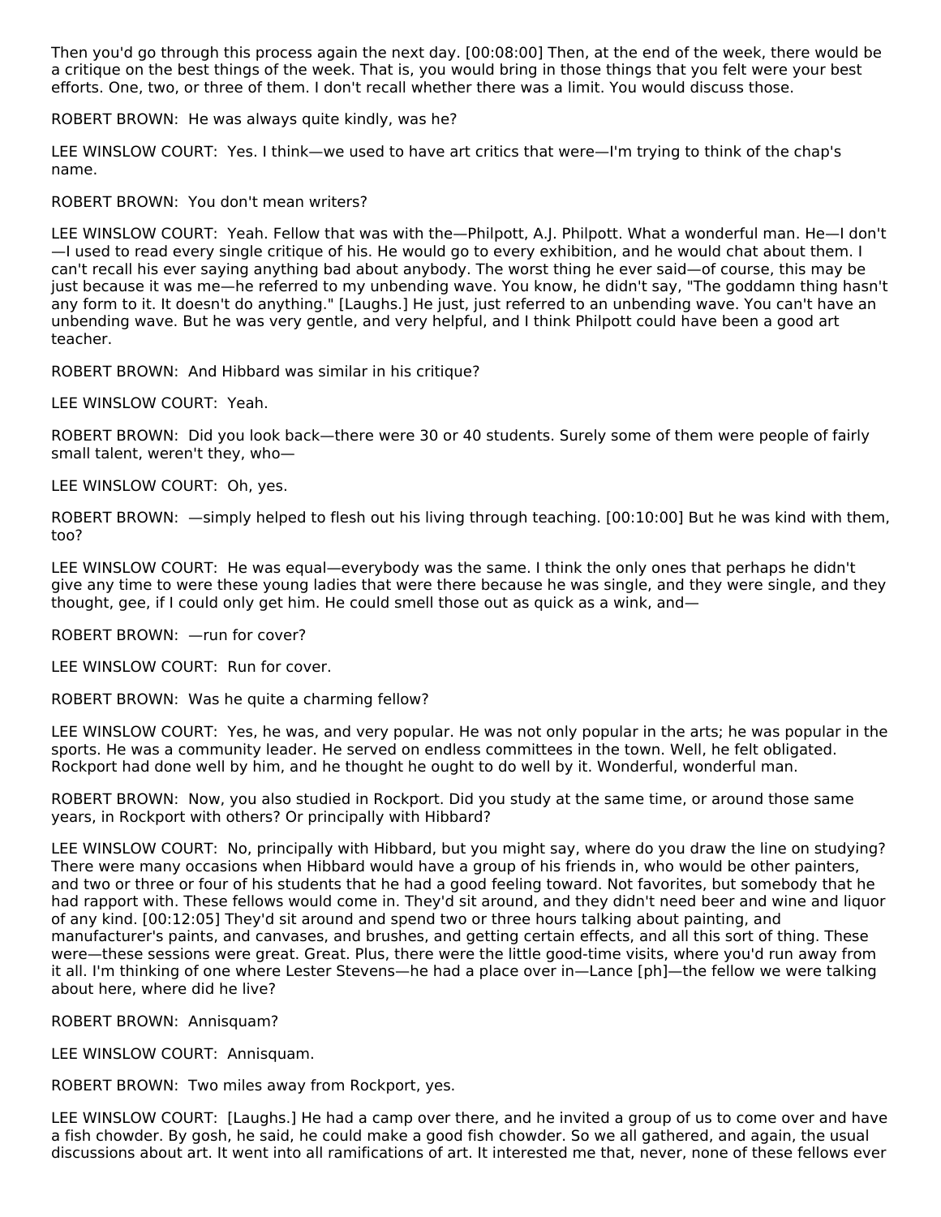Then you'd go through this process again the next day. [00:08:00] Then, at the end of the week, there would be a critique on the best things of the week. That is, you would bring in those things that you felt were your best efforts. One, two, or three of them. I don't recall whether there was a limit. You would discuss those.

ROBERT BROWN: He was always quite kindly, was he?

LEE WINSLOW COURT: Yes. I think—we used to have art critics that were—I'm trying to think of the chap's name.

ROBERT BROWN: You don't mean writers?

LEE WINSLOW COURT: Yeah. Fellow that was with the—Philpott, A.J. Philpott. What a wonderful man. He—I don't—I used to read every single critique of his. He would go to every exhibition, and he would chat about them. I can't recall his ever saying anything bad about anybody. The worst thing he ever said—of course, this may be just because it was me—he referred to my unbending wave. You know, he didn't say, "The goddamn thing hasn't any form to it. It doesn't do anything." [Laughs.] He just, just referred to an unbending wave. You can't have an unbending wave. But he was very gentle, and very helpful, and I think Philpott could have been a good art teacher.

ROBERT BROWN: And Hibbard was similar in his critique?

LEE WINSLOW COURT: Yeah.

ROBERT BROWN: Did you look back—there were 30 or 40 students. Surely some of them were people of fairly small talent, weren't they, who—

LEE WINSLOW COURT: Oh, yes.

ROBERT BROWN: —simply helped to flesh out his living through teaching. [00:10:00] But he was kind with them, too?

LEE WINSLOW COURT: He was equal—everybody was the same. I think the only ones that perhaps he didn't give any time to were these young ladies that were there because he was single, and they were single, and they thought, gee, if I could only get him. He could smell those out as quick as a wink, and—

ROBERT BROWN: —run for cover?

LEE WINSLOW COURT: Run for cover.

ROBERT BROWN: Was he quite a charming fellow?

LEE WINSLOW COURT: Yes, he was, and very popular. He was not only popular in the arts; he was popular in the sports. He was a community leader. He served on endless committees in the town. Well, he felt obligated. Rockport had done well by him, and he thought he ought to do well by it. Wonderful, wonderful man.

ROBERT BROWN: Now, you also studied in Rockport. Did you study at the same time, or around those same years, in Rockport with others? Or principally with Hibbard?

LEE WINSLOW COURT: No, principally with Hibbard, but you might say, where do you draw the line on studying? There were many occasions when Hibbard would have a group of his friends in, who would be other painters, and two or three or four of his students that he had a good feeling toward. Not favorites, but somebody that he had rapport with. These fellows would come in. They'd sit around, and they didn't need beer and wine and liquor of any kind. [00:12:05] They'd sit around and spend two or three hours talking about painting, and manufacturer's paints, and canvases, and brushes, and getting certain effects, and all this sort of thing. These were—these sessions were great. Great. Plus, there were the little good-time visits, where you'd run away from it all. I'm thinking of one where Lester Stevens—he had a place over in—Lance [ph]—the fellow we were talking about here, where did he live?

ROBERT BROWN: Annisquam?

LEE WINSLOW COURT: Annisquam.

ROBERT BROWN: Two miles away from Rockport, yes.

LEE WINSLOW COURT: [Laughs.] He had a camp over there, and he invited a group of us to come over and have a fish chowder. By gosh, he said, he could make a good fish chowder. So we all gathered, and again, the usual discussions about art. It went into all ramifications of art. It interested me that, never, none of these fellows ever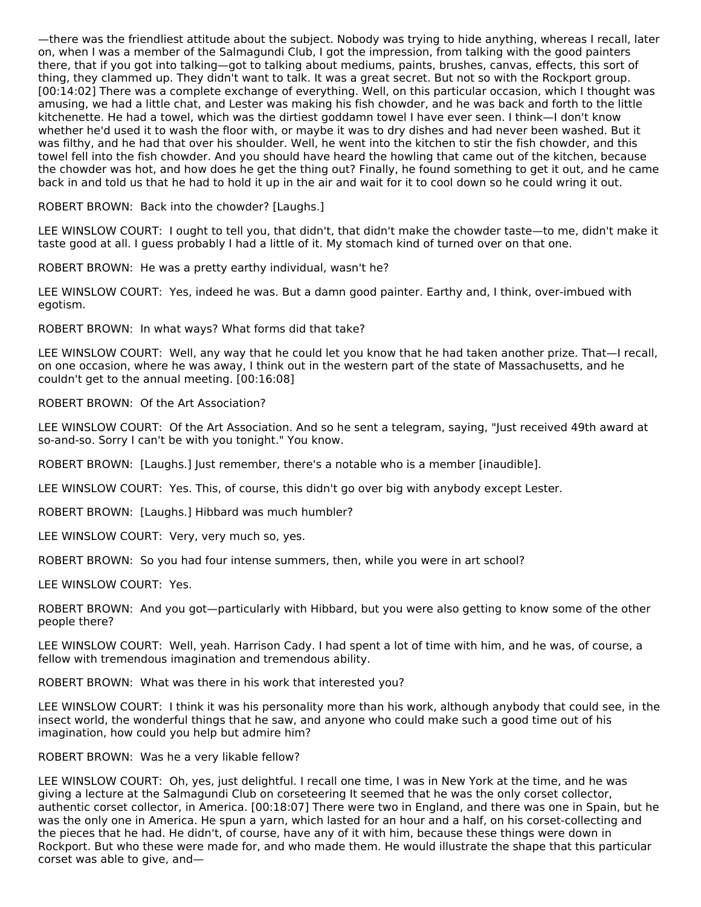—there was the friendliest attitude about the subject. Nobody was trying to hide anything, whereas I recall, later on, when I was a member of the Salmagundi Club, I got the impression, from talking with the good painters there, that if you got into talking—got to talking about mediums, paints, brushes, canvas, effects, this sort of thing, they clammed up. They didn't want to talk. It was a great secret. But not so with the Rockport group. [00:14:02] There was a complete exchange of everything. Well, on this particular occasion, which I thought was amusing, we had a little chat, and Lester was making his fish chowder, and he was back and forth to the little kitchenette. He had a towel, which was the dirtiest goddamn towel I have ever seen. I think—I don't know whether he'd used it to wash the floor with, or maybe it was to dry dishes and had never been washed. But it was filthy, and he had that over his shoulder. Well, he went into the kitchen to stir the fish chowder, and this towel fell into the fish chowder. And you should have heard the howling that came out of the kitchen, because the chowder was hot, and how does he get the thing out? Finally, he found something to get it out, and he came back in and told us that he had to hold it up in the air and wait for it to cool down so he could wring it out.

ROBERT BROWN: Back into the chowder? [Laughs.]

LEE WINSLOW COURT: I ought to tell you, that didn't, that didn't make the chowder taste—to me, didn't make it taste good at all. I guess probably I had a little of it. My stomach kind of turned over on that one.

ROBERT BROWN: He was a pretty earthy individual, wasn't he?

LEE WINSLOW COURT: Yes, indeed he was. But a damn good painter. Earthy and, I think, over-imbued with egotism.

ROBERT BROWN: In what ways? What forms did that take?

LEE WINSLOW COURT: Well, any way that he could let you know that he had taken another prize. That—I recall, on one occasion, where he was away, I think out in the western part of the state of Massachusetts, and he couldn't get to the annual meeting. [00:16:08]

ROBERT BROWN: Of the Art Association?

LEE WINSLOW COURT: Of the Art Association. And so he sent a telegram, saying, "Just received 49th award at so-and-so. Sorry I can't be with you tonight." You know.

ROBERT BROWN: [Laughs.] Just remember, there's a notable who is a member [inaudible].

LEE WINSLOW COURT: Yes. This, of course, this didn't go over big with anybody except Lester.

ROBERT BROWN: [Laughs.] Hibbard was much humbler?

LEE WINSLOW COURT: Very, very much so, yes.

ROBERT BROWN: So you had four intense summers, then, while you were in art school?

LEE WINSLOW COURT: Yes.

ROBERT BROWN: And you got—particularly with Hibbard, but you were also getting to know some of the other people there?

LEE WINSLOW COURT: Well, yeah. Harrison Cady. I had spent a lot of time with him, and he was, of course, a fellow with tremendous imagination and tremendous ability.

ROBERT BROWN: What was there in his work that interested you?

LEE WINSLOW COURT: I think it was his personality more than his work, although anybody that could see, in the insect world, the wonderful things that he saw, and anyone who could make such a good time out of his imagination, how could you help but admire him?

ROBERT BROWN: Was he a very likable fellow?

LEE WINSLOW COURT: Oh, yes, just delightful. I recall one time, I was in New York at the time, and he was giving a lecture at the Salmagundi Club on corseteering It seemed that he was the only corset collector, authentic corset collector, in America. [00:18:07] There were two in England, and there was one in Spain, but he was the only one in America. He spun a yarn, which lasted for an hour and a half, on his corset-collecting and the pieces that he had. He didn't, of course, have any of it with him, because these things were down in Rockport. But who these were made for, and who made them. He would illustrate the shape that this particular corset was able to give, and—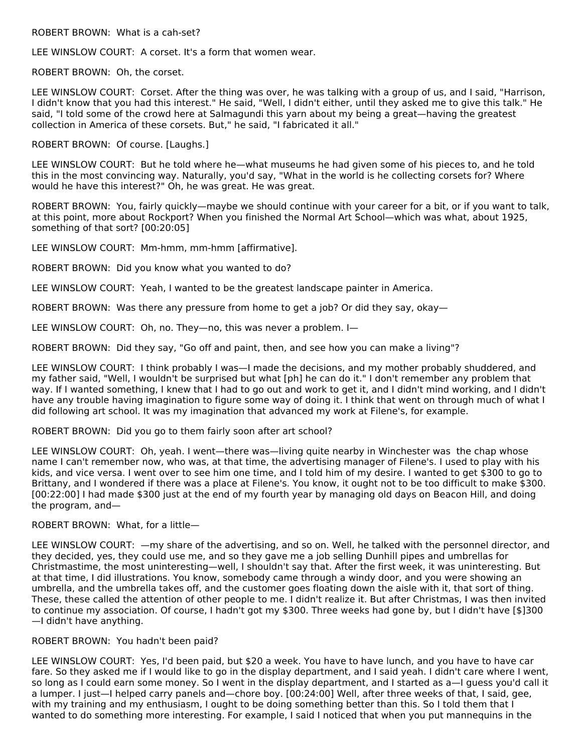ROBERT BROWN: What is a cah-set?

LEE WINSLOW COURT: A corset. It's a form that women wear.

ROBERT BROWN: Oh, the corset.

LEE WINSLOW COURT: Corset. After the thing was over, he was talking with a group of us, and I said, "Harrison, I didn't know that you had this interest." He said, "Well, I didn't either, until they asked me to give this talk." He said, "I told some of the crowd here at Salmagundi this yarn about my being a great—having the greatest collection in America of these corsets. But," he said, "I fabricated it all."

ROBERT BROWN: Of course. [Laughs.]

LEE WINSLOW COURT: But he told where he—what museums he had given some of his pieces to, and he told this in the most convincing way. Naturally, you'd say, "What in the world is he collecting corsets for? Where would he have this interest?" Oh, he was great. He was great.

ROBERT BROWN: You, fairly quickly—maybe we should continue with your career for a bit, or if you want to talk, at this point, more about Rockport? When you finished the Normal Art School—which was what, about 1925, something of that sort? [00:20:05]

LEE WINSLOW COURT: Mm-hmm, mm-hmm [affirmative].

ROBERT BROWN: Did you know what you wanted to do?

LEE WINSLOW COURT: Yeah, I wanted to be the greatest landscape painter in America.

ROBERT BROWN: Was there any pressure from home to get a job? Or did they say, okay—

LEE WINSLOW COURT: Oh, no. They—no, this was never a problem. I—

ROBERT BROWN: Did they say, "Go off and paint, then, and see how you can make a living"?

LEE WINSLOW COURT: I think probably I was—I made the decisions, and my mother probably shuddered, and my father said, "Well, I wouldn't be surprised but what [ph] he can do it." I don't remember any problem that way. If I wanted something, I knew that I had to go out and work to get it, and I didn't mind working, and I didn't have any trouble having imagination to figure some way of doing it. I think that went on through much of what I did following art school. It was my imagination that advanced my work at Filene's, for example.

ROBERT BROWN: Did you go to them fairly soon after art school?

LEE WINSLOW COURT: Oh, yeah. I went—there was—living quite nearby in Winchester was the chap whose name I can't remember now, who was, at that time, the advertising manager of Filene's. I used to play with his kids, and vice versa. I went over to see him one time, and I told him of my desire. I wanted to get $300 to go to Brittany, and I wondered if there was a place at Filene's. You know, it ought not to be too difficult to make $300. [00:22:00] I had made $300 just at the end of my fourth year by managing old days on Beacon Hill, and doing the program, and—

ROBERT BROWN: What, for a little—

LEE WINSLOW COURT: —my share of the advertising, and so on. Well, he talked with the personnel director, and they decided, yes, they could use me, and so they gave me a job selling Dunhill pipes and umbrellas for Christmastime, the most uninteresting—well, I shouldn't say that. After the first week, it was uninteresting. But at that time, I did illustrations. You know, somebody came through a windy door, and you were showing an umbrella, and the umbrella takes off, and the customer goes floating down the aisle with it, that sort of thing. These, these called the attention of other people to me. I didn't realize it. But after Christmas, I was then invited to continue my association. Of course, I hadn't got my $300. Three weeks had gone by, but I didn't have [$]300—I didn't have anything.

ROBERT BROWN: You hadn't been paid?

LEE WINSLOW COURT: Yes, I'd been paid, but $20 a week. You have to have lunch, and you have to have car fare. So they asked me if I would like to go in the display department, and I said yeah. I didn't care where I went, so long as I could earn some money. So I went in the display department, and I started as a—I guess you'd call it a lumper. I just—I helped carry panels and—chore boy. [00:24:00] Well, after three weeks of that, I said, gee, with my training and my enthusiasm, I ought to be doing something better than this. So I told them that I wanted to do something more interesting. For example, I said I noticed that when you put mannequins in the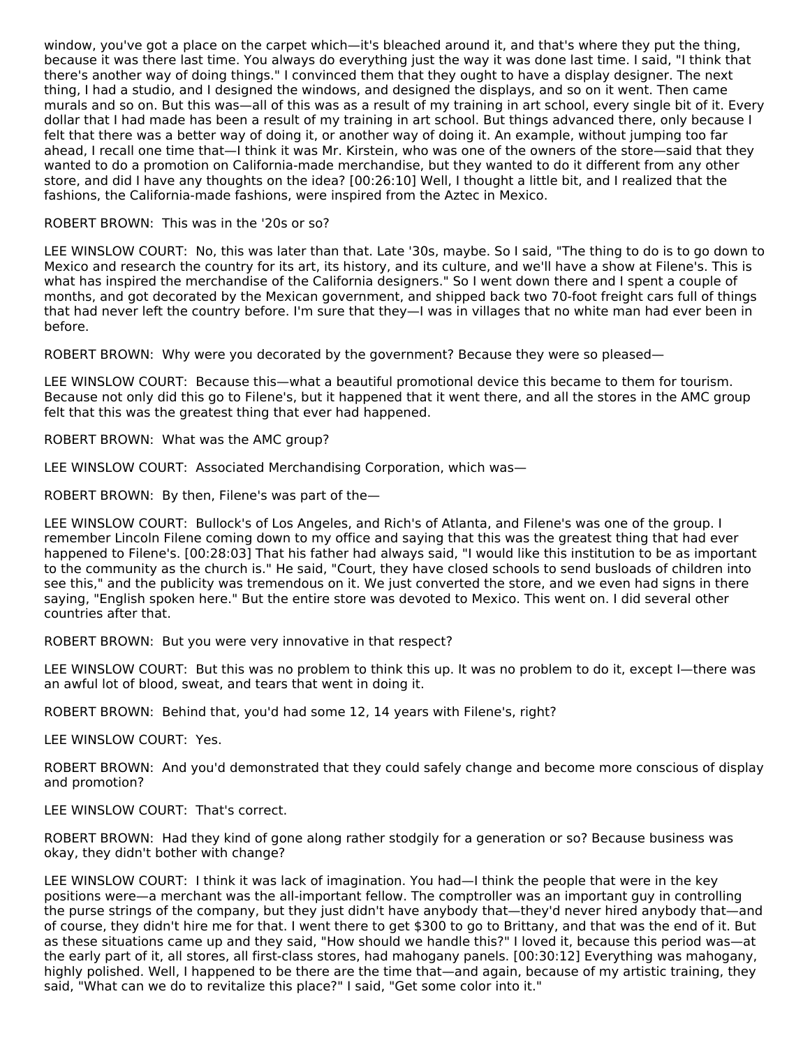window, you've got a place on the carpet which—it's bleached around it, and that's where they put the thing, because it was there last time. You always do everything just the way it was done last time. I said, "I think that there's another way of doing things." I convinced them that they ought to have a display designer. The next thing, I had a studio, and I designed the windows, and designed the displays, and so on it went. Then came murals and so on. But this was—all of this was as a result of my training in art school, every single bit of it. Every dollar that I had made has been a result of my training in art school. But things advanced there, only because I felt that there was a better way of doing it, or another way of doing it. An example, without jumping too far ahead, I recall one time that—I think it was Mr. Kirstein, who was one of the owners of the store—said that they wanted to do a promotion on California-made merchandise, but they wanted to do it different from any other store, and did I have any thoughts on the idea? [00:26:10] Well, I thought a little bit, and I realized that the fashions, the California-made fashions, were inspired from the Aztec in Mexico.

ROBERT BROWN: This was in the '20s or so?

LEE WINSLOW COURT: No, this was later than that. Late '30s, maybe. So I said, "The thing to do is to go down to Mexico and research the country for its art, its history, and its culture, and we'll have a show at Filene's. This is what has inspired the merchandise of the California designers." So I went down there and I spent a couple of months, and got decorated by the Mexican government, and shipped back two 70-foot freight cars full of things that had never left the country before. I'm sure that they—I was in villages that no white man had ever been in before.

ROBERT BROWN: Why were you decorated by the government? Because they were so pleased—

LEE WINSLOW COURT: Because this—what a beautiful promotional device this became to them for tourism. Because not only did this go to Filene's, but it happened that it went there, and all the stores in the AMC group felt that this was the greatest thing that ever had happened.

ROBERT BROWN: What was the AMC group?

LEE WINSLOW COURT: Associated Merchandising Corporation, which was—

ROBERT BROWN: By then, Filene's was part of the—

LEE WINSLOW COURT: Bullock's of Los Angeles, and Rich's of Atlanta, and Filene's was one of the group. I remember Lincoln Filene coming down to my office and saying that this was the greatest thing that had ever happened to Filene's. [00:28:03] That his father had always said, "I would like this institution to be as important to the community as the church is." He said, "Court, they have closed schools to send busloads of children into see this," and the publicity was tremendous on it. We just converted the store, and we even had signs in there saying, "English spoken here." But the entire store was devoted to Mexico. This went on. I did several other countries after that.

ROBERT BROWN: But you were very innovative in that respect?

LEE WINSLOW COURT: But this was no problem to think this up. It was no problem to do it, except I—there was an awful lot of blood, sweat, and tears that went in doing it.

ROBERT BROWN: Behind that, you'd had some 12, 14 years with Filene's, right?

LEE WINSLOW COURT: Yes.

ROBERT BROWN: And you'd demonstrated that they could safely change and become more conscious of display and promotion?

LEE WINSLOW COURT: That's correct.

ROBERT BROWN: Had they kind of gone along rather stodgily for a generation or so? Because business was okay, they didn't bother with change?

LEE WINSLOW COURT: I think it was lack of imagination. You had—I think the people that were in the key positions were—a merchant was the all-important fellow. The comptroller was an important guy in controlling the purse strings of the company, but they just didn't have anybody that—they'd never hired anybody that—and of course, they didn't hire me for that. I went there to get $300 to go to Brittany, and that was the end of it. But as these situations came up and they said, "How should we handle this?" I loved it, because this period was—at the early part of it, all stores, all first-class stores, had mahogany panels. [00:30:12] Everything was mahogany, highly polished. Well, I happened to be there are the time that—and again, because of my artistic training, they said, "What can we do to revitalize this place?" I said, "Get some color into it."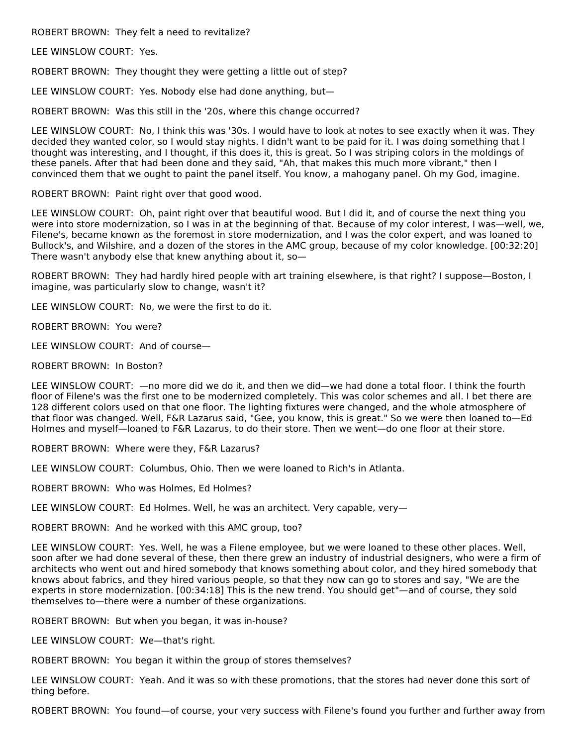ROBERT BROWN: They felt a need to revitalize?

LEE WINSLOW COURT: Yes.

ROBERT BROWN: They thought they were getting a little out of step?

LEE WINSLOW COURT: Yes. Nobody else had done anything, but—

ROBERT BROWN: Was this still in the '20s, where this change occurred?

LEE WINSLOW COURT: No, I think this was '30s. I would have to look at notes to see exactly when it was. They decided they wanted color, so I would stay nights. I didn't want to be paid for it. I was doing something that I thought was interesting, and I thought, if this does it, this is great. So I was striping colors in the moldings of these panels. After that had been done and they said, "Ah, that makes this much more vibrant," then I convinced them that we ought to paint the panel itself. You know, a mahogany panel. Oh my God, imagine.

ROBERT BROWN: Paint right over that good wood.

LEE WINSLOW COURT: Oh, paint right over that beautiful wood. But I did it, and of course the next thing you were into store modernization, so I was in at the beginning of that. Because of my color interest, I was—well, we, Filene's, became known as the foremost in store modernization, and I was the color expert, and was loaned to Bullock's, and Wilshire, and a dozen of the stores in the AMC group, because of my color knowledge. [00:32:20] There wasn't anybody else that knew anything about it, so—

ROBERT BROWN: They had hardly hired people with art training elsewhere, is that right? I suppose—Boston, I imagine, was particularly slow to change, wasn't it?

LEE WINSLOW COURT: No, we were the first to do it.

ROBERT BROWN: You were?

LEE WINSLOW COURT: And of course—

ROBERT BROWN: In Boston?

LEE WINSLOW COURT: —no more did we do it, and then we did—we had done a total floor. I think the fourth floor of Filene's was the first one to be modernized completely. This was color schemes and all. I bet there are 128 different colors used on that one floor. The lighting fixtures were changed, and the whole atmosphere of that floor was changed. Well, F&R Lazarus said, "Gee, you know, this is great." So we were then loaned to—Ed Holmes and myself—loaned to F&R Lazarus, to do their store. Then we went—do one floor at their store.

ROBERT BROWN: Where were they, F&R Lazarus?

LEE WINSLOW COURT: Columbus, Ohio. Then we were loaned to Rich's in Atlanta.

ROBERT BROWN: Who was Holmes, Ed Holmes?

LEE WINSLOW COURT: Ed Holmes. Well, he was an architect. Very capable, very—

ROBERT BROWN: And he worked with this AMC group, too?

LEE WINSLOW COURT: Yes. Well, he was a Filene employee, but we were loaned to these other places. Well, soon after we had done several of these, then there grew an industry of industrial designers, who were a firm of architects who went out and hired somebody that knows something about color, and they hired somebody that knows about fabrics, and they hired various people, so that they now can go to stores and say, "We are the experts in store modernization. [00:34:18] This is the new trend. You should get"—and of course, they sold themselves to—there were a number of these organizations.

ROBERT BROWN: But when you began, it was in-house?

LEE WINSLOW COURT: We—that's right.

ROBERT BROWN: You began it within the group of stores themselves?

LEE WINSLOW COURT: Yeah. And it was so with these promotions, that the stores had never done this sort of thing before.

ROBERT BROWN: You found—of course, your very success with Filene's found you further and further away from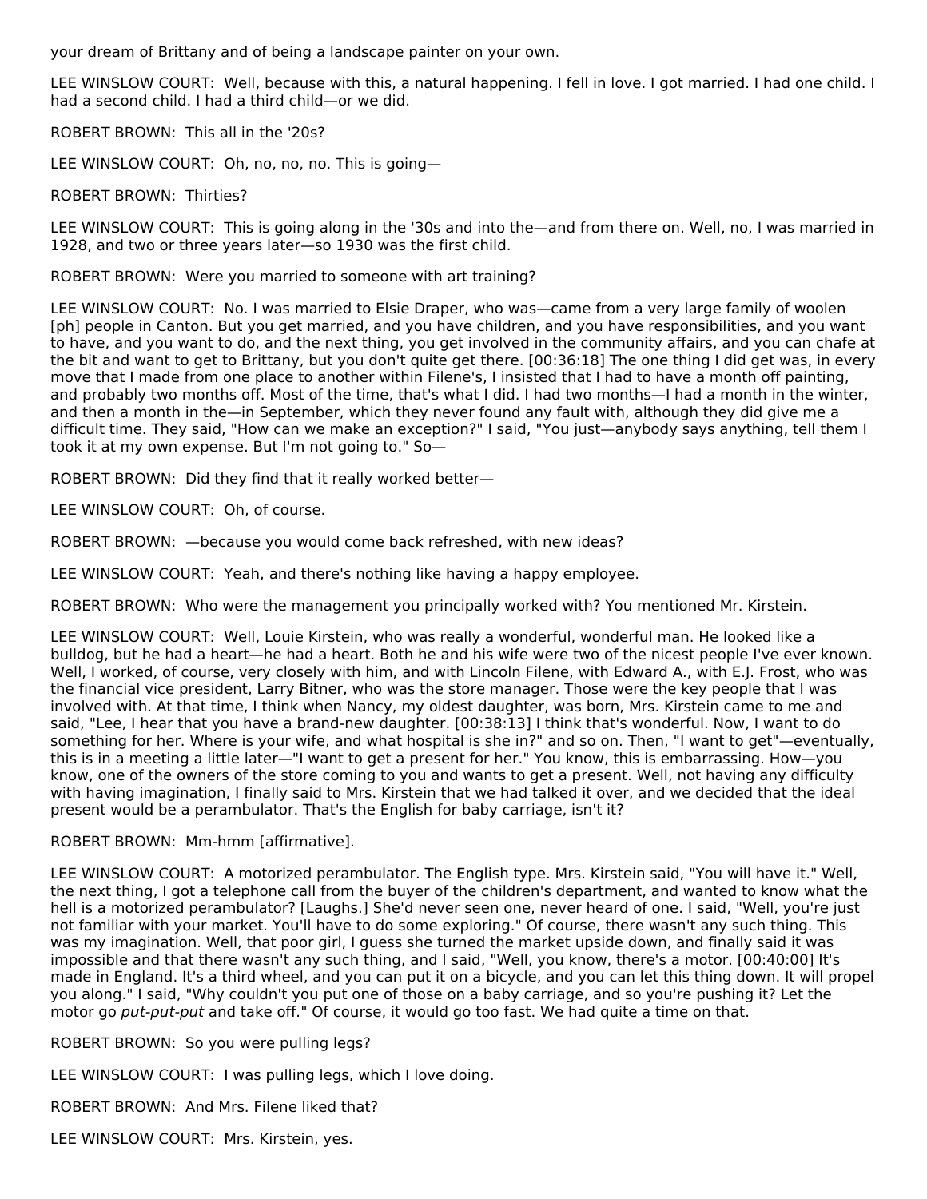your dream of Brittany and of being a landscape painter on your own.

LEE WINSLOW COURT: Well, because with this, a natural happening. I fell in love. I got married. I had one child. I had a second child. I had a third child—or we did.

ROBERT BROWN: This all in the '20s?

LEE WINSLOW COURT: Oh, no, no, no. This is going—

ROBERT BROWN: Thirties?

LEE WINSLOW COURT: This is going along in the '30s and into the—and from there on. Well, no, I was married in 1928, and two or three years later—so 1930 was the first child.

ROBERT BROWN: Were you married to someone with art training?

LEE WINSLOW COURT: No. I was married to Elsie Draper, who was—came from a very large family of woolen [ph] people in Canton. But you get married, and you have children, and you have responsibilities, and you want to have, and you want to do, and the next thing, you get involved in the community affairs, and you can chafe at the bit and want to get to Brittany, but you don't quite get there. [00:36:18] The one thing I did get was, in every move that I made from one place to another within Filene's, I insisted that I had to have a month off painting, and probably two months off. Most of the time, that's what I did. I had two months—I had a month in the winter, and then a month in the—in September, which they never found any fault with, although they did give me a difficult time. They said, "How can we make an exception?" I said, "You just—anybody says anything, tell them I took it at my own expense. But I'm not going to." So—

ROBERT BROWN: Did they find that it really worked better—

LEE WINSLOW COURT: Oh, of course.

ROBERT BROWN: —because you would come back refreshed, with new ideas?

LEE WINSLOW COURT: Yeah, and there's nothing like having a happy employee.

ROBERT BROWN: Who were the management you principally worked with? You mentioned Mr. Kirstein.

LEE WINSLOW COURT: Well, Louie Kirstein, who was really a wonderful, wonderful man. He looked like a bulldog, but he had a heart—he had a heart. Both he and his wife were two of the nicest people I've ever known. Well, I worked, of course, very closely with him, and with Lincoln Filene, with Edward A., with E.J. Frost, who was the financial vice president, Larry Bitner, who was the store manager. Those were the key people that I was involved with. At that time, I think when Nancy, my oldest daughter, was born, Mrs. Kirstein came to me and said, "Lee, I hear that you have a brand-new daughter. [00:38:13] I think that's wonderful. Now, I want to do something for her. Where is your wife, and what hospital is she in?" and so on. Then, "I want to get"—eventually, this is in a meeting a little later—"I want to get a present for her." You know, this is embarrassing. How—you know, one of the owners of the store coming to you and wants to get a present. Well, not having any difficulty with having imagination, I finally said to Mrs. Kirstein that we had talked it over, and we decided that the ideal present would be a perambulator. That's the English for baby carriage, isn't it?

ROBERT BROWN: Mm-hmm [affirmative].

LEE WINSLOW COURT: A motorized perambulator. The English type. Mrs. Kirstein said, "You will have it." Well, the next thing, I got a telephone call from the buyer of the children's department, and wanted to know what the hell is a motorized perambulator? [Laughs.] She'd never seen one, never heard of one. I said, "Well, you're just not familiar with your market. You'll have to do some exploring." Of course, there wasn't any such thing. This was my imagination. Well, that poor girl, I guess she turned the market upside down, and finally said it was impossible and that there wasn't any such thing, and I said, "Well, you know, there's a motor. [00:40:00] It's made in England. It's a third wheel, and you can put it on a bicycle, and you can let this thing down. It will propel you along." I said, "Why couldn't you put one of those on a baby carriage, and so you're pushing it? Let the motor go *put-put-put* and take off." Of course, it would go too fast. We had quite a time on that.

ROBERT BROWN: So you were pulling legs?

LEE WINSLOW COURT: I was pulling legs, which I love doing.

ROBERT BROWN: And Mrs. Filene liked that?

LEE WINSLOW COURT: Mrs. Kirstein, yes.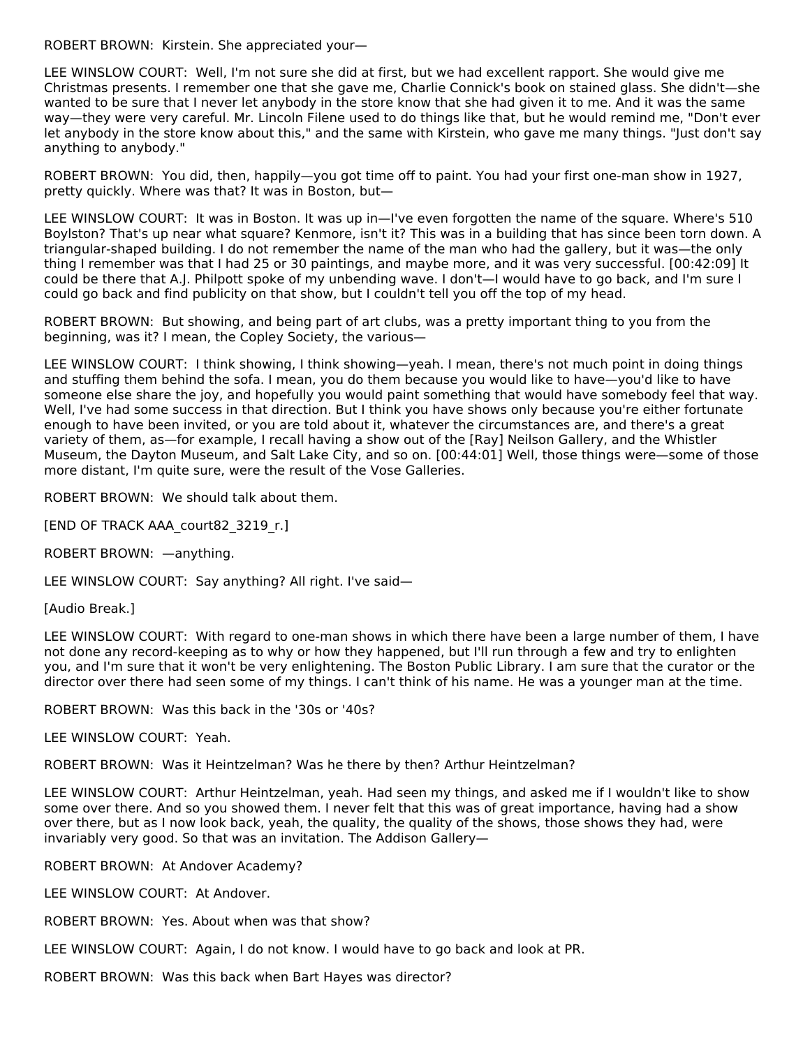ROBERT BROWN: Kirstein. She appreciated your—

LEE WINSLOW COURT: Well, I'm not sure she did at first, but we had excellent rapport. She would give me Christmas presents. I remember one that she gave me, Charlie Connick's book on stained glass. She didn't—she wanted to be sure that I never let anybody in the store know that she had given it to me. And it was the same way—they were very careful. Mr. Lincoln Filene used to do things like that, but he would remind me, "Don't ever let anybody in the store know about this," and the same with Kirstein, who gave me many things. "Just don't say anything to anybody."

ROBERT BROWN: You did, then, happily—you got time off to paint. You had your first one-man show in 1927, pretty quickly. Where was that? It was in Boston, but—

LEE WINSLOW COURT: It was in Boston. It was up in—I've even forgotten the name of the square. Where's 510 Boylston? That's up near what square? Kenmore, isn't it? This was in a building that has since been torn down. A triangular-shaped building. I do not remember the name of the man who had the gallery, but it was—the only thing I remember was that I had 25 or 30 paintings, and maybe more, and it was very successful. [00:42:09] It could be there that A.J. Philpott spoke of my unbending wave. I don't—I would have to go back, and I'm sure I could go back and find publicity on that show, but I couldn't tell you off the top of my head.

ROBERT BROWN: But showing, and being part of art clubs, was a pretty important thing to you from the beginning, was it? I mean, the Copley Society, the various—

LEE WINSLOW COURT: I think showing, I think showing—yeah. I mean, there's not much point in doing things and stuffing them behind the sofa. I mean, you do them because you would like to have—you'd like to have someone else share the joy, and hopefully you would paint something that would have somebody feel that way. Well, I've had some success in that direction. But I think you have shows only because you're either fortunate enough to have been invited, or you are told about it, whatever the circumstances are, and there's a great variety of them, as—for example, I recall having a show out of the [Ray] Neilson Gallery, and the Whistler Museum, the Dayton Museum, and Salt Lake City, and so on. [00:44:01] Well, those things were—some of those more distant, I'm quite sure, were the result of the Vose Galleries.

ROBERT BROWN: We should talk about them.

[END OF TRACK AAA_court82_3219_r.]

ROBERT BROWN: —anything.

LEE WINSLOW COURT: Say anything? All right. I've said—

[Audio Break.]

LEE WINSLOW COURT: With regard to one-man shows in which there have been a large number of them, I have not done any record-keeping as to why or how they happened, but I'll run through a few and try to enlighten you, and I'm sure that it won't be very enlightening. The Boston Public Library. I am sure that the curator or the director over there had seen some of my things. I can't think of his name. He was a younger man at the time.

ROBERT BROWN: Was this back in the '30s or '40s?

LEE WINSLOW COURT: Yeah.

ROBERT BROWN: Was it Heintzelman? Was he there by then? Arthur Heintzelman?

LEE WINSLOW COURT: Arthur Heintzelman, yeah. Had seen my things, and asked me if I wouldn't like to show some over there. And so you showed them. I never felt that this was of great importance, having had a show over there, but as I now look back, yeah, the quality, the quality of the shows, those shows they had, were invariably very good. So that was an invitation. The Addison Gallery—

ROBERT BROWN: At Andover Academy?

LEE WINSLOW COURT: At Andover.

ROBERT BROWN: Yes. About when was that show?

LEE WINSLOW COURT: Again, I do not know. I would have to go back and look at PR.

ROBERT BROWN: Was this back when Bart Hayes was director?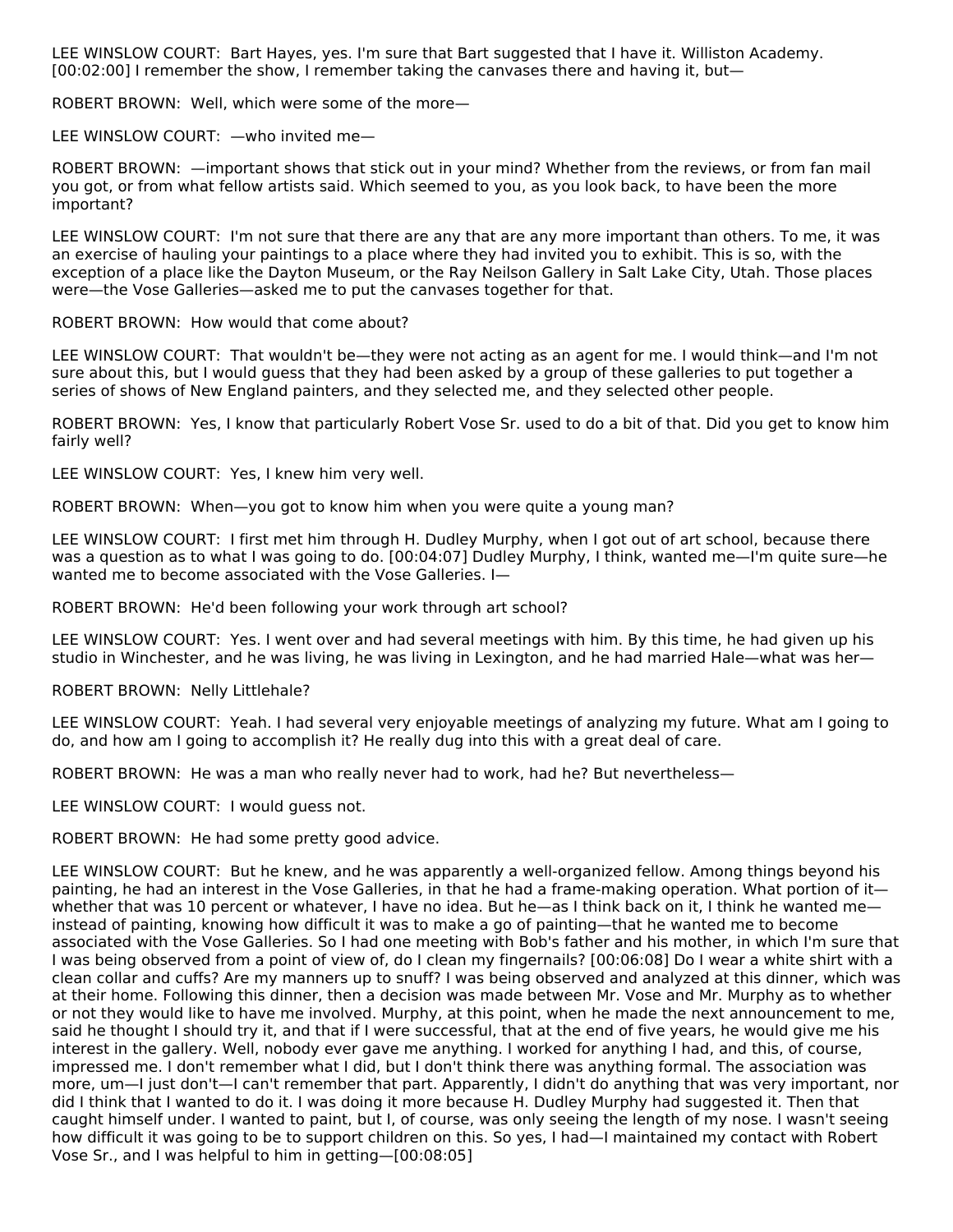LEE WINSLOW COURT: Bart Hayes, yes. I'm sure that Bart suggested that I have it. Williston Academy. [00:02:00] I remember the show, I remember taking the canvases there and having it, but—

ROBERT BROWN: Well, which were some of the more—

LEE WINSLOW COURT: —who invited me—

ROBERT BROWN: —important shows that stick out in your mind? Whether from the reviews, or from fan mail you got, or from what fellow artists said. Which seemed to you, as you look back, to have been the more important?

LEE WINSLOW COURT: I'm not sure that there are any that are any more important than others. To me, it was an exercise of hauling your paintings to a place where they had invited you to exhibit. This is so, with the exception of a place like the Dayton Museum, or the Ray Neilson Gallery in Salt Lake City, Utah. Those places were—the Vose Galleries—asked me to put the canvases together for that.

ROBERT BROWN: How would that come about?

LEE WINSLOW COURT: That wouldn't be—they were not acting as an agent for me. I would think—and I'm not sure about this, but I would guess that they had been asked by a group of these galleries to put together a series of shows of New England painters, and they selected me, and they selected other people.

ROBERT BROWN: Yes, I know that particularly Robert Vose Sr. used to do a bit of that. Did you get to know him fairly well?

LEE WINSLOW COURT: Yes, I knew him very well.

ROBERT BROWN: When—you got to know him when you were quite a young man?

LEE WINSLOW COURT: I first met him through H. Dudley Murphy, when I got out of art school, because there was a question as to what I was going to do. [00:04:07] Dudley Murphy, I think, wanted me—I'm quite sure—he wanted me to become associated with the Vose Galleries. I—

ROBERT BROWN: He'd been following your work through art school?

LEE WINSLOW COURT: Yes. I went over and had several meetings with him. By this time, he had given up his studio in Winchester, and he was living, he was living in Lexington, and he had married Hale—what was her—

ROBERT BROWN: Nelly Littlehale?

LEE WINSLOW COURT: Yeah. I had several very enjoyable meetings of analyzing my future. What am I going to do, and how am I going to accomplish it? He really dug into this with a great deal of care.

ROBERT BROWN: He was a man who really never had to work, had he? But nevertheless—

LEE WINSLOW COURT: I would guess not.

ROBERT BROWN: He had some pretty good advice.

LEE WINSLOW COURT: But he knew, and he was apparently a well-organized fellow. Among things beyond his painting, he had an interest in the Vose Galleries, in that he had a frame-making operation. What portion of it—whether that was 10 percent or whatever, I have no idea. But he—as I think back on it, I think he wanted me—instead of painting, knowing how difficult it was to make a go of painting—that he wanted me to become associated with the Vose Galleries. So I had one meeting with Bob's father and his mother, in which I'm sure that I was being observed from a point of view of, do I clean my fingernails? [00:06:08] Do I wear a white shirt with a clean collar and cuffs? Are my manners up to snuff? I was being observed and analyzed at this dinner, which was at their home. Following this dinner, then a decision was made between Mr. Vose and Mr. Murphy as to whether or not they would like to have me involved. Murphy, at this point, when he made the next announcement to me, said he thought I should try it, and that if I were successful, that at the end of five years, he would give me his interest in the gallery. Well, nobody ever gave me anything. I worked for anything I had, and this, of course, impressed me. I don't remember what I did, but I don't think there was anything formal. The association was more, um—I just don't—I can't remember that part. Apparently, I didn't do anything that was very important, nor did I think that I wanted to do it. I was doing it more because H. Dudley Murphy had suggested it. Then that caught himself under. I wanted to paint, but I, of course, was only seeing the length of my nose. I wasn't seeing how difficult it was going to be to support children on this. So yes, I had—I maintained my contact with Robert Vose Sr., and I was helpful to him in getting—[00:08:05]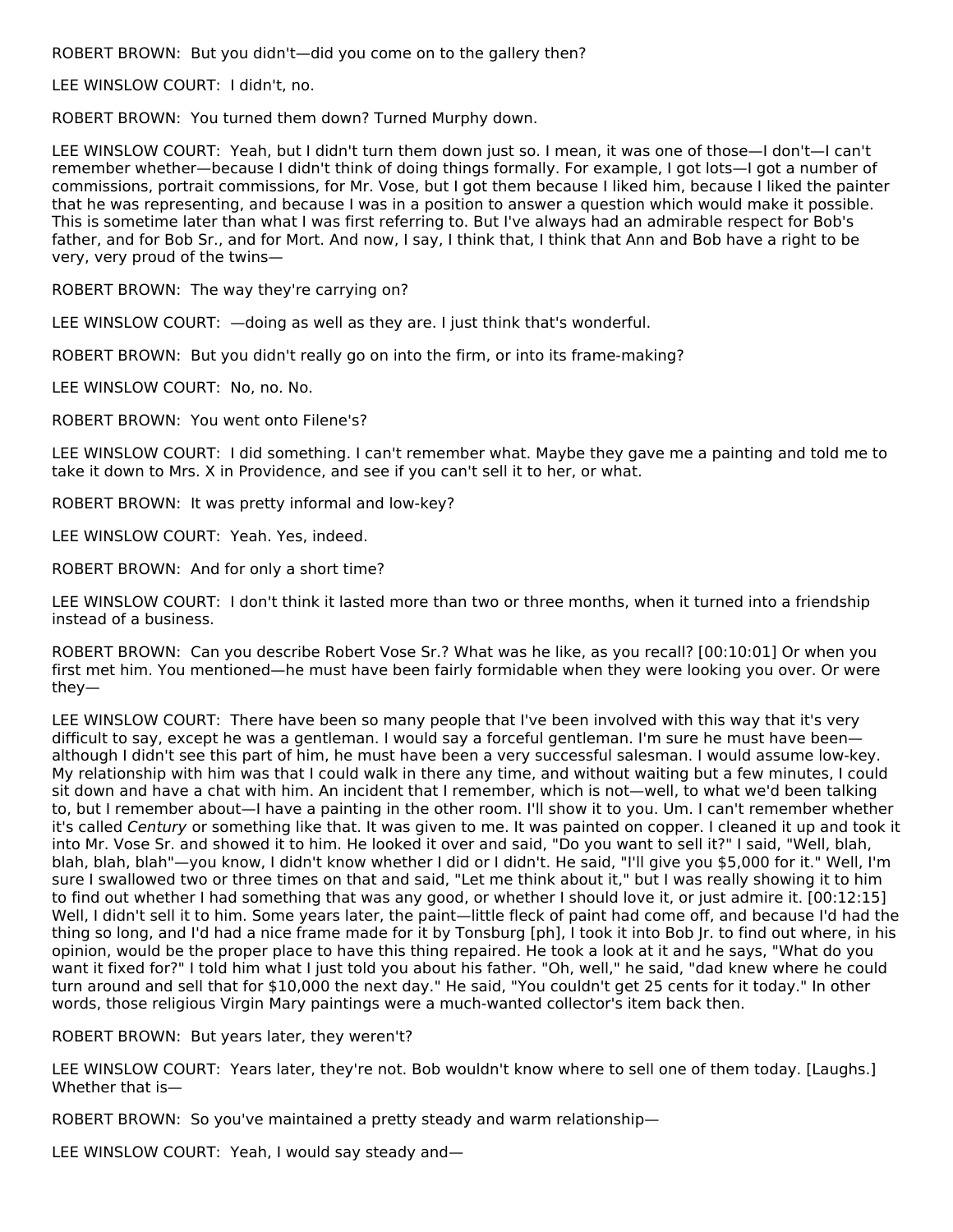ROBERT BROWN: But you didn't—did you come on to the gallery then?

LEE WINSLOW COURT: I didn't, no.

ROBERT BROWN: You turned them down? Turned Murphy down.

LEE WINSLOW COURT: Yeah, but I didn't turn them down just so. I mean, it was one of those—I don't—I can't remember whether—because I didn't think of doing things formally. For example, I got lots—I got a number of commissions, portrait commissions, for Mr. Vose, but I got them because I liked him, because I liked the painter that he was representing, and because I was in a position to answer a question which would make it possible. This is sometime later than what I was first referring to. But I've always had an admirable respect for Bob's father, and for Bob Sr., and for Mort. And now, I say, I think that, I think that Ann and Bob have a right to be very, very proud of the twins—

ROBERT BROWN: The way they're carrying on?

LEE WINSLOW COURT: —doing as well as they are. I just think that's wonderful.

ROBERT BROWN: But you didn't really go on into the firm, or into its frame-making?

LEE WINSLOW COURT: No, no. No.

ROBERT BROWN: You went onto Filene's?

LEE WINSLOW COURT: I did something. I can't remember what. Maybe they gave me a painting and told me to take it down to Mrs. X in Providence, and see if you can't sell it to her, or what.

ROBERT BROWN: It was pretty informal and low-key?

LEE WINSLOW COURT: Yeah. Yes, indeed.

ROBERT BROWN: And for only a short time?

LEE WINSLOW COURT: I don't think it lasted more than two or three months, when it turned into a friendship instead of a business.

ROBERT BROWN: Can you describe Robert Vose Sr.? What was he like, as you recall? [00:10:01] Or when you first met him. You mentioned—he must have been fairly formidable when they were looking you over. Or were they—

LEE WINSLOW COURT: There have been so many people that I've been involved with this way that it's very difficult to say, except he was a gentleman. I would say a forceful gentleman. I'm sure he must have been—although I didn't see this part of him, he must have been a very successful salesman. I would assume low-key. My relationship with him was that I could walk in there any time, and without waiting but a few minutes, I could sit down and have a chat with him. An incident that I remember, which is not—well, to what we'd been talking to, but I remember about—I have a painting in the other room. I'll show it to you. Um. I can't remember whether it's called *Century* or something like that. It was given to me. It was painted on copper. I cleaned it up and took it into Mr. Vose Sr. and showed it to him. He looked it over and said, "Do you want to sell it?" I said, "Well, blah, blah, blah, blah"—you know, I didn't know whether I did or I didn't. He said, "I'll give you $5,000 for it." Well, I'm sure I swallowed two or three times on that and said, "Let me think about it," but I was really showing it to him to find out whether I had something that was any good, or whether I should love it, or just admire it. [00:12:15] Well, I didn't sell it to him. Some years later, the paint—little fleck of paint had come off, and because I'd had the thing so long, and I'd had a nice frame made for it by Tonsburg [ph], I took it into Bob Jr. to find out where, in his opinion, would be the proper place to have this thing repaired. He took a look at it and he says, "What do you want it fixed for?" I told him what I just told you about his father. "Oh, well," he said, "dad knew where he could turn around and sell that for $10,000 the next day." He said, "You couldn't get 25 cents for it today." In other words, those religious Virgin Mary paintings were a much-wanted collector's item back then.

ROBERT BROWN: But years later, they weren't?

LEE WINSLOW COURT: Years later, they're not. Bob wouldn't know where to sell one of them today. [Laughs.] Whether that is—

ROBERT BROWN: So you've maintained a pretty steady and warm relationship—

LEE WINSLOW COURT: Yeah, I would say steady and—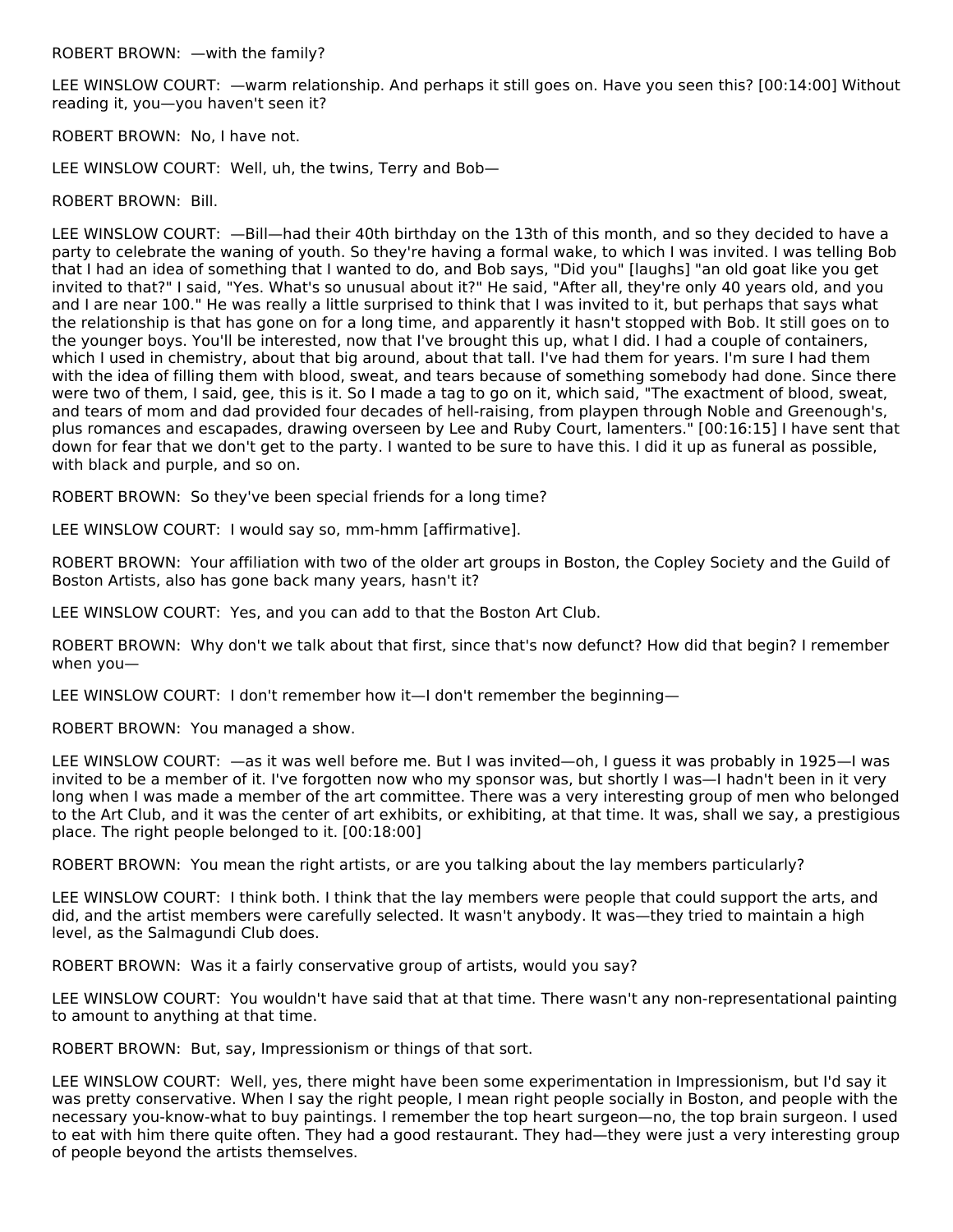ROBERT BROWN: —with the family?

LEE WINSLOW COURT: —warm relationship. And perhaps it still goes on. Have you seen this? [00:14:00] Without reading it, you—you haven't seen it?

ROBERT BROWN: No, I have not.

LEE WINSLOW COURT: Well, uh, the twins, Terry and Bob—

ROBERT BROWN: Bill.

LEE WINSLOW COURT: —Bill—had their 40th birthday on the 13th of this month, and so they decided to have a party to celebrate the waning of youth. So they're having a formal wake, to which I was invited. I was telling Bob that I had an idea of something that I wanted to do, and Bob says, "Did you" [laughs] "an old goat like you get invited to that?" I said, "Yes. What's so unusual about it?" He said, "After all, they're only 40 years old, and you and I are near 100." He was really a little surprised to think that I was invited to it, but perhaps that says what the relationship is that has gone on for a long time, and apparently it hasn't stopped with Bob. It still goes on to the younger boys. You'll be interested, now that I've brought this up, what I did. I had a couple of containers, which I used in chemistry, about that big around, about that tall. I've had them for years. I'm sure I had them with the idea of filling them with blood, sweat, and tears because of something somebody had done. Since there were two of them, I said, gee, this is it. So I made a tag to go on it, which said, "The exactment of blood, sweat, and tears of mom and dad provided four decades of hell-raising, from playpen through Noble and Greenough's, plus romances and escapades, drawing overseen by Lee and Ruby Court, lamenters." [00:16:15] I have sent that down for fear that we don't get to the party. I wanted to be sure to have this. I did it up as funeral as possible, with black and purple, and so on.

ROBERT BROWN: So they've been special friends for a long time?

LEE WINSLOW COURT: I would say so, mm-hmm [affirmative].

ROBERT BROWN: Your affiliation with two of the older art groups in Boston, the Copley Society and the Guild of Boston Artists, also has gone back many years, hasn't it?

LEE WINSLOW COURT: Yes, and you can add to that the Boston Art Club.

ROBERT BROWN: Why don't we talk about that first, since that's now defunct? How did that begin? I remember when you—

LEE WINSLOW COURT: I don't remember how it—I don't remember the beginning—

ROBERT BROWN: You managed a show.

LEE WINSLOW COURT: —as it was well before me. But I was invited—oh, I guess it was probably in 1925—I was invited to be a member of it. I've forgotten now who my sponsor was, but shortly I was—I hadn't been in it very long when I was made a member of the art committee. There was a very interesting group of men who belonged to the Art Club, and it was the center of art exhibits, or exhibiting, at that time. It was, shall we say, a prestigious place. The right people belonged to it. [00:18:00]

ROBERT BROWN: You mean the right artists, or are you talking about the lay members particularly?

LEE WINSLOW COURT: I think both. I think that the lay members were people that could support the arts, and did, and the artist members were carefully selected. It wasn't anybody. It was—they tried to maintain a high level, as the Salmagundi Club does.

ROBERT BROWN: Was it a fairly conservative group of artists, would you say?

LEE WINSLOW COURT: You wouldn't have said that at that time. There wasn't any non-representational painting to amount to anything at that time.

ROBERT BROWN: But, say, Impressionism or things of that sort.

LEE WINSLOW COURT: Well, yes, there might have been some experimentation in Impressionism, but I'd say it was pretty conservative. When I say the right people, I mean right people socially in Boston, and people with the necessary you-know-what to buy paintings. I remember the top heart surgeon—no, the top brain surgeon. I used to eat with him there quite often. They had a good restaurant. They had—they were just a very interesting group of people beyond the artists themselves.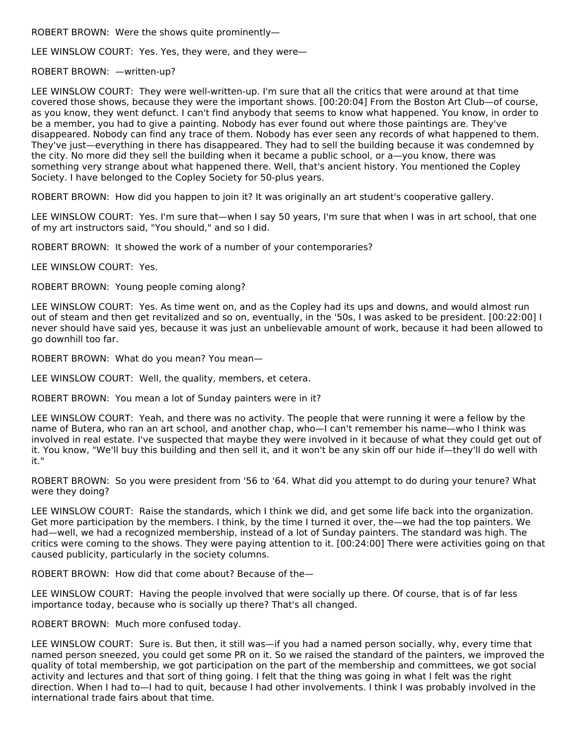ROBERT BROWN: Were the shows quite prominently—

LEE WINSLOW COURT: Yes. Yes, they were, and they were—

ROBERT BROWN: —written-up?

LEE WINSLOW COURT: They were well-written-up. I'm sure that all the critics that were around at that time covered those shows, because they were the important shows. [00:20:04] From the Boston Art Club—of course, as you know, they went defunct. I can't find anybody that seems to know what happened. You know, in order to be a member, you had to give a painting. Nobody has ever found out where those paintings are. They've disappeared. Nobody can find any trace of them. Nobody has ever seen any records of what happened to them. They've just—everything in there has disappeared. They had to sell the building because it was condemned by the city. No more did they sell the building when it became a public school, or a—you know, there was something very strange about what happened there. Well, that's ancient history. You mentioned the Copley Society. I have belonged to the Copley Society for 50-plus years.

ROBERT BROWN: How did you happen to join it? It was originally an art student's cooperative gallery.

LEE WINSLOW COURT: Yes. I'm sure that—when I say 50 years, I'm sure that when I was in art school, that one of my art instructors said, "You should," and so I did.

ROBERT BROWN: It showed the work of a number of your contemporaries?

LEE WINSLOW COURT: Yes.

ROBERT BROWN: Young people coming along?

LEE WINSLOW COURT: Yes. As time went on, and as the Copley had its ups and downs, and would almost run out of steam and then get revitalized and so on, eventually, in the '50s, I was asked to be president. [00:22:00] I never should have said yes, because it was just an unbelievable amount of work, because it had been allowed to go downhill too far.

ROBERT BROWN: What do you mean? You mean—

LEE WINSLOW COURT: Well, the quality, members, et cetera.

ROBERT BROWN: You mean a lot of Sunday painters were in it?

LEE WINSLOW COURT: Yeah, and there was no activity. The people that were running it were a fellow by the name of Butera, who ran an art school, and another chap, who—I can't remember his name—who I think was involved in real estate. I've suspected that maybe they were involved in it because of what they could get out of it. You know, "We'll buy this building and then sell it, and it won't be any skin off our hide if—they'll do well with it."

ROBERT BROWN: So you were president from '56 to '64. What did you attempt to do during your tenure? What were they doing?

LEE WINSLOW COURT: Raise the standards, which I think we did, and get some life back into the organization. Get more participation by the members. I think, by the time I turned it over, the—we had the top painters. We had—well, we had a recognized membership, instead of a lot of Sunday painters. The standard was high. The critics were coming to the shows. They were paying attention to it. [00:24:00] There were activities going on that caused publicity, particularly in the society columns.

ROBERT BROWN: How did that come about? Because of the—

LEE WINSLOW COURT: Having the people involved that were socially up there. Of course, that is of far less importance today, because who is socially up there? That's all changed.

ROBERT BROWN: Much more confused today.

LEE WINSLOW COURT: Sure is. But then, it still was—if you had a named person socially, why, every time that named person sneezed, you could get some PR on it. So we raised the standard of the painters, we improved the quality of total membership, we got participation on the part of the membership and committees, we got social activity and lectures and that sort of thing going. I felt that the thing was going in what I felt was the right direction. When I had to—I had to quit, because I had other involvements. I think I was probably involved in the international trade fairs about that time.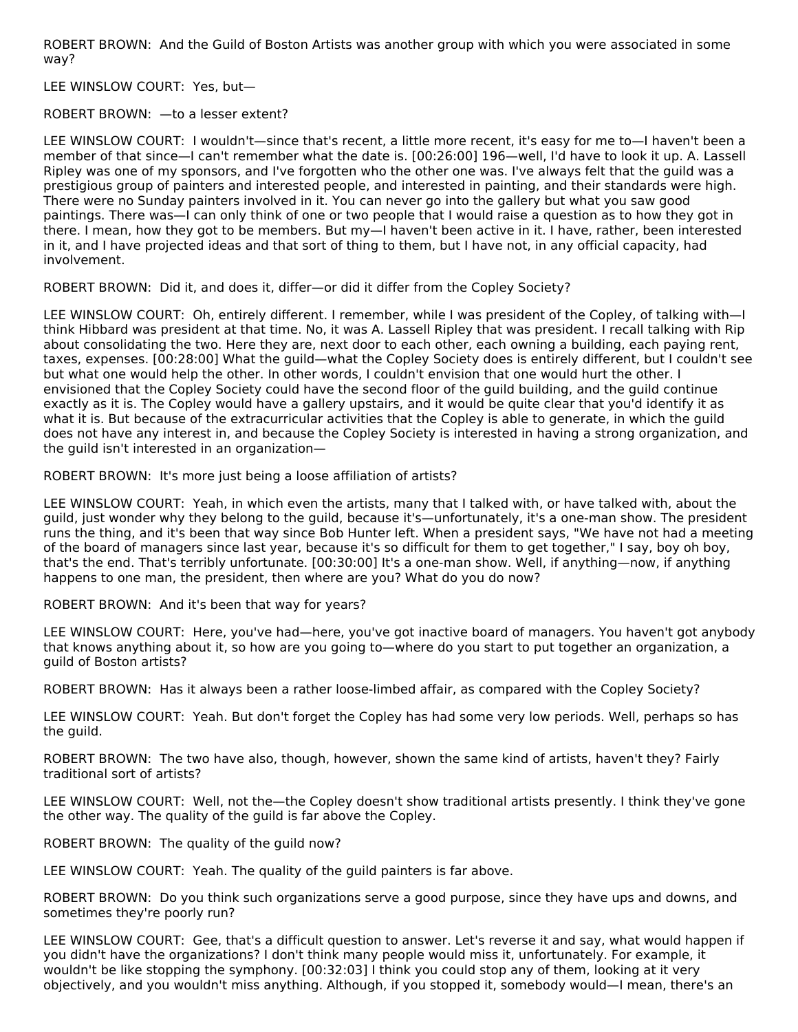ROBERT BROWN: And the Guild of Boston Artists was another group with which you were associated in some way?

LEE WINSLOW COURT: Yes, but—

ROBERT BROWN: —to a lesser extent?

LEE WINSLOW COURT: I wouldn't—since that's recent, a little more recent, it's easy for me to—I haven't been a member of that since—I can't remember what the date is. [00:26:00] 196—well, I'd have to look it up. A. Lassell Ripley was one of my sponsors, and I've forgotten who the other one was. I've always felt that the guild was a prestigious group of painters and interested people, and interested in painting, and their standards were high. There were no Sunday painters involved in it. You can never go into the gallery but what you saw good paintings. There was—I can only think of one or two people that I would raise a question as to how they got in there. I mean, how they got to be members. But my—I haven't been active in it. I have, rather, been interested in it, and I have projected ideas and that sort of thing to them, but I have not, in any official capacity, had involvement.

ROBERT BROWN: Did it, and does it, differ—or did it differ from the Copley Society?

LEE WINSLOW COURT: Oh, entirely different. I remember, while I was president of the Copley, of talking with—I think Hibbard was president at that time. No, it was A. Lassell Ripley that was president. I recall talking with Rip about consolidating the two. Here they are, next door to each other, each owning a building, each paying rent, taxes, expenses. [00:28:00] What the guild—what the Copley Society does is entirely different, but I couldn't see but what one would help the other. In other words, I couldn't envision that one would hurt the other. I envisioned that the Copley Society could have the second floor of the guild building, and the guild continue exactly as it is. The Copley would have a gallery upstairs, and it would be quite clear that you'd identify it as what it is. But because of the extracurricular activities that the Copley is able to generate, in which the guild does not have any interest in, and because the Copley Society is interested in having a strong organization, and the guild isn't interested in an organization—

ROBERT BROWN: It's more just being a loose affiliation of artists?

LEE WINSLOW COURT: Yeah, in which even the artists, many that I talked with, or have talked with, about the guild, just wonder why they belong to the guild, because it's—unfortunately, it's a one-man show. The president runs the thing, and it's been that way since Bob Hunter left. When a president says, "We have not had a meeting of the board of managers since last year, because it's so difficult for them to get together," I say, boy oh boy, that's the end. That's terribly unfortunate. [00:30:00] It's a one-man show. Well, if anything—now, if anything happens to one man, the president, then where are you? What do you do now?

ROBERT BROWN: And it's been that way for years?

LEE WINSLOW COURT: Here, you've had—here, you've got inactive board of managers. You haven't got anybody that knows anything about it, so how are you going to—where do you start to put together an organization, a guild of Boston artists?

ROBERT BROWN: Has it always been a rather loose-limbed affair, as compared with the Copley Society?

LEE WINSLOW COURT: Yeah. But don't forget the Copley has had some very low periods. Well, perhaps so has the guild.

ROBERT BROWN: The two have also, though, however, shown the same kind of artists, haven't they? Fairly traditional sort of artists?

LEE WINSLOW COURT: Well, not the—the Copley doesn't show traditional artists presently. I think they've gone the other way. The quality of the guild is far above the Copley.

ROBERT BROWN: The quality of the guild now?

LEE WINSLOW COURT: Yeah. The quality of the guild painters is far above.

ROBERT BROWN: Do you think such organizations serve a good purpose, since they have ups and downs, and sometimes they're poorly run?

LEE WINSLOW COURT: Gee, that's a difficult question to answer. Let's reverse it and say, what would happen if you didn't have the organizations? I don't think many people would miss it, unfortunately. For example, it wouldn't be like stopping the symphony. [00:32:03] I think you could stop any of them, looking at it very objectively, and you wouldn't miss anything. Although, if you stopped it, somebody would—I mean, there's an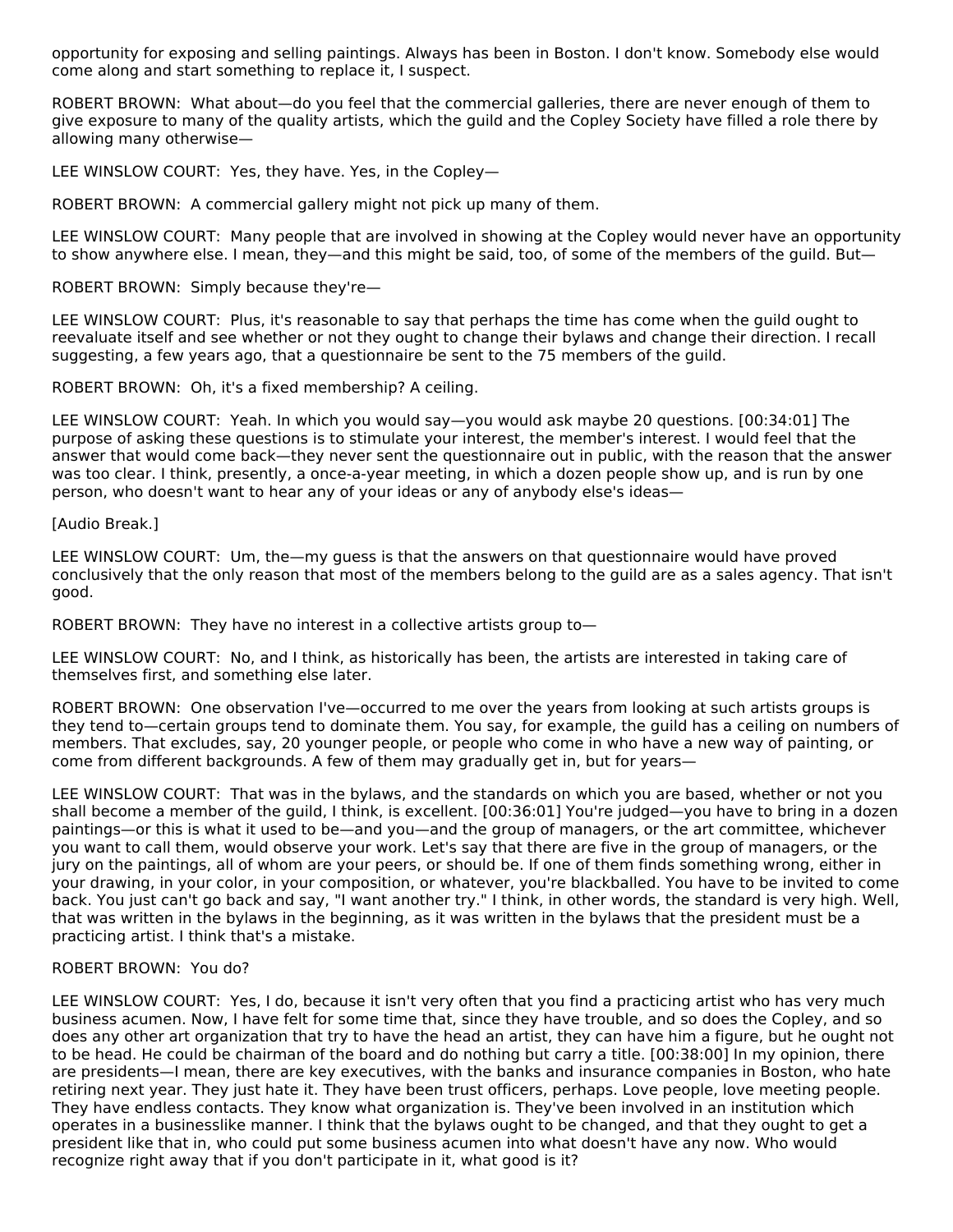opportunity for exposing and selling paintings. Always has been in Boston. I don't know. Somebody else would come along and start something to replace it, I suspect.

ROBERT BROWN: What about—do you feel that the commercial galleries, there are never enough of them to give exposure to many of the quality artists, which the guild and the Copley Society have filled a role there by allowing many otherwise—

LEE WINSLOW COURT: Yes, they have. Yes, in the Copley—

ROBERT BROWN: A commercial gallery might not pick up many of them.

LEE WINSLOW COURT: Many people that are involved in showing at the Copley would never have an opportunity to show anywhere else. I mean, they—and this might be said, too, of some of the members of the guild. But—

ROBERT BROWN: Simply because they're—

LEE WINSLOW COURT: Plus, it's reasonable to say that perhaps the time has come when the guild ought to reevaluate itself and see whether or not they ought to change their bylaws and change their direction. I recall suggesting, a few years ago, that a questionnaire be sent to the 75 members of the guild.

ROBERT BROWN: Oh, it's a fixed membership? A ceiling.

LEE WINSLOW COURT: Yeah. In which you would say—you would ask maybe 20 questions. [00:34:01] The purpose of asking these questions is to stimulate your interest, the member's interest. I would feel that the answer that would come back—they never sent the questionnaire out in public, with the reason that the answer was too clear. I think, presently, a once-a-year meeting, in which a dozen people show up, and is run by one person, who doesn't want to hear any of your ideas or any of anybody else's ideas—

[Audio Break.]

LEE WINSLOW COURT: Um, the—my guess is that the answers on that questionnaire would have proved conclusively that the only reason that most of the members belong to the guild are as a sales agency. That isn't good.

ROBERT BROWN: They have no interest in a collective artists group to—

LEE WINSLOW COURT: No, and I think, as historically has been, the artists are interested in taking care of themselves first, and something else later.

ROBERT BROWN: One observation I've—occurred to me over the years from looking at such artists groups is they tend to—certain groups tend to dominate them. You say, for example, the guild has a ceiling on numbers of members. That excludes, say, 20 younger people, or people who come in who have a new way of painting, or come from different backgrounds. A few of them may gradually get in, but for years—

LEE WINSLOW COURT: That was in the bylaws, and the standards on which you are based, whether or not you shall become a member of the guild, I think, is excellent. [00:36:01] You're judged—you have to bring in a dozen paintings—or this is what it used to be—and you—and the group of managers, or the art committee, whichever you want to call them, would observe your work. Let's say that there are five in the group of managers, or the jury on the paintings, all of whom are your peers, or should be. If one of them finds something wrong, either in your drawing, in your color, in your composition, or whatever, you're blackballed. You have to be invited to come back. You just can't go back and say, "I want another try." I think, in other words, the standard is very high. Well, that was written in the bylaws in the beginning, as it was written in the bylaws that the president must be a practicing artist. I think that's a mistake.

ROBERT BROWN: You do?

LEE WINSLOW COURT: Yes, I do, because it isn't very often that you find a practicing artist who has very much business acumen. Now, I have felt for some time that, since they have trouble, and so does the Copley, and so does any other art organization that try to have the head an artist, they can have him a figure, but he ought not to be head. He could be chairman of the board and do nothing but carry a title. [00:38:00] In my opinion, there are presidents—I mean, there are key executives, with the banks and insurance companies in Boston, who hate retiring next year. They just hate it. They have been trust officers, perhaps. Love people, love meeting people. They have endless contacts. They know what organization is. They've been involved in an institution which operates in a businesslike manner. I think that the bylaws ought to be changed, and that they ought to get a president like that in, who could put some business acumen into what doesn't have any now. Who would recognize right away that if you don't participate in it, what good is it?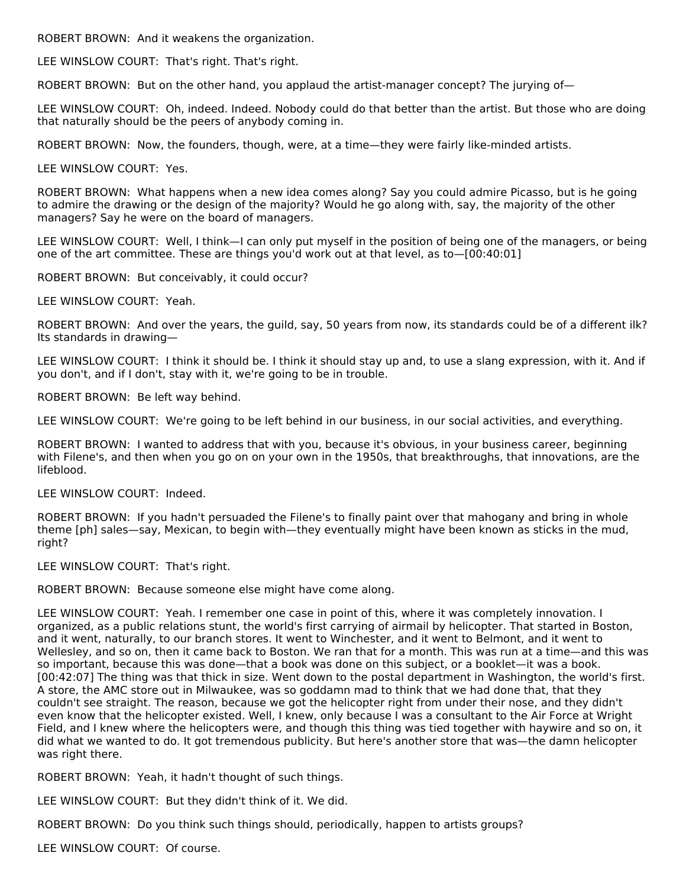ROBERT BROWN: And it weakens the organization.

LEE WINSLOW COURT: That's right. That's right.

ROBERT BROWN: But on the other hand, you applaud the artist-manager concept? The jurying of—

LEE WINSLOW COURT: Oh, indeed. Indeed. Nobody could do that better than the artist. But those who are doing that naturally should be the peers of anybody coming in.

ROBERT BROWN: Now, the founders, though, were, at a time—they were fairly like-minded artists.

LEE WINSLOW COURT: Yes.

ROBERT BROWN: What happens when a new idea comes along? Say you could admire Picasso, but is he going to admire the drawing or the design of the majority? Would he go along with, say, the majority of the other managers? Say he were on the board of managers.

LEE WINSLOW COURT: Well, I think—I can only put myself in the position of being one of the managers, or being one of the art committee. These are things you'd work out at that level, as to—[00:40:01]

ROBERT BROWN: But conceivably, it could occur?

LEE WINSLOW COURT: Yeah.

ROBERT BROWN: And over the years, the guild, say, 50 years from now, its standards could be of a different ilk? Its standards in drawing—

LEE WINSLOW COURT: I think it should be. I think it should stay up and, to use a slang expression, with it. And if you don't, and if I don't, stay with it, we're going to be in trouble.

ROBERT BROWN: Be left way behind.

LEE WINSLOW COURT: We're going to be left behind in our business, in our social activities, and everything.

ROBERT BROWN: I wanted to address that with you, because it's obvious, in your business career, beginning with Filene's, and then when you go on on your own in the 1950s, that breakthroughs, that innovations, are the lifeblood.

LEE WINSLOW COURT: Indeed.

ROBERT BROWN: If you hadn't persuaded the Filene's to finally paint over that mahogany and bring in whole theme [ph] sales—say, Mexican, to begin with—they eventually might have been known as sticks in the mud, right?

LEE WINSLOW COURT: That's right.

ROBERT BROWN: Because someone else might have come along.

LEE WINSLOW COURT: Yeah. I remember one case in point of this, where it was completely innovation. I organized, as a public relations stunt, the world's first carrying of airmail by helicopter. That started in Boston, and it went, naturally, to our branch stores. It went to Winchester, and it went to Belmont, and it went to Wellesley, and so on, then it came back to Boston. We ran that for a month. This was run at a time—and this was so important, because this was done—that a book was done on this subject, or a booklet—it was a book. [00:42:07] The thing was that thick in size. Went down to the postal department in Washington, the world's first. A store, the AMC store out in Milwaukee, was so goddamn mad to think that we had done that, that they couldn't see straight. The reason, because we got the helicopter right from under their nose, and they didn't even know that the helicopter existed. Well, I knew, only because I was a consultant to the Air Force at Wright Field, and I knew where the helicopters were, and though this thing was tied together with haywire and so on, it did what we wanted to do. It got tremendous publicity. But here's another store that was—the damn helicopter was right there.

ROBERT BROWN: Yeah, it hadn't thought of such things.

LEE WINSLOW COURT: But they didn't think of it. We did.

ROBERT BROWN: Do you think such things should, periodically, happen to artists groups?

LEE WINSLOW COURT: Of course.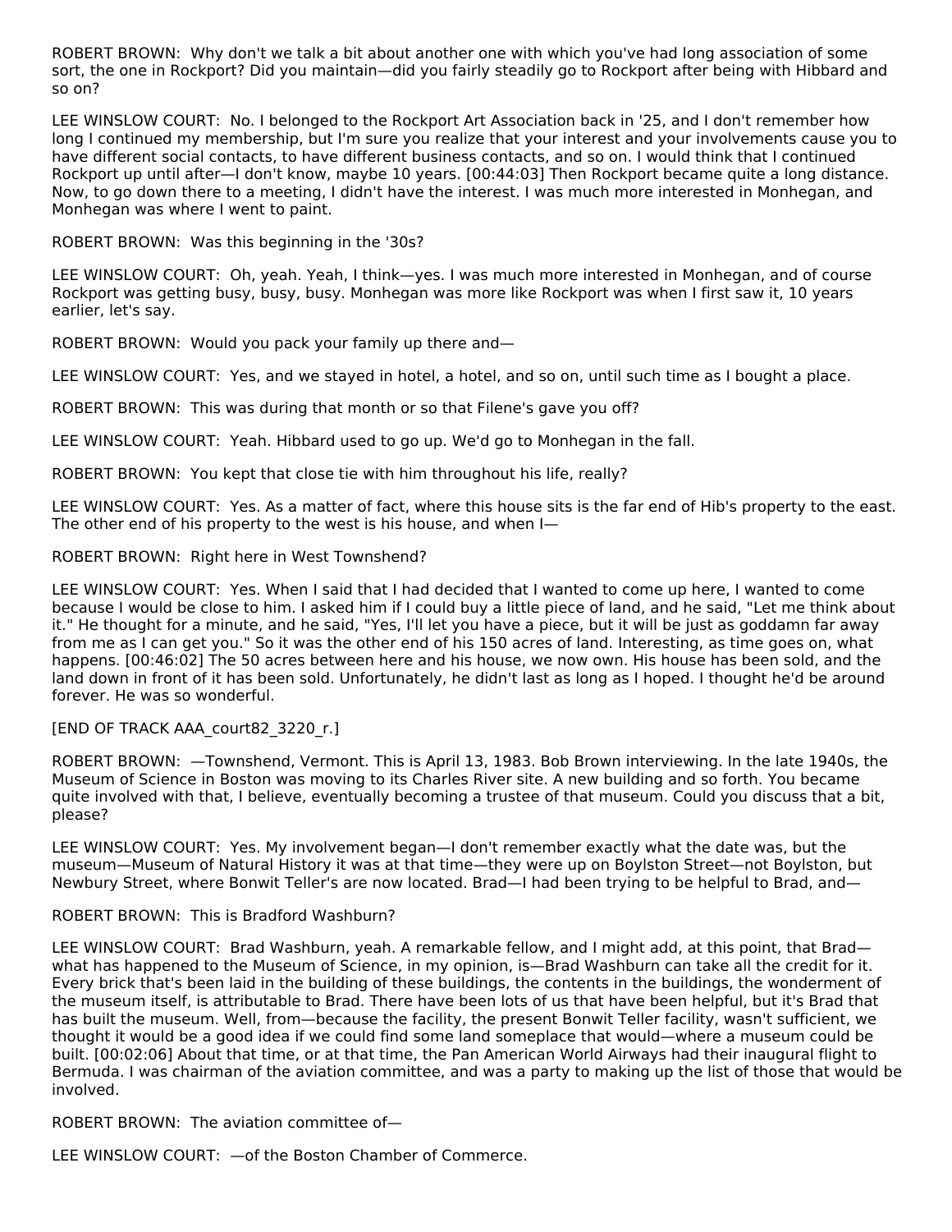ROBERT BROWN: Why don't we talk a bit about another one with which you've had long association of some sort, the one in Rockport? Did you maintain—did you fairly steadily go to Rockport after being with Hibbard and so on?

LEE WINSLOW COURT: No. I belonged to the Rockport Art Association back in '25, and I don't remember how long I continued my membership, but I'm sure you realize that your interest and your involvements cause you to have different social contacts, to have different business contacts, and so on. I would think that I continued Rockport up until after—I don't know, maybe 10 years. [00:44:03] Then Rockport became quite a long distance. Now, to go down there to a meeting, I didn't have the interest. I was much more interested in Monhegan, and Monhegan was where I went to paint.

ROBERT BROWN: Was this beginning in the '30s?

LEE WINSLOW COURT: Oh, yeah. Yeah, I think—yes. I was much more interested in Monhegan, and of course Rockport was getting busy, busy, busy. Monhegan was more like Rockport was when I first saw it, 10 years earlier, let's say.

ROBERT BROWN: Would you pack your family up there and—

LEE WINSLOW COURT: Yes, and we stayed in hotel, a hotel, and so on, until such time as I bought a place.

ROBERT BROWN: This was during that month or so that Filene's gave you off?

LEE WINSLOW COURT: Yeah. Hibbard used to go up. We'd go to Monhegan in the fall.

ROBERT BROWN: You kept that close tie with him throughout his life, really?

LEE WINSLOW COURT: Yes. As a matter of fact, where this house sits is the far end of Hib's property to the east. The other end of his property to the west is his house, and when I—

ROBERT BROWN: Right here in West Townshend?

LEE WINSLOW COURT: Yes. When I said that I had decided that I wanted to come up here, I wanted to come because I would be close to him. I asked him if I could buy a little piece of land, and he said, "Let me think about it." He thought for a minute, and he said, "Yes, I'll let you have a piece, but it will be just as goddamn far away from me as I can get you." So it was the other end of his 150 acres of land. Interesting, as time goes on, what happens. [00:46:02] The 50 acres between here and his house, we now own. His house has been sold, and the land down in front of it has been sold. Unfortunately, he didn't last as long as I hoped. I thought he'd be around forever. He was so wonderful.

[END OF TRACK AAA_court82_3220_r.]

ROBERT BROWN: —Townshend, Vermont. This is April 13, 1983. Bob Brown interviewing. In the late 1940s, the Museum of Science in Boston was moving to its Charles River site. A new building and so forth. You became quite involved with that, I believe, eventually becoming a trustee of that museum. Could you discuss that a bit, please?

LEE WINSLOW COURT: Yes. My involvement began—I don't remember exactly what the date was, but the museum—Museum of Natural History it was at that time—they were up on Boylston Street—not Boylston, but Newbury Street, where Bonwit Teller's are now located. Brad—I had been trying to be helpful to Brad, and—

ROBERT BROWN: This is Bradford Washburn?

LEE WINSLOW COURT: Brad Washburn, yeah. A remarkable fellow, and I might add, at this point, that Brad—what has happened to the Museum of Science, in my opinion, is—Brad Washburn can take all the credit for it. Every brick that's been laid in the building of these buildings, the contents in the buildings, the wonderment of the museum itself, is attributable to Brad. There have been lots of us that have been helpful, but it's Brad that has built the museum. Well, from—because the facility, the present Bonwit Teller facility, wasn't sufficient, we thought it would be a good idea if we could find some land someplace that would—where a museum could be built. [00:02:06] About that time, or at that time, the Pan American World Airways had their inaugural flight to Bermuda. I was chairman of the aviation committee, and was a party to making up the list of those that would be involved.

ROBERT BROWN: The aviation committee of—

LEE WINSLOW COURT: —of the Boston Chamber of Commerce.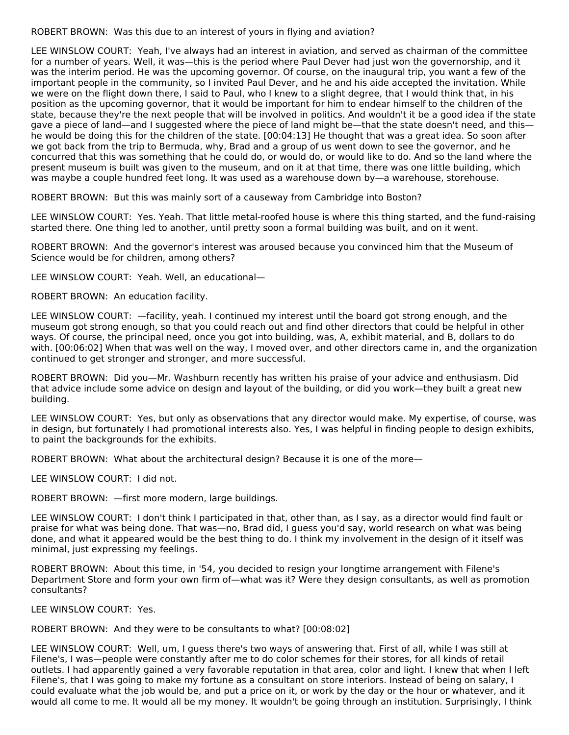ROBERT BROWN: Was this due to an interest of yours in flying and aviation?

LEE WINSLOW COURT: Yeah, I've always had an interest in aviation, and served as chairman of the committee for a number of years. Well, it was—this is the period where Paul Dever had just won the governorship, and it was the interim period. He was the upcoming governor. Of course, on the inaugural trip, you want a few of the important people in the community, so I invited Paul Dever, and he and his aide accepted the invitation. While we were on the flight down there, I said to Paul, who I knew to a slight degree, that I would think that, in his position as the upcoming governor, that it would be important for him to endear himself to the children of the state, because they're the next people that will be involved in politics. And wouldn't it be a good idea if the state gave a piece of land—and I suggested where the piece of land might be—that the state doesn't need, and this—he would be doing this for the children of the state. [00:04:13] He thought that was a great idea. So soon after we got back from the trip to Bermuda, why, Brad and a group of us went down to see the governor, and he concurred that this was something that he could do, or would do, or would like to do. And so the land where the present museum is built was given to the museum, and on it at that time, there was one little building, which was maybe a couple hundred feet long. It was used as a warehouse down by—a warehouse, storehouse.

ROBERT BROWN: But this was mainly sort of a causeway from Cambridge into Boston?

LEE WINSLOW COURT: Yes. Yeah. That little metal-roofed house is where this thing started, and the fund-raising started there. One thing led to another, until pretty soon a formal building was built, and on it went.

ROBERT BROWN: And the governor's interest was aroused because you convinced him that the Museum of Science would be for children, among others?

LEE WINSLOW COURT: Yeah. Well, an educational—

ROBERT BROWN: An education facility.

LEE WINSLOW COURT: —facility, yeah. I continued my interest until the board got strong enough, and the museum got strong enough, so that you could reach out and find other directors that could be helpful in other ways. Of course, the principal need, once you got into building, was, A, exhibit material, and B, dollars to do with. [00:06:02] When that was well on the way, I moved over, and other directors came in, and the organization continued to get stronger and stronger, and more successful.

ROBERT BROWN: Did you—Mr. Washburn recently has written his praise of your advice and enthusiasm. Did that advice include some advice on design and layout of the building, or did you work—they built a great new building.

LEE WINSLOW COURT: Yes, but only as observations that any director would make. My expertise, of course, was in design, but fortunately I had promotional interests also. Yes, I was helpful in finding people to design exhibits, to paint the backgrounds for the exhibits.

ROBERT BROWN: What about the architectural design? Because it is one of the more—

LEE WINSLOW COURT: I did not.

ROBERT BROWN: —first more modern, large buildings.

LEE WINSLOW COURT: I don't think I participated in that, other than, as I say, as a director would find fault or praise for what was being done. That was—no, Brad did, I guess you'd say, world research on what was being done, and what it appeared would be the best thing to do. I think my involvement in the design of it itself was minimal, just expressing my feelings.

ROBERT BROWN: About this time, in '54, you decided to resign your longtime arrangement with Filene's Department Store and form your own firm of—what was it? Were they design consultants, as well as promotion consultants?

LEE WINSLOW COURT: Yes.

ROBERT BROWN: And they were to be consultants to what? [00:08:02]

LEE WINSLOW COURT: Well, um, I guess there's two ways of answering that. First of all, while I was still at Filene's, I was—people were constantly after me to do color schemes for their stores, for all kinds of retail outlets. I had apparently gained a very favorable reputation in that area, color and light. I knew that when I left Filene's, that I was going to make my fortune as a consultant on store interiors. Instead of being on salary, I could evaluate what the job would be, and put a price on it, or work by the day or the hour or whatever, and it would all come to me. It would all be my money. It wouldn't be going through an institution. Surprisingly, I think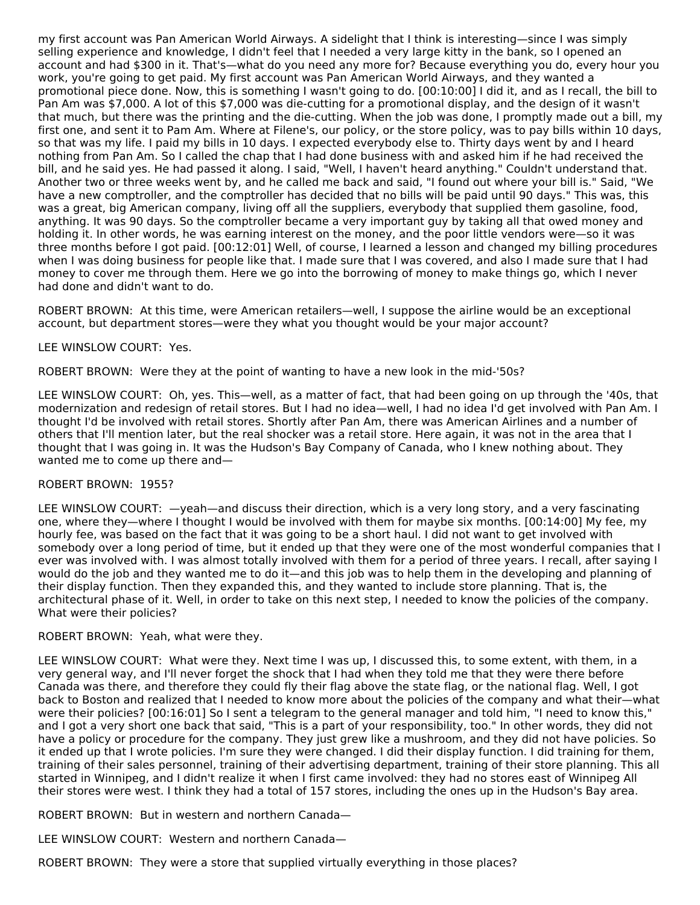my first account was Pan American World Airways. A sidelight that I think is interesting—since I was simply selling experience and knowledge, I didn't feel that I needed a very large kitty in the bank, so I opened an account and had $300 in it. That's—what do you need any more for? Because everything you do, every hour you work, you're going to get paid. My first account was Pan American World Airways, and they wanted a promotional piece done. Now, this is something I wasn't going to do. [00:10:00] I did it, and as I recall, the bill to Pan Am was $7,000. A lot of this $7,000 was die-cutting for a promotional display, and the design of it wasn't that much, but there was the printing and the die-cutting. When the job was done, I promptly made out a bill, my first one, and sent it to Pam Am. Where at Filene's, our policy, or the store policy, was to pay bills within 10 days, so that was my life. I paid my bills in 10 days. I expected everybody else to. Thirty days went by and I heard nothing from Pan Am. So I called the chap that I had done business with and asked him if he had received the bill, and he said yes. He had passed it along. I said, "Well, I haven't heard anything." Couldn't understand that. Another two or three weeks went by, and he called me back and said, "I found out where your bill is." Said, "We have a new comptroller, and the comptroller has decided that no bills will be paid until 90 days." This was, this was a great, big American company, living off all the suppliers, everybody that supplied them gasoline, food, anything. It was 90 days. So the comptroller became a very important guy by taking all that owed money and holding it. In other words, he was earning interest on the money, and the poor little vendors were—so it was three months before I got paid. [00:12:01] Well, of course, I learned a lesson and changed my billing procedures when I was doing business for people like that. I made sure that I was covered, and also I made sure that I had money to cover me through them. Here we go into the borrowing of money to make things go, which I never had done and didn't want to do.

ROBERT BROWN: At this time, were American retailers—well, I suppose the airline would be an exceptional account, but department stores—were they what you thought would be your major account?

LEE WINSLOW COURT: Yes.

ROBERT BROWN: Were they at the point of wanting to have a new look in the mid-'50s?

LEE WINSLOW COURT: Oh, yes. This—well, as a matter of fact, that had been going on up through the '40s, that modernization and redesign of retail stores. But I had no idea—well, I had no idea I'd get involved with Pan Am. I thought I'd be involved with retail stores. Shortly after Pan Am, there was American Airlines and a number of others that I'll mention later, but the real shocker was a retail store. Here again, it was not in the area that I thought that I was going in. It was the Hudson's Bay Company of Canada, who I knew nothing about. They wanted me to come up there and—

ROBERT BROWN: 1955?

LEE WINSLOW COURT: —yeah—and discuss their direction, which is a very long story, and a very fascinating one, where they—where I thought I would be involved with them for maybe six months. [00:14:00] My fee, my hourly fee, was based on the fact that it was going to be a short haul. I did not want to get involved with somebody over a long period of time, but it ended up that they were one of the most wonderful companies that I ever was involved with. I was almost totally involved with them for a period of three years. I recall, after saying I would do the job and they wanted me to do it—and this job was to help them in the developing and planning of their display function. Then they expanded this, and they wanted to include store planning. That is, the architectural phase of it. Well, in order to take on this next step, I needed to know the policies of the company. What were their policies?

ROBERT BROWN: Yeah, what were they.

LEE WINSLOW COURT: What were they. Next time I was up, I discussed this, to some extent, with them, in a very general way, and I'll never forget the shock that I had when they told me that they were there before Canada was there, and therefore they could fly their flag above the state flag, or the national flag. Well, I got back to Boston and realized that I needed to know more about the policies of the company and what their—what were their policies? [00:16:01] So I sent a telegram to the general manager and told him, "I need to know this," and I got a very short one back that said, "This is a part of your responsibility, too." In other words, they did not have a policy or procedure for the company. They just grew like a mushroom, and they did not have policies. So it ended up that I wrote policies. I'm sure they were changed. I did their display function. I did training for them, training of their sales personnel, training of their advertising department, training of their store planning. This all started in Winnipeg, and I didn't realize it when I first came involved: they had no stores east of Winnipeg All their stores were west. I think they had a total of 157 stores, including the ones up in the Hudson's Bay area.

ROBERT BROWN: But in western and northern Canada—

LEE WINSLOW COURT: Western and northern Canada—

ROBERT BROWN: They were a store that supplied virtually everything in those places?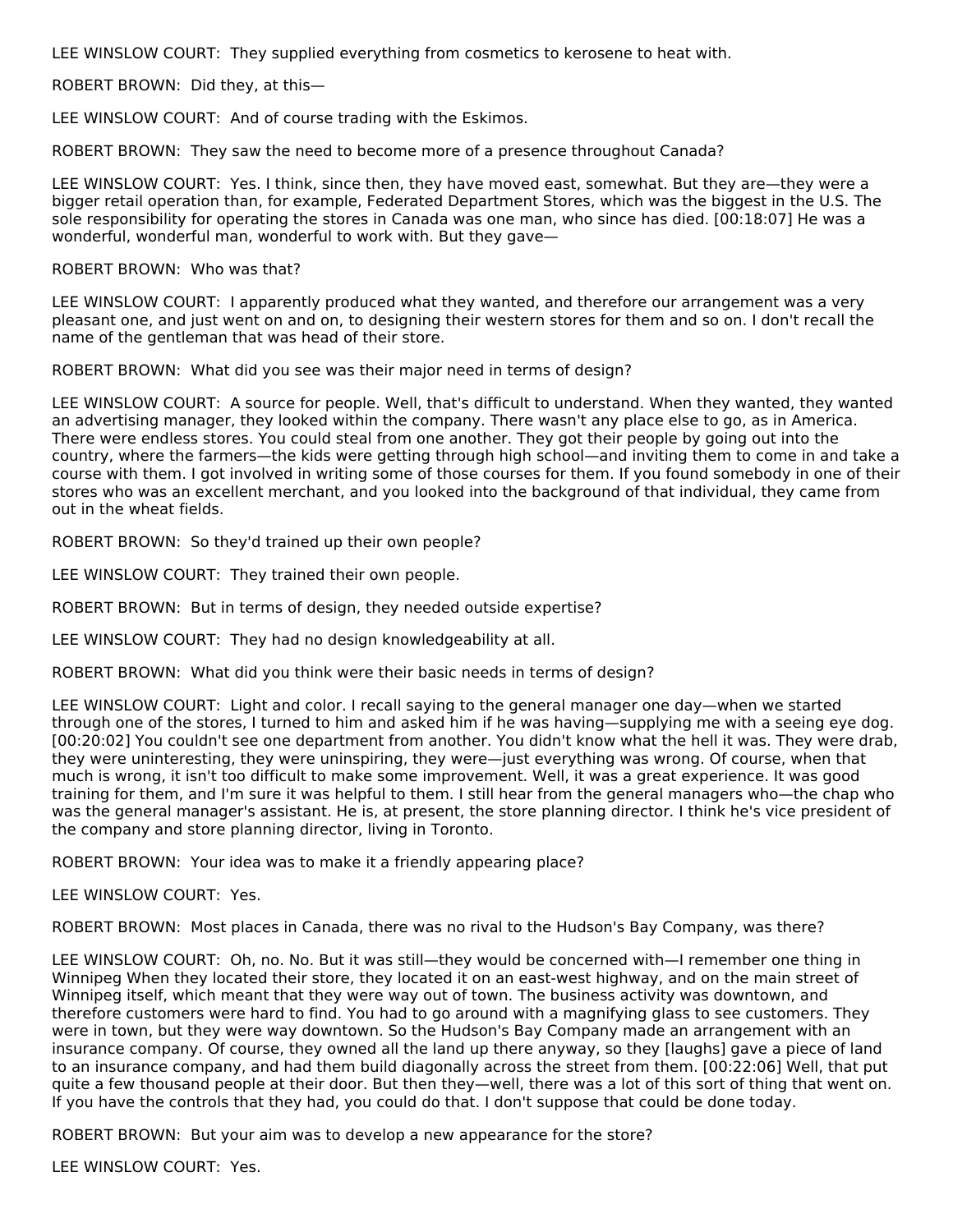LEE WINSLOW COURT: They supplied everything from cosmetics to kerosene to heat with.

ROBERT BROWN: Did they, at this—

LEE WINSLOW COURT: And of course trading with the Eskimos.

ROBERT BROWN: They saw the need to become more of a presence throughout Canada?

LEE WINSLOW COURT: Yes. I think, since then, they have moved east, somewhat. But they are—they were a bigger retail operation than, for example, Federated Department Stores, which was the biggest in the U.S. The sole responsibility for operating the stores in Canada was one man, who since has died. [00:18:07] He was a wonderful, wonderful man, wonderful to work with. But they gave—

ROBERT BROWN: Who was that?

LEE WINSLOW COURT: I apparently produced what they wanted, and therefore our arrangement was a very pleasant one, and just went on and on, to designing their western stores for them and so on. I don't recall the name of the gentleman that was head of their store.

ROBERT BROWN: What did you see was their major need in terms of design?

LEE WINSLOW COURT: A source for people. Well, that's difficult to understand. When they wanted, they wanted an advertising manager, they looked within the company. There wasn't any place else to go, as in America. There were endless stores. You could steal from one another. They got their people by going out into the country, where the farmers—the kids were getting through high school—and inviting them to come in and take a course with them. I got involved in writing some of those courses for them. If you found somebody in one of their stores who was an excellent merchant, and you looked into the background of that individual, they came from out in the wheat fields.

ROBERT BROWN: So they'd trained up their own people?

LEE WINSLOW COURT: They trained their own people.

ROBERT BROWN: But in terms of design, they needed outside expertise?

LEE WINSLOW COURT: They had no design knowledgeability at all.

ROBERT BROWN: What did you think were their basic needs in terms of design?

LEE WINSLOW COURT: Light and color. I recall saying to the general manager one day—when we started through one of the stores, I turned to him and asked him if he was having—supplying me with a seeing eye dog. [00:20:02] You couldn't see one department from another. You didn't know what the hell it was. They were drab, they were uninteresting, they were uninspiring, they were—just everything was wrong. Of course, when that much is wrong, it isn't too difficult to make some improvement. Well, it was a great experience. It was good training for them, and I'm sure it was helpful to them. I still hear from the general managers who—the chap who was the general manager's assistant. He is, at present, the store planning director. I think he's vice president of the company and store planning director, living in Toronto.

ROBERT BROWN: Your idea was to make it a friendly appearing place?

LEE WINSLOW COURT: Yes.

ROBERT BROWN: Most places in Canada, there was no rival to the Hudson's Bay Company, was there?

LEE WINSLOW COURT: Oh, no. No. But it was still—they would be concerned with—I remember one thing in Winnipeg When they located their store, they located it on an east-west highway, and on the main street of Winnipeg itself, which meant that they were way out of town. The business activity was downtown, and therefore customers were hard to find. You had to go around with a magnifying glass to see customers. They were in town, but they were way downtown. So the Hudson's Bay Company made an arrangement with an insurance company. Of course, they owned all the land up there anyway, so they [laughs] gave a piece of land to an insurance company, and had them build diagonally across the street from them. [00:22:06] Well, that put quite a few thousand people at their door. But then they—well, there was a lot of this sort of thing that went on. If you have the controls that they had, you could do that. I don't suppose that could be done today.

ROBERT BROWN: But your aim was to develop a new appearance for the store?

LEE WINSLOW COURT: Yes.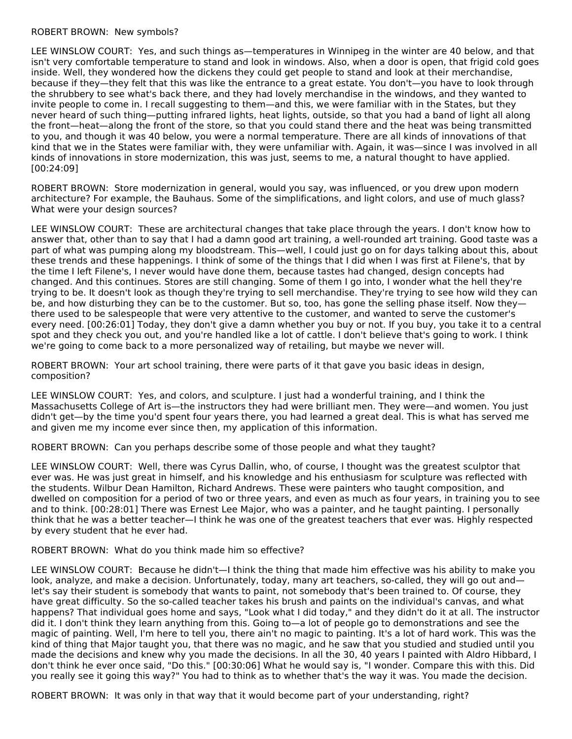ROBERT BROWN: New symbols?

LEE WINSLOW COURT: Yes, and such things as—temperatures in Winnipeg in the winter are 40 below, and that isn't very comfortable temperature to stand and look in windows. Also, when a door is open, that frigid cold goes inside. Well, they wondered how the dickens they could get people to stand and look at their merchandise, because if they—they felt that this was like the entrance to a great estate. You don't—you have to look through the shrubbery to see what's back there, and they had lovely merchandise in the windows, and they wanted to invite people to come in. I recall suggesting to them—and this, we were familiar with in the States, but they never heard of such thing—putting infrared lights, heat lights, outside, so that you had a band of light all along the front—heat—along the front of the store, so that you could stand there and the heat was being transmitted to you, and though it was 40 below, you were a normal temperature. There are all kinds of innovations of that kind that we in the States were familiar with, they were unfamiliar with. Again, it was—since I was involved in all kinds of innovations in store modernization, this was just, seems to me, a natural thought to have applied. [00:24:09]

ROBERT BROWN: Store modernization in general, would you say, was influenced, or you drew upon modern architecture? For example, the Bauhaus. Some of the simplifications, and light colors, and use of much glass? What were your design sources?

LEE WINSLOW COURT: These are architectural changes that take place through the years. I don't know how to answer that, other than to say that I had a damn good art training, a well-rounded art training. Good taste was a part of what was pumping along my bloodstream. This—well, I could just go on for days talking about this, about these trends and these happenings. I think of some of the things that I did when I was first at Filene's, that by the time I left Filene's, I never would have done them, because tastes had changed, design concepts had changed. And this continues. Stores are still changing. Some of them I go into, I wonder what the hell they're trying to be. It doesn't look as though they're trying to sell merchandise. They're trying to see how wild they can be, and how disturbing they can be to the customer. But so, too, has gone the selling phase itself. Now they—there used to be salespeople that were very attentive to the customer, and wanted to serve the customer's every need. [00:26:01] Today, they don't give a damn whether you buy or not. If you buy, you take it to a central spot and they check you out, and you're handled like a lot of cattle. I don't believe that's going to work. I think we're going to come back to a more personalized way of retailing, but maybe we never will.

ROBERT BROWN: Your art school training, there were parts of it that gave you basic ideas in design, composition?

LEE WINSLOW COURT: Yes, and colors, and sculpture. I just had a wonderful training, and I think the Massachusetts College of Art is—the instructors they had were brilliant men. They were—and women. You just didn't get—by the time you'd spent four years there, you had learned a great deal. This is what has served me and given me my income ever since then, my application of this information.

ROBERT BROWN: Can you perhaps describe some of those people and what they taught?

LEE WINSLOW COURT: Well, there was Cyrus Dallin, who, of course, I thought was the greatest sculptor that ever was. He was just great in himself, and his knowledge and his enthusiasm for sculpture was reflected with the students. Wilbur Dean Hamilton, Richard Andrews. These were painters who taught composition, and dwelled on composition for a period of two or three years, and even as much as four years, in training you to see and to think. [00:28:01] There was Ernest Lee Major, who was a painter, and he taught painting. I personally think that he was a better teacher—I think he was one of the greatest teachers that ever was. Highly respected by every student that he ever had.

ROBERT BROWN: What do you think made him so effective?

LEE WINSLOW COURT: Because he didn't—I think the thing that made him effective was his ability to make you look, analyze, and make a decision. Unfortunately, today, many art teachers, so-called, they will go out and—let's say their student is somebody that wants to paint, not somebody that's been trained to. Of course, they have great difficulty. So the so-called teacher takes his brush and paints on the individual's canvas, and what happens? That individual goes home and says, "Look what I did today," and they didn't do it at all. The instructor did it. I don't think they learn anything from this. Going to—a lot of people go to demonstrations and see the magic of painting. Well, I'm here to tell you, there ain't no magic to painting. It's a lot of hard work. This was the kind of thing that Major taught you, that there was no magic, and he saw that you studied and studied until you made the decisions and knew why you made the decisions. In all the 30, 40 years I painted with Aldro Hibbard, I don't think he ever once said, "Do this." [00:30:06] What he would say is, "I wonder. Compare this with this. Did you really see it going this way?" You had to think as to whether that's the way it was. You made the decision.

ROBERT BROWN: It was only in that way that it would become part of your understanding, right?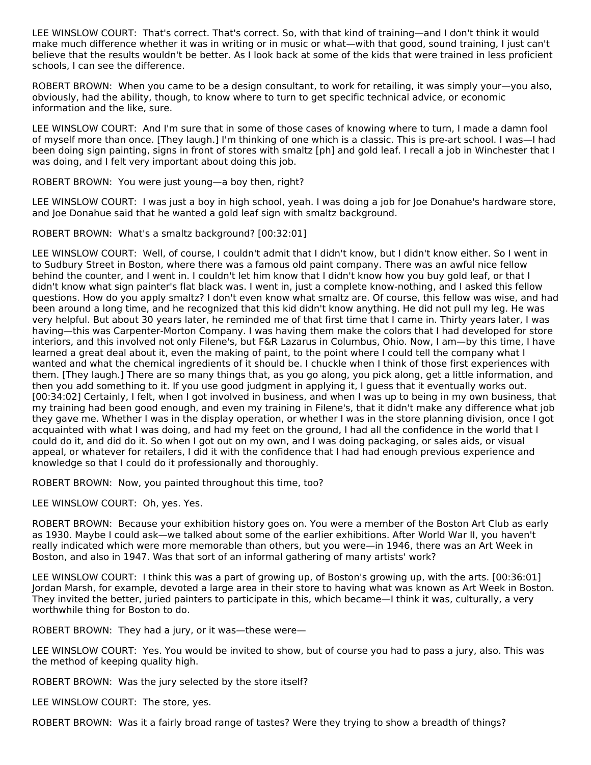LEE WINSLOW COURT: That's correct. That's correct. So, with that kind of training—and I don't think it would make much difference whether it was in writing or in music or what—with that good, sound training, I just can't believe that the results wouldn't be better. As I look back at some of the kids that were trained in less proficient schools, I can see the difference.

ROBERT BROWN: When you came to be a design consultant, to work for retailing, it was simply your—you also, obviously, had the ability, though, to know where to turn to get specific technical advice, or economic information and the like, sure.

LEE WINSLOW COURT: And I'm sure that in some of those cases of knowing where to turn, I made a damn fool of myself more than once. [They laugh.] I'm thinking of one which is a classic. This is pre-art school. I was—I had been doing sign painting, signs in front of stores with smaltz [ph] and gold leaf. I recall a job in Winchester that I was doing, and I felt very important about doing this job.

ROBERT BROWN: You were just young—a boy then, right?

LEE WINSLOW COURT: I was just a boy in high school, yeah. I was doing a job for Joe Donahue's hardware store, and Joe Donahue said that he wanted a gold leaf sign with smaltz background.

ROBERT BROWN: What's a smaltz background? [00:32:01]

LEE WINSLOW COURT: Well, of course, I couldn't admit that I didn't know, but I didn't know either. So I went in to Sudbury Street in Boston, where there was a famous old paint company. There was an awful nice fellow behind the counter, and I went in. I couldn't let him know that I didn't know how you buy gold leaf, or that I didn't know what sign painter's flat black was. I went in, just a complete know-nothing, and I asked this fellow questions. How do you apply smaltz? I don't even know what smaltz are. Of course, this fellow was wise, and had been around a long time, and he recognized that this kid didn't know anything. He did not pull my leg. He was very helpful. But about 30 years later, he reminded me of that first time that I came in. Thirty years later, I was having—this was Carpenter-Morton Company. I was having them make the colors that I had developed for store interiors, and this involved not only Filene's, but F&R Lazarus in Columbus, Ohio. Now, I am—by this time, I have learned a great deal about it, even the making of paint, to the point where I could tell the company what I wanted and what the chemical ingredients of it should be. I chuckle when I think of those first experiences with them. [They laugh.] There are so many things that, as you go along, you pick along, get a little information, and then you add something to it. If you use good judgment in applying it, I guess that it eventually works out. [00:34:02] Certainly, I felt, when I got involved in business, and when I was up to being in my own business, that my training had been good enough, and even my training in Filene's, that it didn't make any difference what job they gave me. Whether I was in the display operation, or whether I was in the store planning division, once I got acquainted with what I was doing, and had my feet on the ground, I had all the confidence in the world that I could do it, and did do it. So when I got out on my own, and I was doing packaging, or sales aids, or visual appeal, or whatever for retailers, I did it with the confidence that I had had enough previous experience and knowledge so that I could do it professionally and thoroughly.

ROBERT BROWN: Now, you painted throughout this time, too?

LEE WINSLOW COURT: Oh, yes. Yes.

ROBERT BROWN: Because your exhibition history goes on. You were a member of the Boston Art Club as early as 1930. Maybe I could ask—we talked about some of the earlier exhibitions. After World War II, you haven't really indicated which were more memorable than others, but you were—in 1946, there was an Art Week in Boston, and also in 1947. Was that sort of an informal gathering of many artists' work?

LEE WINSLOW COURT: I think this was a part of growing up, of Boston's growing up, with the arts. [00:36:01] Jordan Marsh, for example, devoted a large area in their store to having what was known as Art Week in Boston. They invited the better, juried painters to participate in this, which became—I think it was, culturally, a very worthwhile thing for Boston to do.

ROBERT BROWN: They had a jury, or it was—these were—

LEE WINSLOW COURT: Yes. You would be invited to show, but of course you had to pass a jury, also. This was the method of keeping quality high.

ROBERT BROWN: Was the jury selected by the store itself?

LEE WINSLOW COURT: The store, yes.

ROBERT BROWN: Was it a fairly broad range of tastes? Were they trying to show a breadth of things?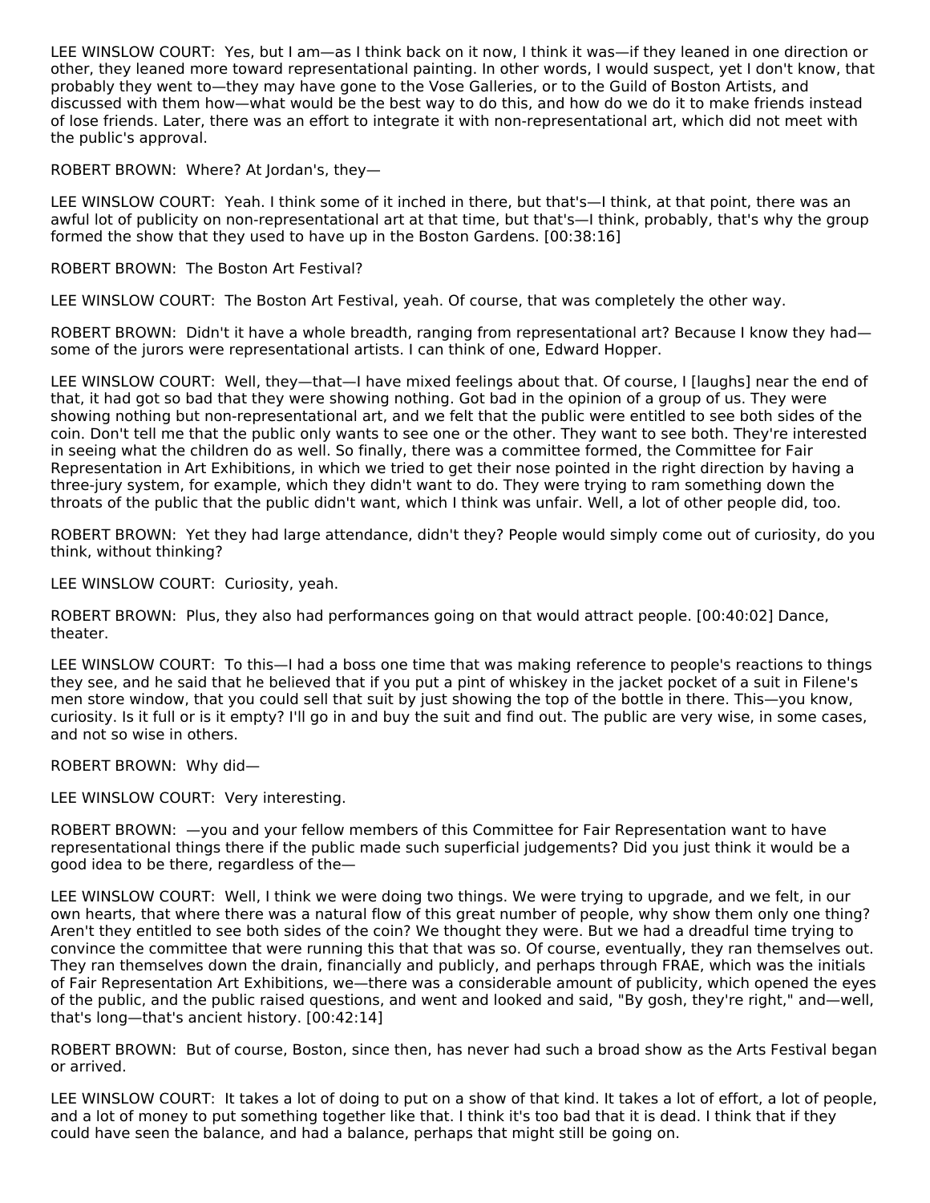LEE WINSLOW COURT: Yes, but I am—as I think back on it now, I think it was—if they leaned in one direction or other, they leaned more toward representational painting. In other words, I would suspect, yet I don't know, that probably they went to—they may have gone to the Vose Galleries, or to the Guild of Boston Artists, and discussed with them how—what would be the best way to do this, and how do we do it to make friends instead of lose friends. Later, there was an effort to integrate it with non-representational art, which did not meet with the public's approval.

ROBERT BROWN: Where? At Jordan's, they—

LEE WINSLOW COURT: Yeah. I think some of it inched in there, but that's—I think, at that point, there was an awful lot of publicity on non-representational art at that time, but that's—I think, probably, that's why the group formed the show that they used to have up in the Boston Gardens. [00:38:16]

ROBERT BROWN: The Boston Art Festival?

LEE WINSLOW COURT: The Boston Art Festival, yeah. Of course, that was completely the other way.

ROBERT BROWN: Didn't it have a whole breadth, ranging from representational art? Because I know they had—some of the jurors were representational artists. I can think of one, Edward Hopper.

LEE WINSLOW COURT: Well, they—that—I have mixed feelings about that. Of course, I [laughs] near the end of that, it had got so bad that they were showing nothing. Got bad in the opinion of a group of us. They were showing nothing but non-representational art, and we felt that the public were entitled to see both sides of the coin. Don't tell me that the public only wants to see one or the other. They want to see both. They're interested in seeing what the children do as well. So finally, there was a committee formed, the Committee for Fair Representation in Art Exhibitions, in which we tried to get their nose pointed in the right direction by having a three-jury system, for example, which they didn't want to do. They were trying to ram something down the throats of the public that the public didn't want, which I think was unfair. Well, a lot of other people did, too.

ROBERT BROWN: Yet they had large attendance, didn't they? People would simply come out of curiosity, do you think, without thinking?

LEE WINSLOW COURT: Curiosity, yeah.

ROBERT BROWN: Plus, they also had performances going on that would attract people. [00:40:02] Dance, theater.

LEE WINSLOW COURT: To this—I had a boss one time that was making reference to people's reactions to things they see, and he said that he believed that if you put a pint of whiskey in the jacket pocket of a suit in Filene's men store window, that you could sell that suit by just showing the top of the bottle in there. This—you know, curiosity. Is it full or is it empty? I'll go in and buy the suit and find out. The public are very wise, in some cases, and not so wise in others.

ROBERT BROWN: Why did—

LEE WINSLOW COURT: Very interesting.

ROBERT BROWN: —you and your fellow members of this Committee for Fair Representation want to have representational things there if the public made such superficial judgements? Did you just think it would be a good idea to be there, regardless of the—

LEE WINSLOW COURT: Well, I think we were doing two things. We were trying to upgrade, and we felt, in our own hearts, that where there was a natural flow of this great number of people, why show them only one thing? Aren't they entitled to see both sides of the coin? We thought they were. But we had a dreadful time trying to convince the committee that were running this that that was so. Of course, eventually, they ran themselves out. They ran themselves down the drain, financially and publicly, and perhaps through FRAE, which was the initials of Fair Representation Art Exhibitions, we—there was a considerable amount of publicity, which opened the eyes of the public, and the public raised questions, and went and looked and said, "By gosh, they're right," and—well, that's long—that's ancient history. [00:42:14]

ROBERT BROWN: But of course, Boston, since then, has never had such a broad show as the Arts Festival began or arrived.

LEE WINSLOW COURT: It takes a lot of doing to put on a show of that kind. It takes a lot of effort, a lot of people, and a lot of money to put something together like that. I think it's too bad that it is dead. I think that if they could have seen the balance, and had a balance, perhaps that might still be going on.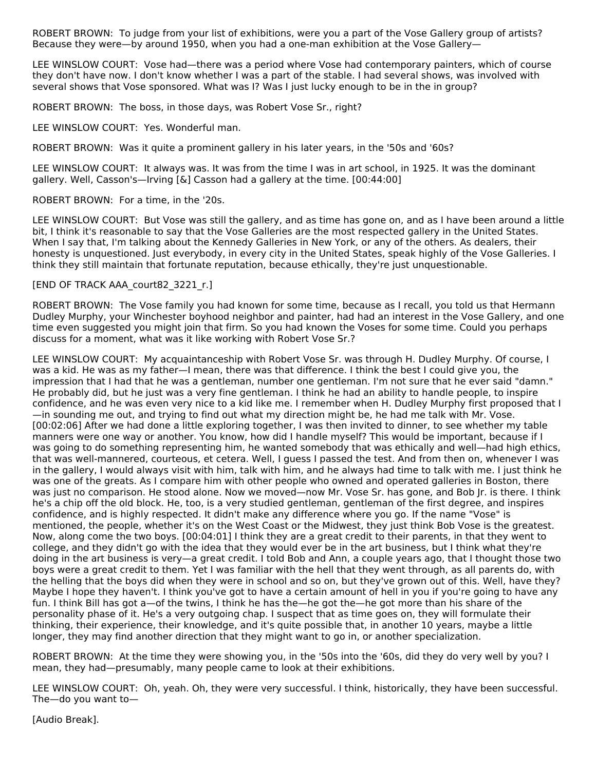ROBERT BROWN: To judge from your list of exhibitions, were you a part of the Vose Gallery group of artists? Because they were—by around 1950, when you had a one-man exhibition at the Vose Gallery—

LEE WINSLOW COURT: Vose had—there was a period where Vose had contemporary painters, which of course they don't have now. I don't know whether I was a part of the stable. I had several shows, was involved with several shows that Vose sponsored. What was I? Was I just lucky enough to be in the in group?

ROBERT BROWN: The boss, in those days, was Robert Vose Sr., right?

LEE WINSLOW COURT: Yes. Wonderful man.

ROBERT BROWN: Was it quite a prominent gallery in his later years, in the '50s and '60s?

LEE WINSLOW COURT: It always was. It was from the time I was in art school, in 1925. It was the dominant gallery. Well, Casson's—Irving [&] Casson had a gallery at the time. [00:44:00]

ROBERT BROWN: For a time, in the '20s.

LEE WINSLOW COURT: But Vose was still the gallery, and as time has gone on, and as I have been around a little bit, I think it's reasonable to say that the Vose Galleries are the most respected gallery in the United States. When I say that, I'm talking about the Kennedy Galleries in New York, or any of the others. As dealers, their honesty is unquestioned. Just everybody, in every city in the United States, speak highly of the Vose Galleries. I think they still maintain that fortunate reputation, because ethically, they're just unquestionable.

[END OF TRACK AAA_court82_3221_r.]

ROBERT BROWN: The Vose family you had known for some time, because as I recall, you told us that Hermann Dudley Murphy, your Winchester boyhood neighbor and painter, had had an interest in the Vose Gallery, and one time even suggested you might join that firm. So you had known the Voses for some time. Could you perhaps discuss for a moment, what was it like working with Robert Vose Sr.?

LEE WINSLOW COURT: My acquaintanceship with Robert Vose Sr. was through H. Dudley Murphy. Of course, I was a kid. He was as my father—I mean, there was that difference. I think the best I could give you, the impression that I had that he was a gentleman, number one gentleman. I'm not sure that he ever said "damn." He probably did, but he just was a very fine gentleman. I think he had an ability to handle people, to inspire confidence, and he was even very nice to a kid like me. I remember when H. Dudley Murphy first proposed that I—in sounding me out, and trying to find out what my direction might be, he had me talk with Mr. Vose. [00:02:06] After we had done a little exploring together, I was then invited to dinner, to see whether my table manners were one way or another. You know, how did I handle myself? This would be important, because if I was going to do something representing him, he wanted somebody that was ethically and well—had high ethics, that was well-mannered, courteous, et cetera. Well, I guess I passed the test. And from then on, whenever I was in the gallery, I would always visit with him, talk with him, and he always had time to talk with me. I just think he was one of the greats. As I compare him with other people who owned and operated galleries in Boston, there was just no comparison. He stood alone. Now we moved—now Mr. Vose Sr. has gone, and Bob Jr. is there. I think he's a chip off the old block. He, too, is a very studied gentleman, gentleman of the first degree, and inspires confidence, and is highly respected. It didn't make any difference where you go. If the name "Vose" is mentioned, the people, whether it's on the West Coast or the Midwest, they just think Bob Vose is the greatest. Now, along come the two boys. [00:04:01] I think they are a great credit to their parents, in that they went to college, and they didn't go with the idea that they would ever be in the art business, but I think what they're doing in the art business is very—a great credit. I told Bob and Ann, a couple years ago, that I thought those two boys were a great credit to them. Yet I was familiar with the hell that they went through, as all parents do, with the helling that the boys did when they were in school and so on, but they've grown out of this. Well, have they? Maybe I hope they haven't. I think you've got to have a certain amount of hell in you if you're going to have any fun. I think Bill has got a—of the twins, I think he has the—he got the—he got more than his share of the personality phase of it. He's a very outgoing chap. I suspect that as time goes on, they will formulate their thinking, their experience, their knowledge, and it's quite possible that, in another 10 years, maybe a little longer, they may find another direction that they might want to go in, or another specialization.

ROBERT BROWN: At the time they were showing you, in the '50s into the '60s, did they do very well by you? I mean, they had—presumably, many people came to look at their exhibitions.

LEE WINSLOW COURT: Oh, yeah. Oh, they were very successful. I think, historically, they have been successful. The—do you want to—

[Audio Break].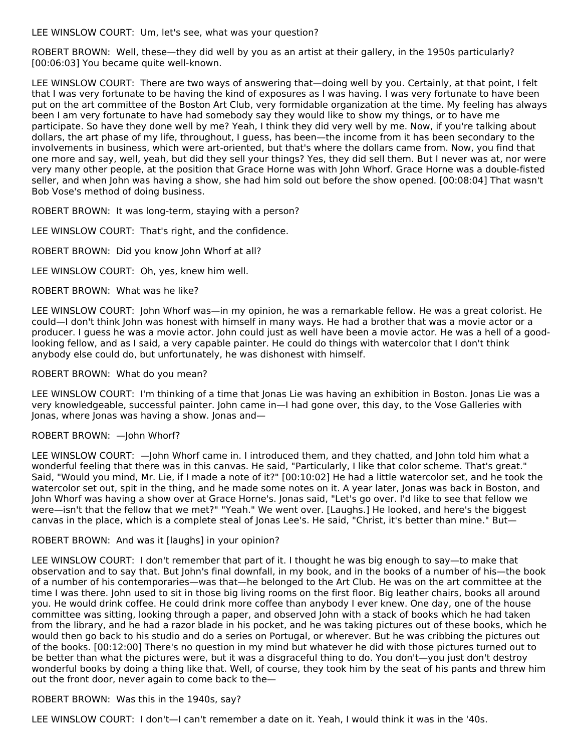LEE WINSLOW COURT: Um, let's see, what was your question?

ROBERT BROWN: Well, these—they did well by you as an artist at their gallery, in the 1950s particularly? [00:06:03] You became quite well-known.

LEE WINSLOW COURT: There are two ways of answering that—doing well by you. Certainly, at that point, I felt that I was very fortunate to be having the kind of exposures as I was having. I was very fortunate to have been put on the art committee of the Boston Art Club, very formidable organization at the time. My feeling has always been I am very fortunate to have had somebody say they would like to show my things, or to have me participate. So have they done well by me? Yeah, I think they did very well by me. Now, if you're talking about dollars, the art phase of my life, throughout, I guess, has been—the income from it has been secondary to the involvements in business, which were art-oriented, but that's where the dollars came from. Now, you find that one more and say, well, yeah, but did they sell your things? Yes, they did sell them. But I never was at, nor were very many other people, at the position that Grace Horne was with John Whorf. Grace Horne was a double-fisted seller, and when John was having a show, she had him sold out before the show opened. [00:08:04] That wasn't Bob Vose's method of doing business.

ROBERT BROWN: It was long-term, staying with a person?

LEE WINSLOW COURT: That's right, and the confidence.

ROBERT BROWN: Did you know John Whorf at all?

LEE WINSLOW COURT: Oh, yes, knew him well.

ROBERT BROWN: What was he like?

LEE WINSLOW COURT: John Whorf was—in my opinion, he was a remarkable fellow. He was a great colorist. He could—I don't think John was honest with himself in many ways. He had a brother that was a movie actor or a producer. I guess he was a movie actor. John could just as well have been a movie actor. He was a hell of a good-looking fellow, and as I said, a very capable painter. He could do things with watercolor that I don't think anybody else could do, but unfortunately, he was dishonest with himself.

ROBERT BROWN: What do you mean?

LEE WINSLOW COURT: I'm thinking of a time that Jonas Lie was having an exhibition in Boston. Jonas Lie was a very knowledgeable, successful painter. John came in—I had gone over, this day, to the Vose Galleries with Jonas, where Jonas was having a show. Jonas and—

ROBERT BROWN: —John Whorf?

LEE WINSLOW COURT: —John Whorf came in. I introduced them, and they chatted, and John told him what a wonderful feeling that there was in this canvas. He said, "Particularly, I like that color scheme. That's great." Said, "Would you mind, Mr. Lie, if I made a note of it?" [00:10:02] He had a little watercolor set, and he took the watercolor set out, spit in the thing, and he made some notes on it. A year later, Jonas was back in Boston, and John Whorf was having a show over at Grace Horne's. Jonas said, "Let's go over. I'd like to see that fellow we were—isn't that the fellow that we met?" "Yeah." We went over. [Laughs.] He looked, and here's the biggest canvas in the place, which is a complete steal of Jonas Lee's. He said, "Christ, it's better than mine." But—

ROBERT BROWN: And was it [laughs] in your opinion?

LEE WINSLOW COURT: I don't remember that part of it. I thought he was big enough to say—to make that observation and to say that. But John's final downfall, in my book, and in the books of a number of his—the book of a number of his contemporaries—was that—he belonged to the Art Club. He was on the art committee at the time I was there. John used to sit in those big living rooms on the first floor. Big leather chairs, books all around you. He would drink coffee. He could drink more coffee than anybody I ever knew. One day, one of the house committee was sitting, looking through a paper, and observed John with a stack of books which he had taken from the library, and he had a razor blade in his pocket, and he was taking pictures out of these books, which he would then go back to his studio and do a series on Portugal, or wherever. But he was cribbing the pictures out of the books. [00:12:00] There's no question in my mind but whatever he did with those pictures turned out to be better than what the pictures were, but it was a disgraceful thing to do. You don't—you just don't destroy wonderful books by doing a thing like that. Well, of course, they took him by the seat of his pants and threw him out the front door, never again to come back to the—

ROBERT BROWN: Was this in the 1940s, say?

LEE WINSLOW COURT: I don't—I can't remember a date on it. Yeah, I would think it was in the '40s.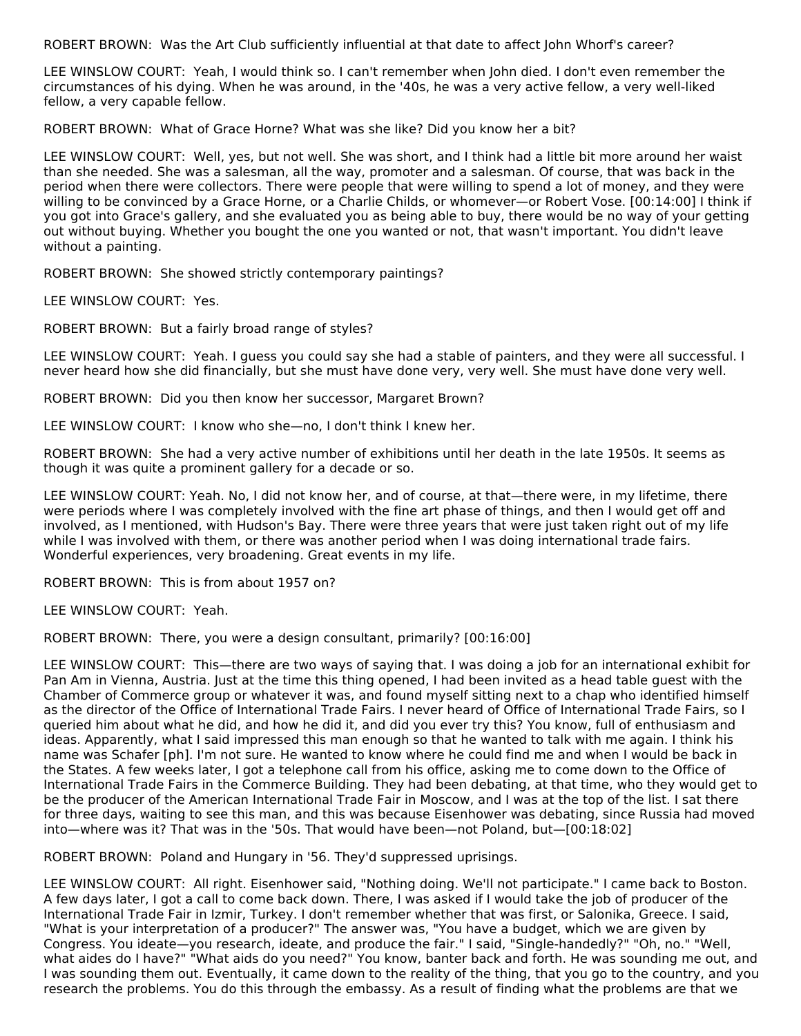ROBERT BROWN: Was the Art Club sufficiently influential at that date to affect John Whorf's career?

LEE WINSLOW COURT: Yeah, I would think so. I can't remember when John died. I don't even remember the circumstances of his dying. When he was around, in the '40s, he was a very active fellow, a very well-liked fellow, a very capable fellow.

ROBERT BROWN: What of Grace Horne? What was she like? Did you know her a bit?

LEE WINSLOW COURT: Well, yes, but not well. She was short, and I think had a little bit more around her waist than she needed. She was a salesman, all the way, promoter and a salesman. Of course, that was back in the period when there were collectors. There were people that were willing to spend a lot of money, and they were willing to be convinced by a Grace Horne, or a Charlie Childs, or whomever—or Robert Vose. [00:14:00] I think if you got into Grace's gallery, and she evaluated you as being able to buy, there would be no way of your getting out without buying. Whether you bought the one you wanted or not, that wasn't important. You didn't leave without a painting.

ROBERT BROWN: She showed strictly contemporary paintings?

LEE WINSLOW COURT: Yes.

ROBERT BROWN: But a fairly broad range of styles?

LEE WINSLOW COURT: Yeah. I guess you could say she had a stable of painters, and they were all successful. I never heard how she did financially, but she must have done very, very well. She must have done very well.

ROBERT BROWN: Did you then know her successor, Margaret Brown?

LEE WINSLOW COURT: I know who she—no, I don't think I knew her.

ROBERT BROWN: She had a very active number of exhibitions until her death in the late 1950s. It seems as though it was quite a prominent gallery for a decade or so.

LEE WINSLOW COURT: Yeah. No, I did not know her, and of course, at that—there were, in my lifetime, there were periods where I was completely involved with the fine art phase of things, and then I would get off and involved, as I mentioned, with Hudson's Bay. There were three years that were just taken right out of my life while I was involved with them, or there was another period when I was doing international trade fairs. Wonderful experiences, very broadening. Great events in my life.

ROBERT BROWN: This is from about 1957 on?

LEE WINSLOW COURT: Yeah.

ROBERT BROWN: There, you were a design consultant, primarily? [00:16:00]

LEE WINSLOW COURT: This—there are two ways of saying that. I was doing a job for an international exhibit for Pan Am in Vienna, Austria. Just at the time this thing opened, I had been invited as a head table guest with the Chamber of Commerce group or whatever it was, and found myself sitting next to a chap who identified himself as the director of the Office of International Trade Fairs. I never heard of Office of International Trade Fairs, so I queried him about what he did, and how he did it, and did you ever try this? You know, full of enthusiasm and ideas. Apparently, what I said impressed this man enough so that he wanted to talk with me again. I think his name was Schafer [ph]. I'm not sure. He wanted to know where he could find me and when I would be back in the States. A few weeks later, I got a telephone call from his office, asking me to come down to the Office of International Trade Fairs in the Commerce Building. They had been debating, at that time, who they would get to be the producer of the American International Trade Fair in Moscow, and I was at the top of the list. I sat there for three days, waiting to see this man, and this was because Eisenhower was debating, since Russia had moved into—where was it? That was in the '50s. That would have been—not Poland, but—[00:18:02]

ROBERT BROWN: Poland and Hungary in '56. They'd suppressed uprisings.

LEE WINSLOW COURT: All right. Eisenhower said, "Nothing doing. We'll not participate." I came back to Boston. A few days later, I got a call to come back down. There, I was asked if I would take the job of producer of the International Trade Fair in Izmir, Turkey. I don't remember whether that was first, or Salonika, Greece. I said, "What is your interpretation of a producer?" The answer was, "You have a budget, which we are given by Congress. You ideate—you research, ideate, and produce the fair." I said, "Single-handedly?" "Oh, no." "Well, what aides do I have?" "What aids do you need?" You know, banter back and forth. He was sounding me out, and I was sounding them out. Eventually, it came down to the reality of the thing, that you go to the country, and you research the problems. You do this through the embassy. As a result of finding what the problems are that we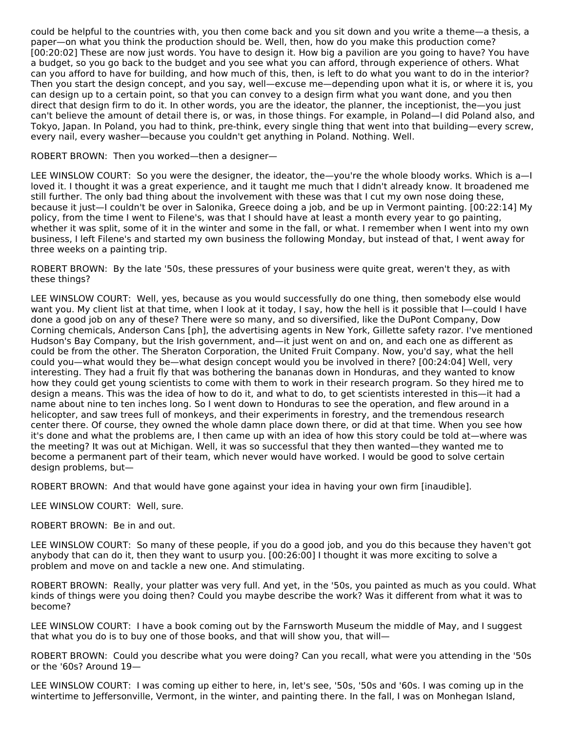could be helpful to the countries with, you then come back and you sit down and you write a theme—a thesis, a paper—on what you think the production should be. Well, then, how do you make this production come? [00:20:02] These are now just words. You have to design it. How big a pavilion are you going to have? You have a budget, so you go back to the budget and you see what you can afford, through experience of others. What can you afford to have for building, and how much of this, then, is left to do what you want to do in the interior? Then you start the design concept, and you say, well—excuse me—depending upon what it is, or where it is, you can design up to a certain point, so that you can convey to a design firm what you want done, and you then direct that design firm to do it. In other words, you are the ideator, the planner, the inceptionist, the—you just can't believe the amount of detail there is, or was, in those things. For example, in Poland—I did Poland also, and Tokyo, Japan. In Poland, you had to think, pre-think, every single thing that went into that building—every screw, every nail, every washer—because you couldn't get anything in Poland. Nothing. Well.

ROBERT BROWN: Then you worked—then a designer—

LEE WINSLOW COURT: So you were the designer, the ideator, the—you're the whole bloody works. Which is a—I loved it. I thought it was a great experience, and it taught me much that I didn't already know. It broadened me still further. The only bad thing about the involvement with these was that I cut my own nose doing these, because it just—I couldn't be over in Salonika, Greece doing a job, and be up in Vermont painting. [00:22:14] My policy, from the time I went to Filene's, was that I should have at least a month every year to go painting, whether it was split, some of it in the winter and some in the fall, or what. I remember when I went into my own business, I left Filene's and started my own business the following Monday, but instead of that, I went away for three weeks on a painting trip.

ROBERT BROWN: By the late '50s, these pressures of your business were quite great, weren't they, as with these things?

LEE WINSLOW COURT: Well, yes, because as you would successfully do one thing, then somebody else would want you. My client list at that time, when I look at it today, I say, how the hell is it possible that I—could I have done a good job on any of these? There were so many, and so diversified, like the DuPont Company, Dow Corning chemicals, Anderson Cans [ph], the advertising agents in New York, Gillette safety razor. I've mentioned Hudson's Bay Company, but the Irish government, and—it just went on and on, and each one as different as could be from the other. The Sheraton Corporation, the United Fruit Company. Now, you'd say, what the hell could you—what would they be—what design concept would you be involved in there? [00:24:04] Well, very interesting. They had a fruit fly that was bothering the bananas down in Honduras, and they wanted to know how they could get young scientists to come with them to work in their research program. So they hired me to design a means. This was the idea of how to do it, and what to do, to get scientists interested in this—it had a name about nine to ten inches long. So I went down to Honduras to see the operation, and flew around in a helicopter, and saw trees full of monkeys, and their experiments in forestry, and the tremendous research center there. Of course, they owned the whole damn place down there, or did at that time. When you see how it's done and what the problems are, I then came up with an idea of how this story could be told at—where was the meeting? It was out at Michigan. Well, it was so successful that they then wanted—they wanted me to become a permanent part of their team, which never would have worked. I would be good to solve certain design problems, but—

ROBERT BROWN: And that would have gone against your idea in having your own firm [inaudible].

LEE WINSLOW COURT: Well, sure.

ROBERT BROWN: Be in and out.

LEE WINSLOW COURT: So many of these people, if you do a good job, and you do this because they haven't got anybody that can do it, then they want to usurp you. [00:26:00] I thought it was more exciting to solve a problem and move on and tackle a new one. And stimulating.

ROBERT BROWN: Really, your platter was very full. And yet, in the '50s, you painted as much as you could. What kinds of things were you doing then? Could you maybe describe the work? Was it different from what it was to become?

LEE WINSLOW COURT: I have a book coming out by the Farnsworth Museum the middle of May, and I suggest that what you do is to buy one of those books, and that will show you, that will—

ROBERT BROWN: Could you describe what you were doing? Can you recall, what were you attending in the '50s or the '60s? Around 19—

LEE WINSLOW COURT: I was coming up either to here, in, let's see, '50s, '50s and '60s. I was coming up in the wintertime to Jeffersonville, Vermont, in the winter, and painting there. In the fall, I was on Monhegan Island,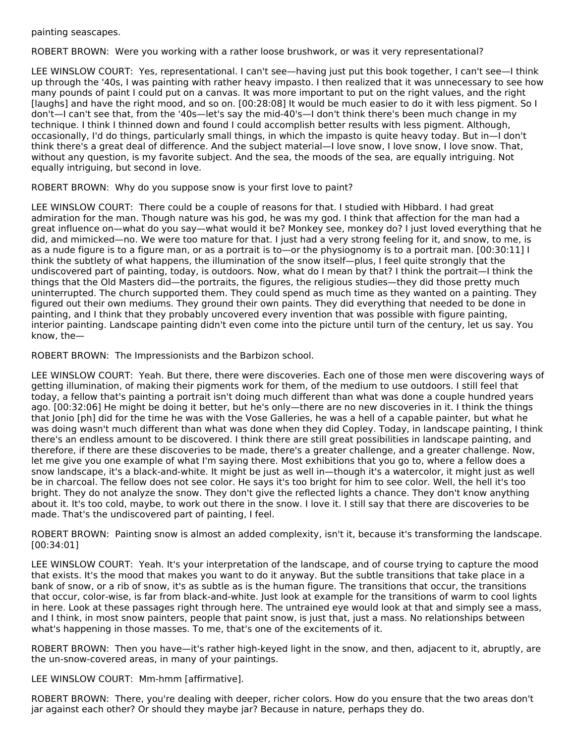painting seascapes.

ROBERT BROWN:  Were you working with a rather loose brushwork, or was it very representational?

LEE WINSLOW COURT:  Yes, representational. I can't see—having just put this book together, I can't see—I think up through the '40s, I was painting with rather heavy impasto. I then realized that it was unnecessary to see how many pounds of paint I could put on a canvas. It was more important to put on the right values, and the right [laughs] and have the right mood, and so on. [00:28:08] It would be much easier to do it with less pigment. So I don't—I can't see that, from the '40s—let's say the mid-40's—I don't think there's been much change in my technique. I think I thinned down and found I could accomplish better results with less pigment. Although, occasionally, I'd do things, particularly small things, in which the impasto is quite heavy today. But in—I don't think there's a great deal of difference. And the subject material—I love snow, I love snow, I love snow. That, without any question, is my favorite subject. And the sea, the moods of the sea, are equally intriguing. Not equally intriguing, but second in love.

ROBERT BROWN:  Why do you suppose snow is your first love to paint?

LEE WINSLOW COURT:  There could be a couple of reasons for that. I studied with Hibbard. I had great admiration for the man. Though nature was his god, he was my god. I think that affection for the man had a great influence on—what do you say—what would it be? Monkey see, monkey do? I just loved everything that he did, and mimicked—no. We were too mature for that. I just had a very strong feeling for it, and snow, to me, is as a nude figure is to a figure man, or as a portrait is to—or the physiognomy is to a portrait man. [00:30:11] I think the subtlety of what happens, the illumination of the snow itself—plus, I feel quite strongly that the undiscovered part of painting, today, is outdoors. Now, what do I mean by that? I think the portrait—I think the things that the Old Masters did—the portraits, the figures, the religious studies—they did those pretty much uninterrupted. The church supported them. They could spend as much time as they wanted on a painting. They figured out their own mediums. They ground their own paints. They did everything that needed to be done in painting, and I think that they probably uncovered every invention that was possible with figure painting, interior painting. Landscape painting didn't even come into the picture until turn of the century, let us say. You know, the—

ROBERT BROWN:  The Impressionists and the Barbizon school.

LEE WINSLOW COURT:  Yeah. But there, there were discoveries. Each one of those men were discovering ways of getting illumination, of making their pigments work for them, of the medium to use outdoors. I still feel that today, a fellow that's painting a portrait isn't doing much different than what was done a couple hundred years ago. [00:32:06] He might be doing it better, but he's only—there are no new discoveries in it. I think the things that Jonio [ph] did for the time he was with the Vose Galleries, he was a hell of a capable painter, but what he was doing wasn't much different than what was done when they did Copley. Today, in landscape painting, I think there's an endless amount to be discovered. I think there are still great possibilities in landscape painting, and therefore, if there are these discoveries to be made, there's a greater challenge, and a greater challenge. Now, let me give you one example of what I'm saying there. Most exhibitions that you go to, where a fellow does a snow landscape, it's a black-and-white. It might be just as well in—though it's a watercolor, it might just as well be in charcoal. The fellow does not see color. He says it's too bright for him to see color. Well, the hell it's too bright. They do not analyze the snow. They don't give the reflected lights a chance. They don't know anything about it. It's too cold, maybe, to work out there in the snow. I love it. I still say that there are discoveries to be made. That's the undiscovered part of painting, I feel.

ROBERT BROWN:  Painting snow is almost an added complexity, isn't it, because it's transforming the landscape. [00:34:01]

LEE WINSLOW COURT:  Yeah. It's your interpretation of the landscape, and of course trying to capture the mood that exists. It's the mood that makes you want to do it anyway. But the subtle transitions that take place in a bank of snow, or a rib of snow, it's as subtle as is the human figure. The transitions that occur, the transitions that occur, color-wise, is far from black-and-white. Just look at example for the transitions of warm to cool lights in here. Look at these passages right through here. The untrained eye would look at that and simply see a mass, and I think, in most snow painters, people that paint snow, is just that, just a mass. No relationships between what's happening in those masses. To me, that's one of the excitements of it.

ROBERT BROWN:  Then you have—it's rather high-keyed light in the snow, and then, adjacent to it, abruptly, are the un-snow-covered areas, in many of your paintings.

LEE WINSLOW COURT:  Mm-hmm [affirmative].

ROBERT BROWN:  There, you're dealing with deeper, richer colors. How do you ensure that the two areas don't jar against each other? Or should they maybe jar? Because in nature, perhaps they do.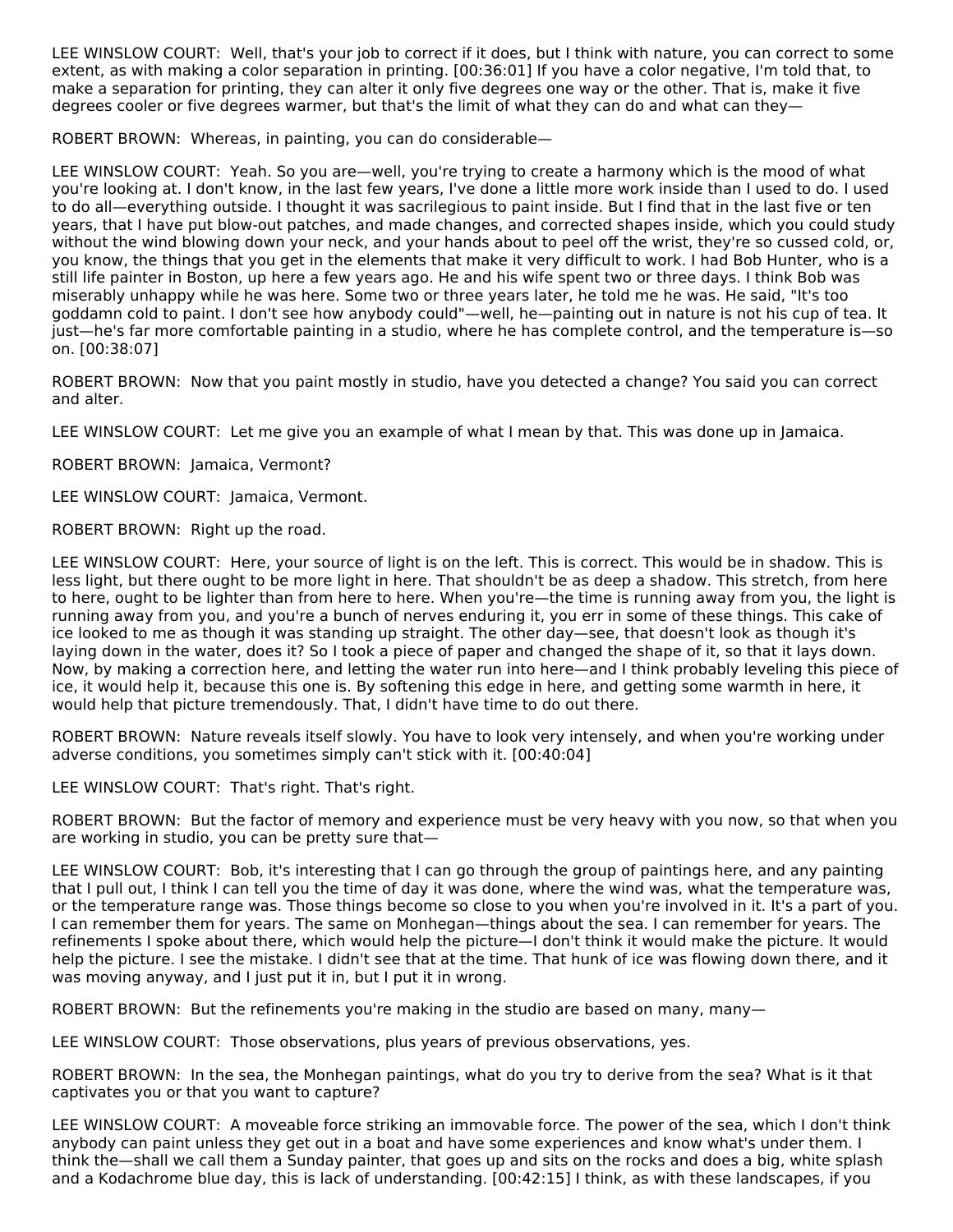LEE WINSLOW COURT: Well, that's your job to correct if it does, but I think with nature, you can correct to some extent, as with making a color separation in printing. [00:36:01] If you have a color negative, I'm told that, to make a separation for printing, they can alter it only five degrees one way or the other. That is, make it five degrees cooler or five degrees warmer, but that's the limit of what they can do and what can they—

ROBERT BROWN: Whereas, in painting, you can do considerable—

LEE WINSLOW COURT: Yeah. So you are—well, you're trying to create a harmony which is the mood of what you're looking at. I don't know, in the last few years, I've done a little more work inside than I used to do. I used to do all—everything outside. I thought it was sacrilegious to paint inside. But I find that in the last five or ten years, that I have put blow-out patches, and made changes, and corrected shapes inside, which you could study without the wind blowing down your neck, and your hands about to peel off the wrist, they're so cussed cold, or, you know, the things that you get in the elements that make it very difficult to work. I had Bob Hunter, who is a still life painter in Boston, up here a few years ago. He and his wife spent two or three days. I think Bob was miserably unhappy while he was here. Some two or three years later, he told me he was. He said, "It's too goddamn cold to paint. I don't see how anybody could"—well, he—painting out in nature is not his cup of tea. It just—he's far more comfortable painting in a studio, where he has complete control, and the temperature is—so on. [00:38:07]

ROBERT BROWN: Now that you paint mostly in studio, have you detected a change? You said you can correct and alter.

LEE WINSLOW COURT: Let me give you an example of what I mean by that. This was done up in Jamaica.

ROBERT BROWN: Jamaica, Vermont?

LEE WINSLOW COURT: Jamaica, Vermont.

ROBERT BROWN: Right up the road.

LEE WINSLOW COURT: Here, your source of light is on the left. This is correct. This would be in shadow. This is less light, but there ought to be more light in here. That shouldn't be as deep a shadow. This stretch, from here to here, ought to be lighter than from here to here. When you're—the time is running away from you, the light is running away from you, and you're a bunch of nerves enduring it, you err in some of these things. This cake of ice looked to me as though it was standing up straight. The other day—see, that doesn't look as though it's laying down in the water, does it? So I took a piece of paper and changed the shape of it, so that it lays down. Now, by making a correction here, and letting the water run into here—and I think probably leveling this piece of ice, it would help it, because this one is. By softening this edge in here, and getting some warmth in here, it would help that picture tremendously. That, I didn't have time to do out there.

ROBERT BROWN: Nature reveals itself slowly. You have to look very intensely, and when you're working under adverse conditions, you sometimes simply can't stick with it. [00:40:04]

LEE WINSLOW COURT: That's right. That's right.

ROBERT BROWN: But the factor of memory and experience must be very heavy with you now, so that when you are working in studio, you can be pretty sure that—

LEE WINSLOW COURT: Bob, it's interesting that I can go through the group of paintings here, and any painting that I pull out, I think I can tell you the time of day it was done, where the wind was, what the temperature was, or the temperature range was. Those things become so close to you when you're involved in it. It's a part of you. I can remember them for years. The same on Monhegan—things about the sea. I can remember for years. The refinements I spoke about there, which would help the picture—I don't think it would make the picture. It would help the picture. I see the mistake. I didn't see that at the time. That hunk of ice was flowing down there, and it was moving anyway, and I just put it in, but I put it in wrong.

ROBERT BROWN: But the refinements you're making in the studio are based on many, many—

LEE WINSLOW COURT: Those observations, plus years of previous observations, yes.

ROBERT BROWN: In the sea, the Monhegan paintings, what do you try to derive from the sea? What is it that captivates you or that you want to capture?

LEE WINSLOW COURT: A moveable force striking an immovable force. The power of the sea, which I don't think anybody can paint unless they get out in a boat and have some experiences and know what's under them. I think the—shall we call them a Sunday painter, that goes up and sits on the rocks and does a big, white splash and a Kodachrome blue day, this is lack of understanding. [00:42:15] I think, as with these landscapes, if you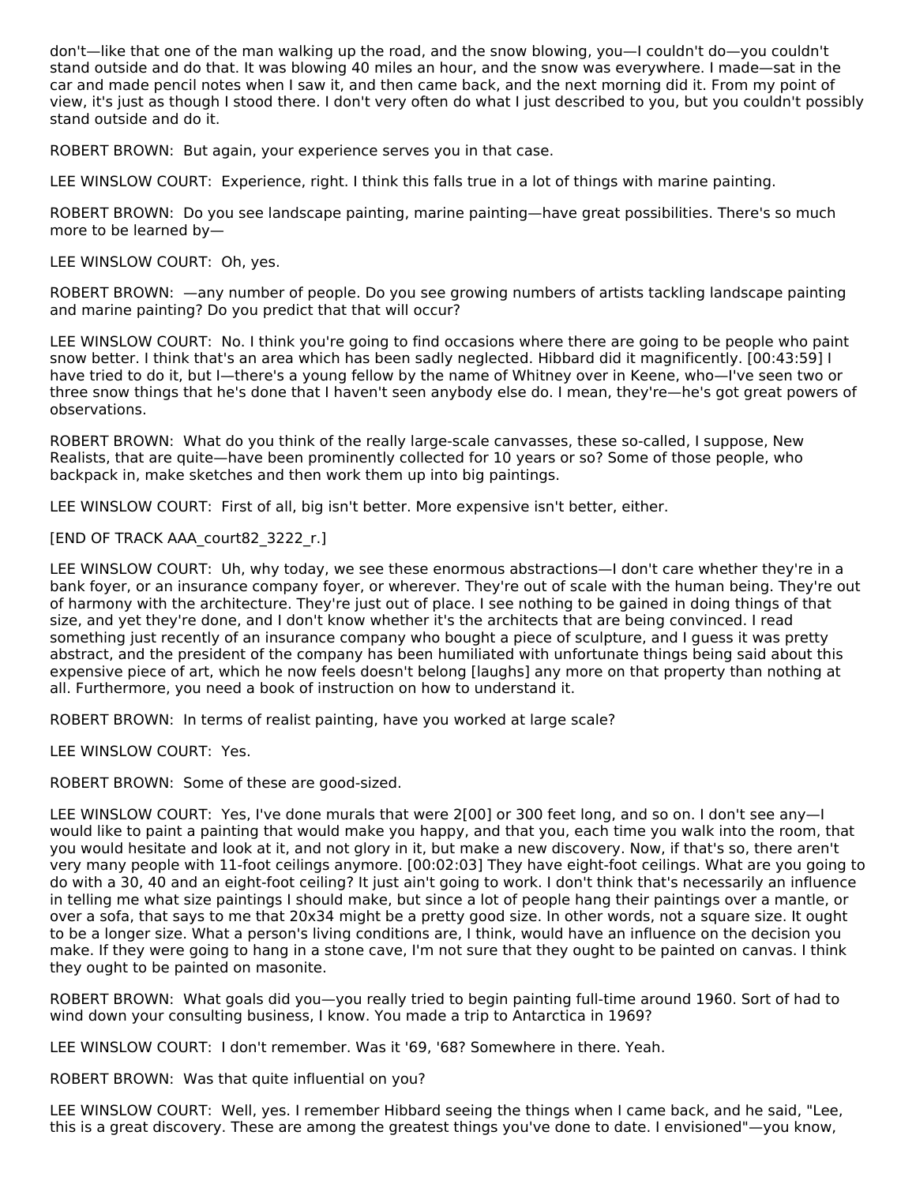don't—like that one of the man walking up the road, and the snow blowing, you—I couldn't do—you couldn't stand outside and do that. It was blowing 40 miles an hour, and the snow was everywhere. I made—sat in the car and made pencil notes when I saw it, and then came back, and the next morning did it. From my point of view, it's just as though I stood there. I don't very often do what I just described to you, but you couldn't possibly stand outside and do it.

ROBERT BROWN:  But again, your experience serves you in that case.

LEE WINSLOW COURT:  Experience, right. I think this falls true in a lot of things with marine painting.

ROBERT BROWN:  Do you see landscape painting, marine painting—have great possibilities. There's so much more to be learned by—

LEE WINSLOW COURT:  Oh, yes.

ROBERT BROWN:  —any number of people. Do you see growing numbers of artists tackling landscape painting and marine painting? Do you predict that that will occur?

LEE WINSLOW COURT:  No. I think you're going to find occasions where there are going to be people who paint snow better. I think that's an area which has been sadly neglected. Hibbard did it magnificently. [00:43:59] I have tried to do it, but I—there's a young fellow by the name of Whitney over in Keene, who—I've seen two or three snow things that he's done that I haven't seen anybody else do. I mean, they're—he's got great powers of observations.

ROBERT BROWN:  What do you think of the really large-scale canvasses, these so-called, I suppose, New Realists, that are quite—have been prominently collected for 10 years or so? Some of those people, who backpack in, make sketches and then work them up into big paintings.

LEE WINSLOW COURT:  First of all, big isn't better. More expensive isn't better, either.

[END OF TRACK AAA_court82_3222_r.]

LEE WINSLOW COURT:  Uh, why today, we see these enormous abstractions—I don't care whether they're in a bank foyer, or an insurance company foyer, or wherever. They're out of scale with the human being. They're out of harmony with the architecture. They're just out of place. I see nothing to be gained in doing things of that size, and yet they're done, and I don't know whether it's the architects that are being convinced. I read something just recently of an insurance company who bought a piece of sculpture, and I guess it was pretty abstract, and the president of the company has been humiliated with unfortunate things being said about this expensive piece of art, which he now feels doesn't belong [laughs] any more on that property than nothing at all. Furthermore, you need a book of instruction on how to understand it.

ROBERT BROWN:  In terms of realist painting, have you worked at large scale?

LEE WINSLOW COURT:  Yes.

ROBERT BROWN:  Some of these are good-sized.

LEE WINSLOW COURT:  Yes, I've done murals that were 2[00] or 300 feet long, and so on. I don't see any—I would like to paint a painting that would make you happy, and that you, each time you walk into the room, that you would hesitate and look at it, and not glory in it, but make a new discovery. Now, if that's so, there aren't very many people with 11-foot ceilings anymore. [00:02:03] They have eight-foot ceilings. What are you going to do with a 30, 40 and an eight-foot ceiling? It just ain't going to work. I don't think that's necessarily an influence in telling me what size paintings I should make, but since a lot of people hang their paintings over a mantle, or over a sofa, that says to me that 20x34 might be a pretty good size. In other words, not a square size. It ought to be a longer size. What a person's living conditions are, I think, would have an influence on the decision you make. If they were going to hang in a stone cave, I'm not sure that they ought to be painted on canvas. I think they ought to be painted on masonite.

ROBERT BROWN:  What goals did you—you really tried to begin painting full-time around 1960. Sort of had to wind down your consulting business, I know. You made a trip to Antarctica in 1969?

LEE WINSLOW COURT:  I don't remember. Was it '69, '68? Somewhere in there. Yeah.

ROBERT BROWN:  Was that quite influential on you?

LEE WINSLOW COURT:  Well, yes. I remember Hibbard seeing the things when I came back, and he said, "Lee, this is a great discovery. These are among the greatest things you've done to date. I envisioned"—you know,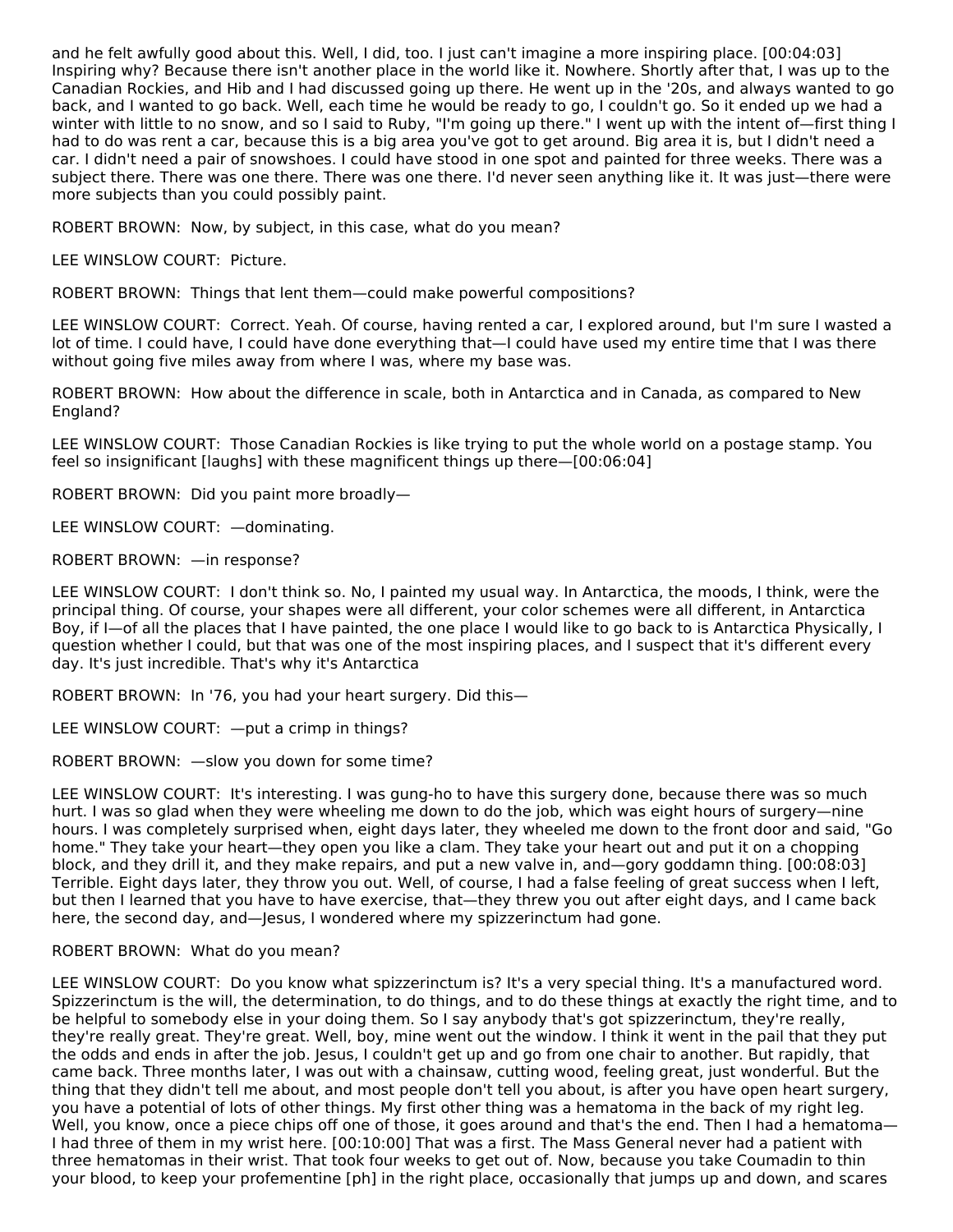and he felt awfully good about this. Well, I did, too. I just can't imagine a more inspiring place. [00:04:03] Inspiring why? Because there isn't another place in the world like it. Nowhere. Shortly after that, I was up to the Canadian Rockies, and Hib and I had discussed going up there. He went up in the '20s, and always wanted to go back, and I wanted to go back. Well, each time he would be ready to go, I couldn't go. So it ended up we had a winter with little to no snow, and so I said to Ruby, "I'm going up there." I went up with the intent of—first thing I had to do was rent a car, because this is a big area you've got to get around. Big area it is, but I didn't need a car. I didn't need a pair of snowshoes. I could have stood in one spot and painted for three weeks. There was a subject there. There was one there. There was one there. I'd never seen anything like it. It was just—there were more subjects than you could possibly paint.

ROBERT BROWN: Now, by subject, in this case, what do you mean?

LEE WINSLOW COURT: Picture.

ROBERT BROWN: Things that lent them—could make powerful compositions?

LEE WINSLOW COURT: Correct. Yeah. Of course, having rented a car, I explored around, but I'm sure I wasted a lot of time. I could have, I could have done everything that—I could have used my entire time that I was there without going five miles away from where I was, where my base was.

ROBERT BROWN: How about the difference in scale, both in Antarctica and in Canada, as compared to New England?

LEE WINSLOW COURT: Those Canadian Rockies is like trying to put the whole world on a postage stamp. You feel so insignificant [laughs] with these magnificent things up there—[00:06:04]

ROBERT BROWN: Did you paint more broadly—

LEE WINSLOW COURT: —dominating.

ROBERT BROWN: —in response?

LEE WINSLOW COURT: I don't think so. No, I painted my usual way. In Antarctica, the moods, I think, were the principal thing. Of course, your shapes were all different, your color schemes were all different, in Antarctica Boy, if I—of all the places that I have painted, the one place I would like to go back to is Antarctica Physically, I question whether I could, but that was one of the most inspiring places, and I suspect that it's different every day. It's just incredible. That's why it's Antarctica

ROBERT BROWN: In '76, you had your heart surgery. Did this—

LEE WINSLOW COURT: —put a crimp in things?

ROBERT BROWN: —slow you down for some time?

LEE WINSLOW COURT: It's interesting. I was gung-ho to have this surgery done, because there was so much hurt. I was so glad when they were wheeling me down to do the job, which was eight hours of surgery—nine hours. I was completely surprised when, eight days later, they wheeled me down to the front door and said, "Go home." They take your heart—they open you like a clam. They take your heart out and put it on a chopping block, and they drill it, and they make repairs, and put a new valve in, and—gory goddamn thing. [00:08:03] Terrible. Eight days later, they throw you out. Well, of course, I had a false feeling of great success when I left, but then I learned that you have to have exercise, that—they threw you out after eight days, and I came back here, the second day, and—Jesus, I wondered where my spizzerinctum had gone.

ROBERT BROWN: What do you mean?

LEE WINSLOW COURT: Do you know what spizzerinctum is? It's a very special thing. It's a manufactured word. Spizzerinctum is the will, the determination, to do things, and to do these things at exactly the right time, and to be helpful to somebody else in your doing them. So I say anybody that's got spizzerinctum, they're really, they're really great. They're great. Well, boy, mine went out the window. I think it went in the pail that they put the odds and ends in after the job. Jesus, I couldn't get up and go from one chair to another. But rapidly, that came back. Three months later, I was out with a chainsaw, cutting wood, feeling great, just wonderful. But the thing that they didn't tell me about, and most people don't tell you about, is after you have open heart surgery, you have a potential of lots of other things. My first other thing was a hematoma in the back of my right leg. Well, you know, once a piece chips off one of those, it goes around and that's the end. Then I had a hematoma—I had three of them in my wrist here. [00:10:00] That was a first. The Mass General never had a patient with three hematomas in their wrist. That took four weeks to get out of. Now, because you take Coumadin to thin your blood, to keep your profementine [ph] in the right place, occasionally that jumps up and down, and scares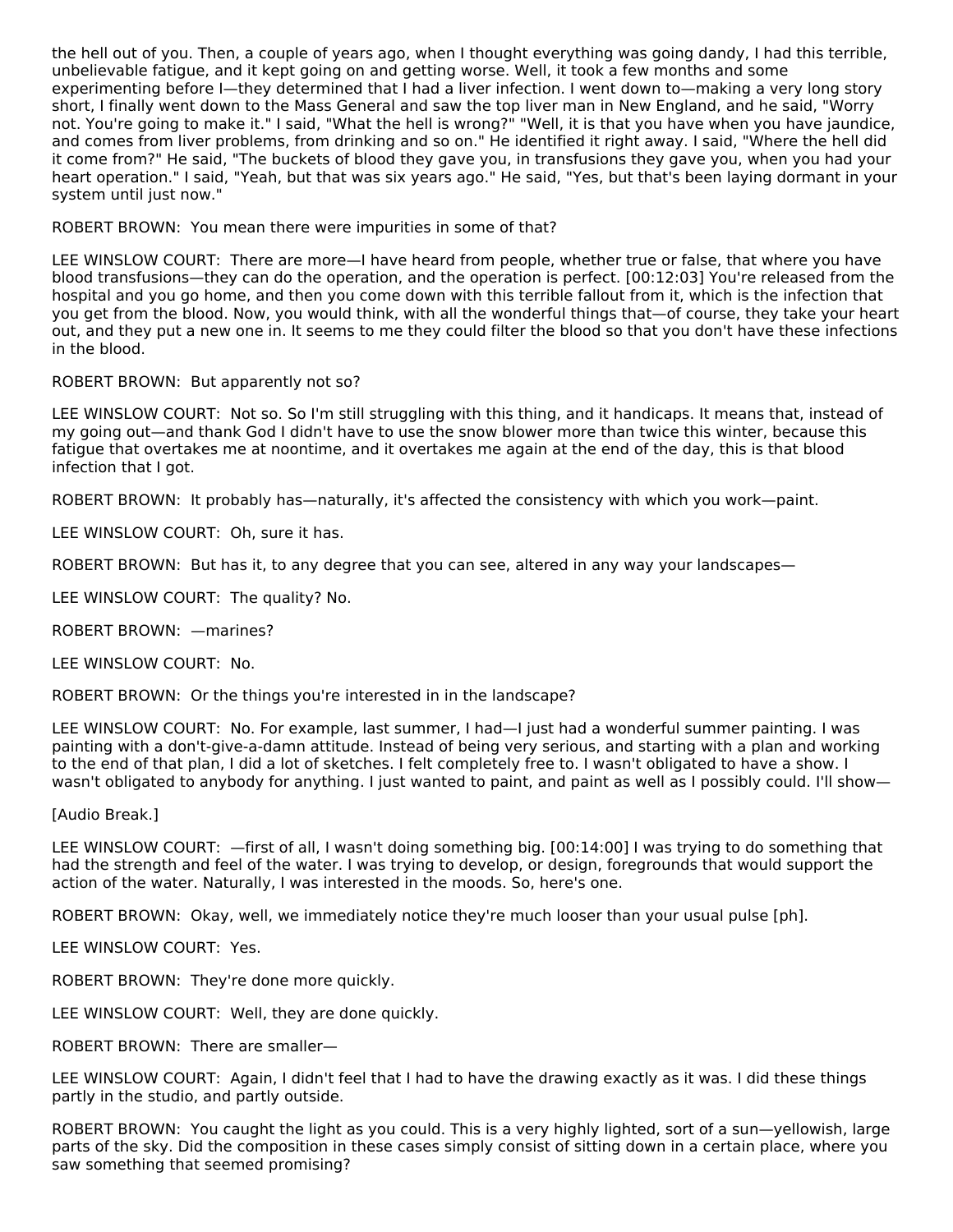the hell out of you. Then, a couple of years ago, when I thought everything was going dandy, I had this terrible, unbelievable fatigue, and it kept going on and getting worse. Well, it took a few months and some experimenting before I—they determined that I had a liver infection. I went down to—making a very long story short, I finally went down to the Mass General and saw the top liver man in New England, and he said, "Worry not. You're going to make it." I said, "What the hell is wrong?" "Well, it is that you have when you have jaundice, and comes from liver problems, from drinking and so on." He identified it right away. I said, "Where the hell did it come from?" He said, "The buckets of blood they gave you, in transfusions they gave you, when you had your heart operation." I said, "Yeah, but that was six years ago." He said, "Yes, but that's been laying dormant in your system until just now."

ROBERT BROWN: You mean there were impurities in some of that?

LEE WINSLOW COURT: There are more—I have heard from people, whether true or false, that where you have blood transfusions—they can do the operation, and the operation is perfect. [00:12:03] You're released from the hospital and you go home, and then you come down with this terrible fallout from it, which is the infection that you get from the blood. Now, you would think, with all the wonderful things that—of course, they take your heart out, and they put a new one in. It seems to me they could filter the blood so that you don't have these infections in the blood.

ROBERT BROWN: But apparently not so?

LEE WINSLOW COURT: Not so. So I'm still struggling with this thing, and it handicaps. It means that, instead of my going out—and thank God I didn't have to use the snow blower more than twice this winter, because this fatigue that overtakes me at noontime, and it overtakes me again at the end of the day, this is that blood infection that I got.

ROBERT BROWN: It probably has—naturally, it's affected the consistency with which you work—paint.

LEE WINSLOW COURT: Oh, sure it has.

ROBERT BROWN: But has it, to any degree that you can see, altered in any way your landscapes—

LEE WINSLOW COURT: The quality? No.

ROBERT BROWN: —marines?

LEE WINSLOW COURT: No.

ROBERT BROWN: Or the things you're interested in in the landscape?

LEE WINSLOW COURT: No. For example, last summer, I had—I just had a wonderful summer painting. I was painting with a don't-give-a-damn attitude. Instead of being very serious, and starting with a plan and working to the end of that plan, I did a lot of sketches. I felt completely free to. I wasn't obligated to have a show. I wasn't obligated to anybody for anything. I just wanted to paint, and paint as well as I possibly could. I'll show—

[Audio Break.]

LEE WINSLOW COURT: —first of all, I wasn't doing something big. [00:14:00] I was trying to do something that had the strength and feel of the water. I was trying to develop, or design, foregrounds that would support the action of the water. Naturally, I was interested in the moods. So, here's one.

ROBERT BROWN: Okay, well, we immediately notice they're much looser than your usual pulse [ph].

LEE WINSLOW COURT: Yes.

ROBERT BROWN: They're done more quickly.

LEE WINSLOW COURT: Well, they are done quickly.

ROBERT BROWN: There are smaller—

LEE WINSLOW COURT: Again, I didn't feel that I had to have the drawing exactly as it was. I did these things partly in the studio, and partly outside.

ROBERT BROWN: You caught the light as you could. This is a very highly lighted, sort of a sun—yellowish, large parts of the sky. Did the composition in these cases simply consist of sitting down in a certain place, where you saw something that seemed promising?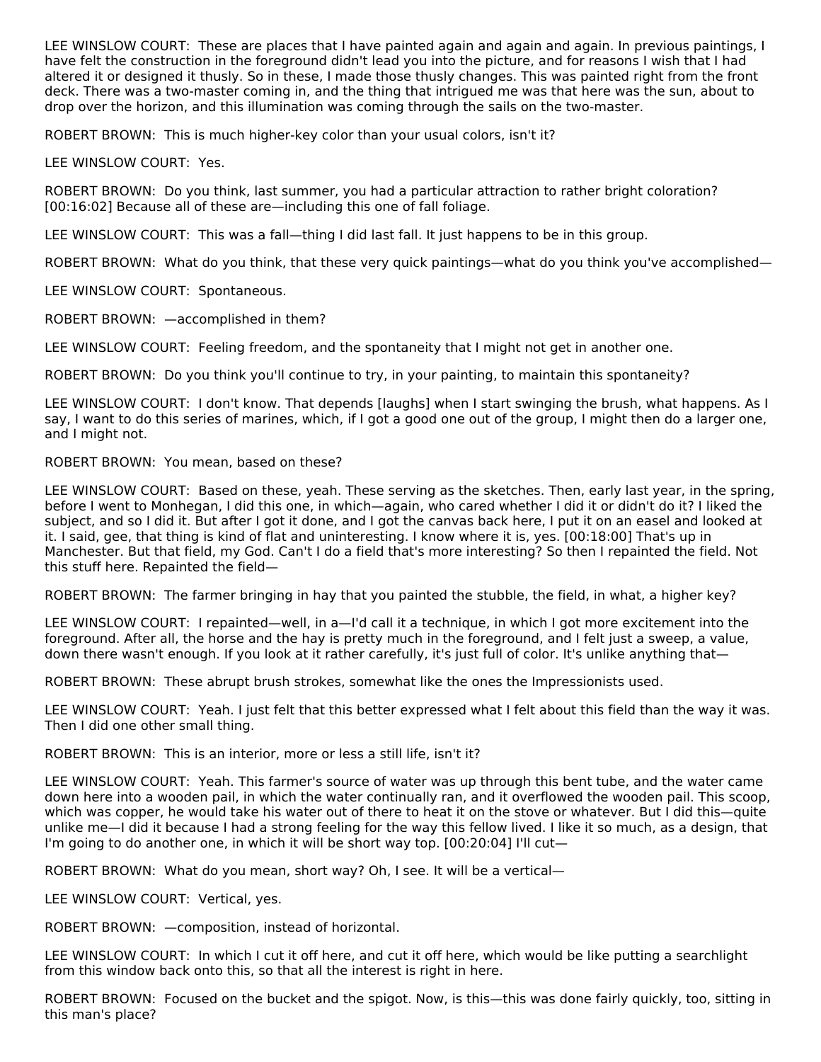LEE WINSLOW COURT: These are places that I have painted again and again and again. In previous paintings, I have felt the construction in the foreground didn't lead you into the picture, and for reasons I wish that I had altered it or designed it thusly. So in these, I made those thusly changes. This was painted right from the front deck. There was a two-master coming in, and the thing that intrigued me was that here was the sun, about to drop over the horizon, and this illumination was coming through the sails on the two-master.

ROBERT BROWN: This is much higher-key color than your usual colors, isn't it?

LEE WINSLOW COURT: Yes.

ROBERT BROWN: Do you think, last summer, you had a particular attraction to rather bright coloration? [00:16:02] Because all of these are—including this one of fall foliage.

LEE WINSLOW COURT: This was a fall—thing I did last fall. It just happens to be in this group.

ROBERT BROWN: What do you think, that these very quick paintings—what do you think you've accomplished—

LEE WINSLOW COURT: Spontaneous.

ROBERT BROWN: —accomplished in them?

LEE WINSLOW COURT: Feeling freedom, and the spontaneity that I might not get in another one.

ROBERT BROWN: Do you think you'll continue to try, in your painting, to maintain this spontaneity?

LEE WINSLOW COURT: I don't know. That depends [laughs] when I start swinging the brush, what happens. As I say, I want to do this series of marines, which, if I got a good one out of the group, I might then do a larger one, and I might not.

ROBERT BROWN: You mean, based on these?

LEE WINSLOW COURT: Based on these, yeah. These serving as the sketches. Then, early last year, in the spring, before I went to Monhegan, I did this one, in which—again, who cared whether I did it or didn't do it? I liked the subject, and so I did it. But after I got it done, and I got the canvas back here, I put it on an easel and looked at it. I said, gee, that thing is kind of flat and uninteresting. I know where it is, yes. [00:18:00] That's up in Manchester. But that field, my God. Can't I do a field that's more interesting? So then I repainted the field. Not this stuff here. Repainted the field—

ROBERT BROWN: The farmer bringing in hay that you painted the stubble, the field, in what, a higher key?

LEE WINSLOW COURT: I repainted—well, in a—I'd call it a technique, in which I got more excitement into the foreground. After all, the horse and the hay is pretty much in the foreground, and I felt just a sweep, a value, down there wasn't enough. If you look at it rather carefully, it's just full of color. It's unlike anything that—

ROBERT BROWN: These abrupt brush strokes, somewhat like the ones the Impressionists used.

LEE WINSLOW COURT: Yeah. I just felt that this better expressed what I felt about this field than the way it was. Then I did one other small thing.

ROBERT BROWN: This is an interior, more or less a still life, isn't it?

LEE WINSLOW COURT: Yeah. This farmer's source of water was up through this bent tube, and the water came down here into a wooden pail, in which the water continually ran, and it overflowed the wooden pail. This scoop, which was copper, he would take his water out of there to heat it on the stove or whatever. But I did this—quite unlike me—I did it because I had a strong feeling for the way this fellow lived. I like it so much, as a design, that I'm going to do another one, in which it will be short way top. [00:20:04] I'll cut—

ROBERT BROWN: What do you mean, short way? Oh, I see. It will be a vertical—

LEE WINSLOW COURT: Vertical, yes.

ROBERT BROWN: —composition, instead of horizontal.

LEE WINSLOW COURT: In which I cut it off here, and cut it off here, which would be like putting a searchlight from this window back onto this, so that all the interest is right in here.

ROBERT BROWN: Focused on the bucket and the spigot. Now, is this—this was done fairly quickly, too, sitting in this man's place?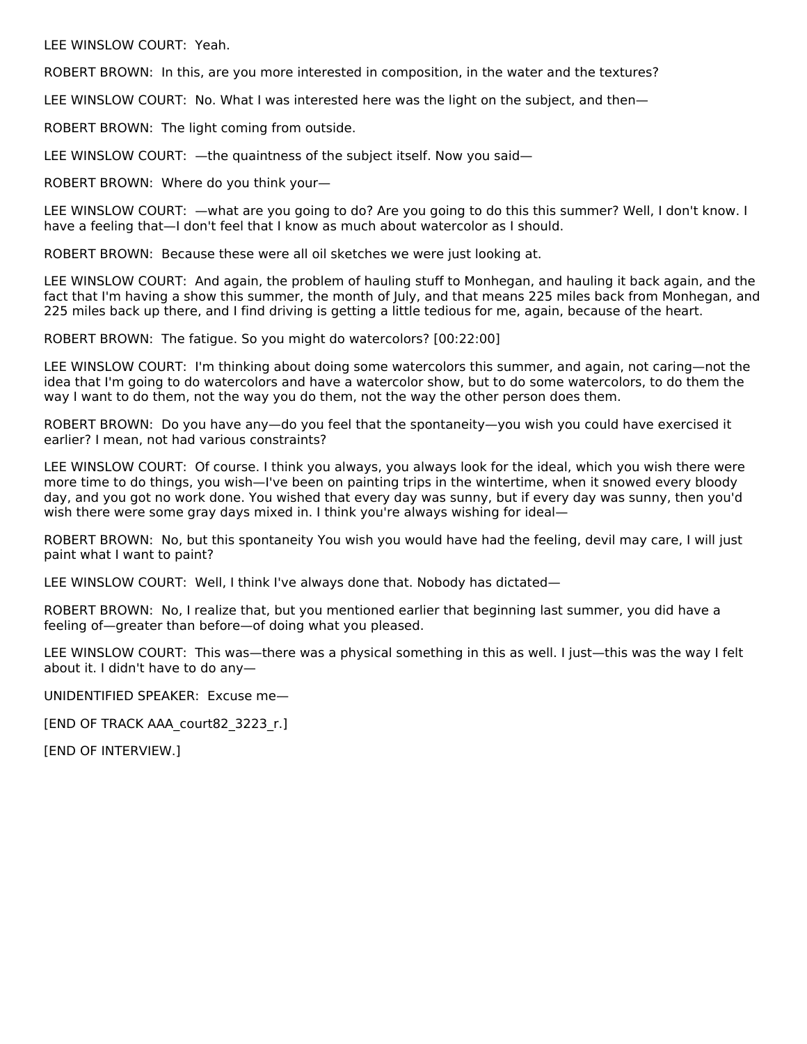LEE WINSLOW COURT: Yeah.

ROBERT BROWN: In this, are you more interested in composition, in the water and the textures?

LEE WINSLOW COURT: No. What I was interested here was the light on the subject, and then—

ROBERT BROWN: The light coming from outside.

LEE WINSLOW COURT: —the quaintness of the subject itself. Now you said—

ROBERT BROWN: Where do you think your—

LEE WINSLOW COURT: —what are you going to do? Are you going to do this this summer? Well, I don't know. I have a feeling that—I don't feel that I know as much about watercolor as I should.

ROBERT BROWN: Because these were all oil sketches we were just looking at.

LEE WINSLOW COURT: And again, the problem of hauling stuff to Monhegan, and hauling it back again, and the fact that I'm having a show this summer, the month of July, and that means 225 miles back from Monhegan, and 225 miles back up there, and I find driving is getting a little tedious for me, again, because of the heart.

ROBERT BROWN: The fatigue. So you might do watercolors? [00:22:00]

LEE WINSLOW COURT: I'm thinking about doing some watercolors this summer, and again, not caring—not the idea that I'm going to do watercolors and have a watercolor show, but to do some watercolors, to do them the way I want to do them, not the way you do them, not the way the other person does them.

ROBERT BROWN: Do you have any—do you feel that the spontaneity—you wish you could have exercised it earlier? I mean, not had various constraints?

LEE WINSLOW COURT: Of course. I think you always, you always look for the ideal, which you wish there were more time to do things, you wish—I've been on painting trips in the wintertime, when it snowed every bloody day, and you got no work done. You wished that every day was sunny, but if every day was sunny, then you'd wish there were some gray days mixed in. I think you're always wishing for ideal—

ROBERT BROWN: No, but this spontaneity You wish you would have had the feeling, devil may care, I will just paint what I want to paint?

LEE WINSLOW COURT: Well, I think I've always done that. Nobody has dictated—

ROBERT BROWN: No, I realize that, but you mentioned earlier that beginning last summer, you did have a feeling of—greater than before—of doing what you pleased.

LEE WINSLOW COURT: This was—there was a physical something in this as well. I just—this was the way I felt about it. I didn't have to do any—

UNIDENTIFIED SPEAKER: Excuse me—

[END OF TRACK AAA_court82_3223_r.]

[END OF INTERVIEW.]